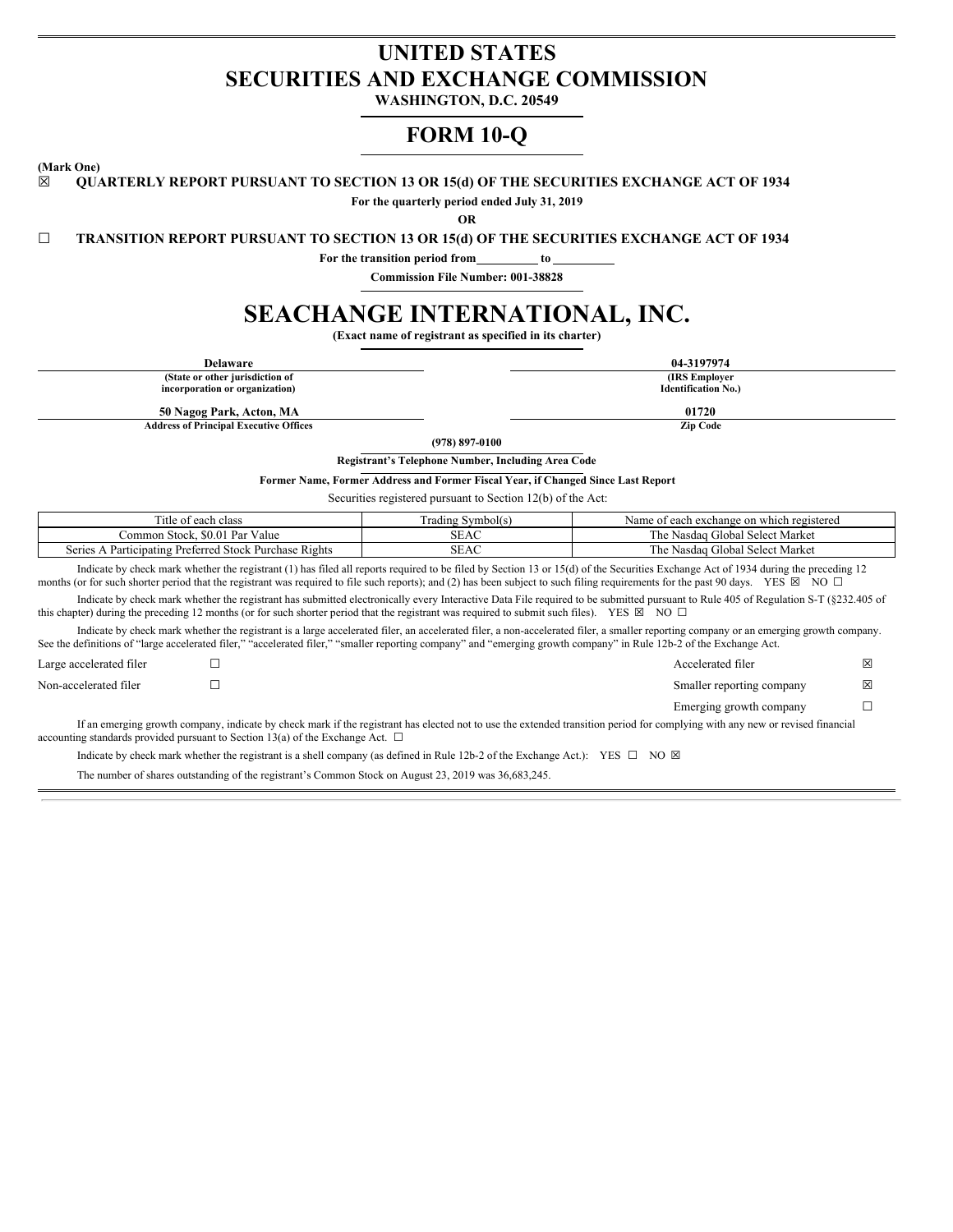# UNITED STATES
# SECURITIES AND EXCHANGE COMMISSION

**WASHINGTON, D.C. 20549**

# FORM 10-Q

**(Mark One)**

☒ **QUARTERLY REPORT PURSUANT TO SECTION 13 OR 15(d) OF THE SECURITIES EXCHANGE ACT OF 1934**

**For the quarterly period ended July 31, 2019**

**OR**

☐ **TRANSITION REPORT PURSUANT TO SECTION 13 OR 15(d) OF THE SECURITIES EXCHANGE ACT OF 1934**

**For the transition period from\_\_\_\_\_\_\_\_\_\_ to \_\_\_\_\_\_\_\_\_\_**

**Commission File Number: 001-38828**

# SEACHANGE INTERNATIONAL, INC.

**(Exact name of registrant as specified in its charter)**

| **Delaware** | **04-3197974** |
|---|---|
| **(State or other jurisdiction of incorporation or organization)** | **(IRS Employer Identification No.)** |
| **50 Nagog Park, Acton, MA** | **01720** |
| **Address of Principal Executive Offices** | **Zip Code** |

**(978) 897-0100**

**Registrant's Telephone Number, Including Area Code**

**Former Name, Former Address and Former Fiscal Year, if Changed Since Last Report**

Securities registered pursuant to Section 12(b) of the Act:

| Title of each class | Trading Symbol(s) | Name of each exchange on which registered |
|---|---|---|
| Common Stock, $0.01 Par Value | SEAC | The Nasdaq Global Select Market |
| Series A Participating Preferred Stock Purchase Rights | SEAC | The Nasdaq Global Select Market |

Indicate by check mark whether the registrant (1) has filed all reports required to be filed by Section 13 or 15(d) of the Securities Exchange Act of 1934 during the preceding 12 months (or for such shorter period that the registrant was required to file such reports); and (2) has been subject to such filing requirements for the past 90 days. YES ☒ NO ☐

Indicate by check mark whether the registrant has submitted electronically every Interactive Data File required to be submitted pursuant to Rule 405 of Regulation S-T (§232.405 of this chapter) during the preceding 12 months (or for such shorter period that the registrant was required to submit such files). YES ☒ NO ☐

Indicate by check mark whether the registrant is a large accelerated filer, an accelerated filer, a non-accelerated filer, a smaller reporting company or an emerging growth company. See the definitions of "large accelerated filer," "accelerated filer," "smaller reporting company" and "emerging growth company" in Rule 12b-2 of the Exchange Act.

| | | | |
|---|---|---|---|
| Large accelerated filer | ☐ | Accelerated filer | ☒ |
| Non-accelerated filer | ☐ | Smaller reporting company | ☒ |
| | | Emerging growth company | ☐ |

If an emerging growth company, indicate by check mark if the registrant has elected not to use the extended transition period for complying with any new or revised financial accounting standards provided pursuant to Section 13(a) of the Exchange Act. ☐

Indicate by check mark whether the registrant is a shell company (as defined in Rule 12b-2 of the Exchange Act.): YES ☐ NO ☒

The number of shares outstanding of the registrant's Common Stock on August 23, 2019 was 36,683,245.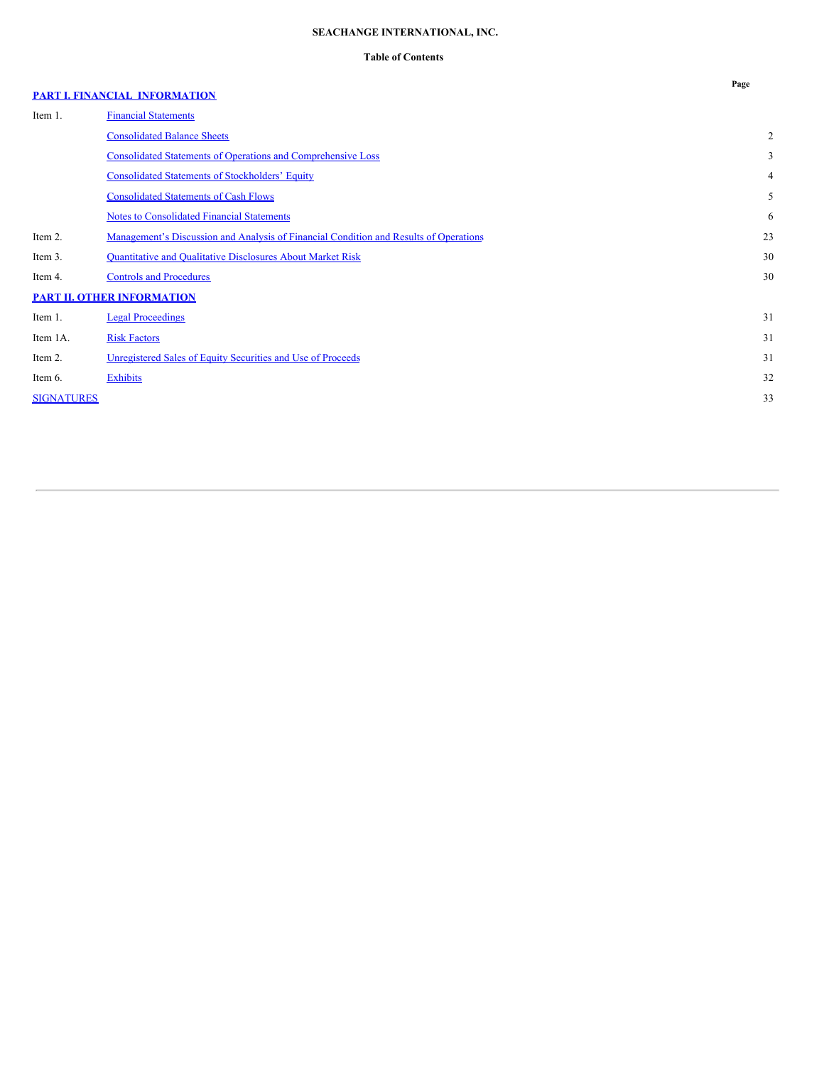**SEACHANGE INTERNATIONAL, INC.**

**Table of Contents**

| | | Page |
|---|---|---|
| **PART I. FINANCIAL INFORMATION** | | |
| Item 1. | Financial Statements | |
| | Consolidated Balance Sheets | 2 |
| | Consolidated Statements of Operations and Comprehensive Loss | 3 |
| | Consolidated Statements of Stockholders' Equity | 4 |
| | Consolidated Statements of Cash Flows | 5 |
| | Notes to Consolidated Financial Statements | 6 |
| Item 2. | Management's Discussion and Analysis of Financial Condition and Results of Operations | 23 |
| Item 3. | Quantitative and Qualitative Disclosures About Market Risk | 30 |
| Item 4. | Controls and Procedures | 30 |
| **PART II. OTHER INFORMATION** | | |
| Item 1. | Legal Proceedings | 31 |
| Item 1A. | Risk Factors | 31 |
| Item 2. | Unregistered Sales of Equity Securities and Use of Proceeds | 31 |
| Item 6. | Exhibits | 32 |
| SIGNATURES | | 33 |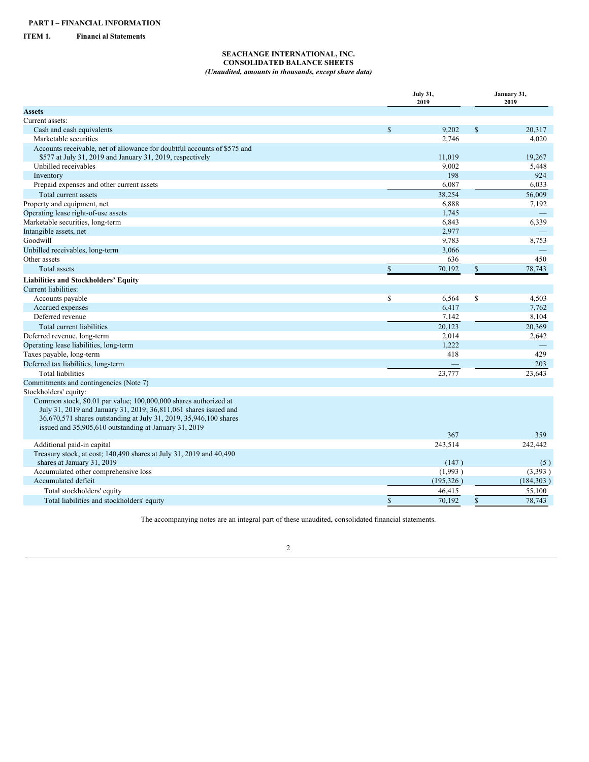**PART I – FINANCIAL INFORMATION**

**ITEM 1. Financi al Statements**

**SEACHANGE INTERNATIONAL, INC.**
**CONSOLIDATED BALANCE SHEETS**
***(Unaudited, amounts in thousands, except share data)***

| | July 31, 2019 | January 31, 2019 |
|---|---|---|
| **Assets** | | |
| Current assets: | | |
| Cash and cash equivalents | $ 9,202 | $ 20,317 |
| Marketable securities | 2,746 | 4,020 |
| Accounts receivable, net of allowance for doubtful accounts of $575 and $577 at July 31, 2019 and January 31, 2019, respectively | 11,019 | 19,267 |
| Unbilled receivables | 9,002 | 5,448 |
| Inventory | 198 | 924 |
| Prepaid expenses and other current assets | 6,087 | 6,033 |
| Total current assets | 38,254 | 56,009 |
| Property and equipment, net | 6,888 | 7,192 |
| Operating lease right-of-use assets | 1,745 | — |
| Marketable securities, long-term | 6,843 | 6,339 |
| Intangible assets, net | 2,977 | — |
| Goodwill | 9,783 | 8,753 |
| Unbilled receivables, long-term | 3,066 | — |
| Other assets | 636 | 450 |
| Total assets | $ 70,192 | $ 78,743 |
| **Liabilities and Stockholders' Equity** | | |
| Current liabilities: | | |
| Accounts payable | $ 6,564 | $ 4,503 |
| Accrued expenses | 6,417 | 7,762 |
| Deferred revenue | 7,142 | 8,104 |
| Total current liabilities | 20,123 | 20,369 |
| Deferred revenue, long-term | 2,014 | 2,642 |
| Operating lease liabilities, long-term | 1,222 | — |
| Taxes payable, long-term | 418 | 429 |
| Deferred tax liabilities, long-term | — | 203 |
| Total liabilities | 23,777 | 23,643 |
| Commitments and contingencies (Note 7) | | |
| Stockholders' equity: | | |
| Common stock, $0.01 par value; 100,000,000 shares authorized at July 31, 2019 and January 31, 2019; 36,811,061 shares issued and 36,670,571 shares outstanding at July 31, 2019, 35,946,100 shares issued and 35,905,610 outstanding at January 31, 2019 | 367 | 359 |
| Additional paid-in capital | 243,514 | 242,442 |
| Treasury stock, at cost; 140,490 shares at July 31, 2019 and 40,490 shares at January 31, 2019 | (147) | (5) |
| Accumulated other comprehensive loss | (1,993) | (3,393) |
| Accumulated deficit | (195,326) | (184,303) |
| Total stockholders' equity | 46,415 | 55,100 |
| Total liabilities and stockholders' equity | $ 70,192 | $ 78,743 |

The accompanying notes are an integral part of these unaudited, consolidated financial statements.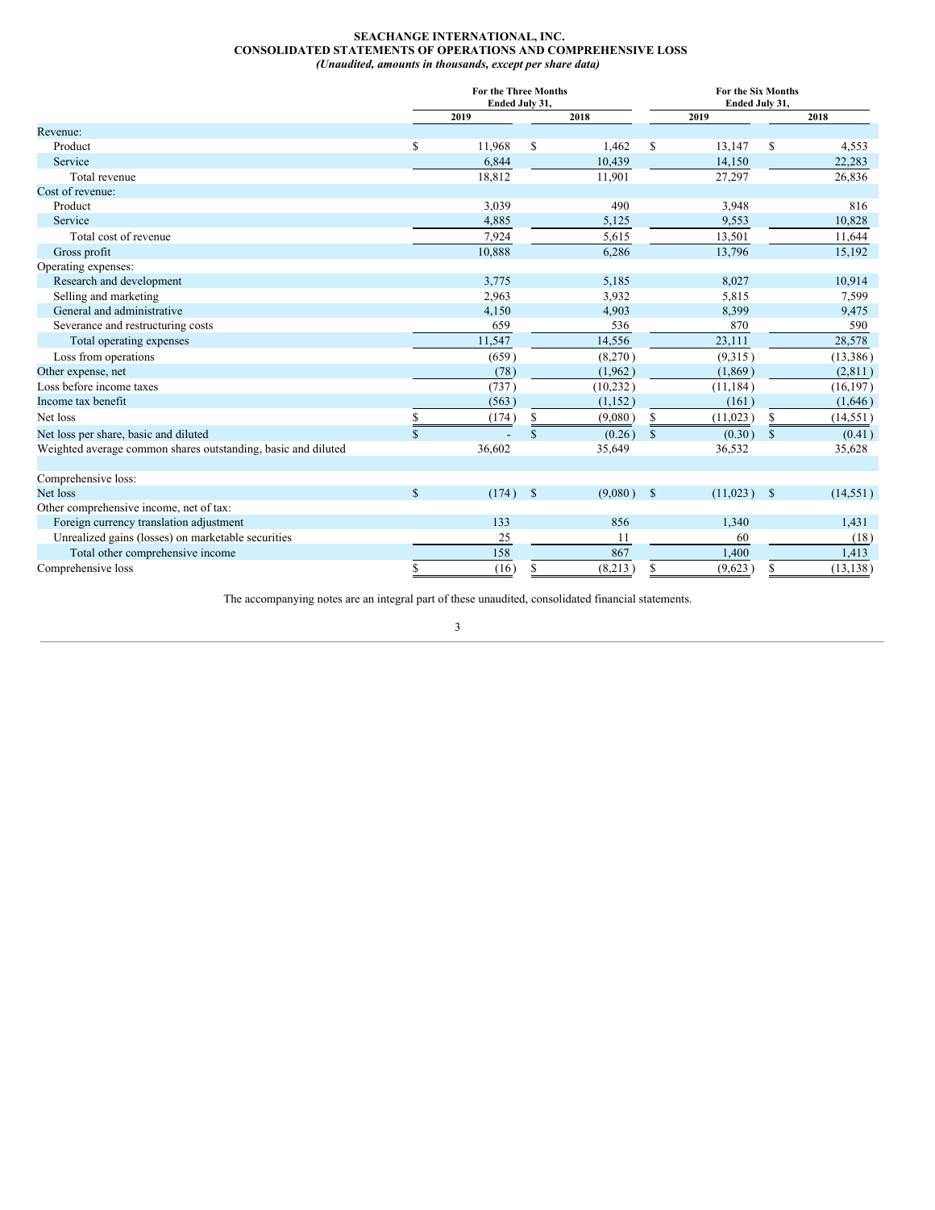**SEACHANGE INTERNATIONAL, INC.**
**CONSOLIDATED STATEMENTS OF OPERATIONS AND COMPREHENSIVE LOSS**
***(Unaudited, amounts in thousands, except per share data)***

| | For the Three Months Ended July 31, | | For the Six Months Ended July 31, | |
|---|---|---|---|---|
| | 2019 | 2018 | 2019 | 2018 |
| Revenue: | | | | |
| Product | $ 11,968 | $ 1,462 | $ 13,147 | $ 4,553 |
| Service | 6,844 | 10,439 | 14,150 | 22,283 |
| Total revenue | 18,812 | 11,901 | 27,297 | 26,836 |
| Cost of revenue: | | | | |
| Product | 3,039 | 490 | 3,948 | 816 |
| Service | 4,885 | 5,125 | 9,553 | 10,828 |
| Total cost of revenue | 7,924 | 5,615 | 13,501 | 11,644 |
| Gross profit | 10,888 | 6,286 | 13,796 | 15,192 |
| Operating expenses: | | | | |
| Research and development | 3,775 | 5,185 | 8,027 | 10,914 |
| Selling and marketing | 2,963 | 3,932 | 5,815 | 7,599 |
| General and administrative | 4,150 | 4,903 | 8,399 | 9,475 |
| Severance and restructuring costs | 659 | 536 | 870 | 590 |
| Total operating expenses | 11,547 | 14,556 | 23,111 | 28,578 |
| Loss from operations | (659) | (8,270) | (9,315) | (13,386) |
| Other expense, net | (78) | (1,962) | (1,869) | (2,811) |
| Loss before income taxes | (737) | (10,232) | (11,184) | (16,197) |
| Income tax benefit | (563) | (1,152) | (161) | (1,646) |
| Net loss | $ (174) | $ (9,080) | $ (11,023) | $ (14,551) |
| Net loss per share, basic and diluted | $ - | $ (0.26) | $ (0.30) | $ (0.41) |
| Weighted average common shares outstanding, basic and diluted | 36,602 | 35,649 | 36,532 | 35,628 |
| | | | | |
| Comprehensive loss: | | | | |
| Net loss | $ (174) | $ (9,080) | $ (11,023) | $ (14,551) |
| Other comprehensive income, net of tax: | | | | |
| Foreign currency translation adjustment | 133 | 856 | 1,340 | 1,431 |
| Unrealized gains (losses) on marketable securities | 25 | 11 | 60 | (18) |
| Total other comprehensive income | 158 | 867 | 1,400 | 1,413 |
| Comprehensive loss | $ (16) | $ (8,213) | $ (9,623) | $ (13,138) |

The accompanying notes are an integral part of these unaudited, consolidated financial statements.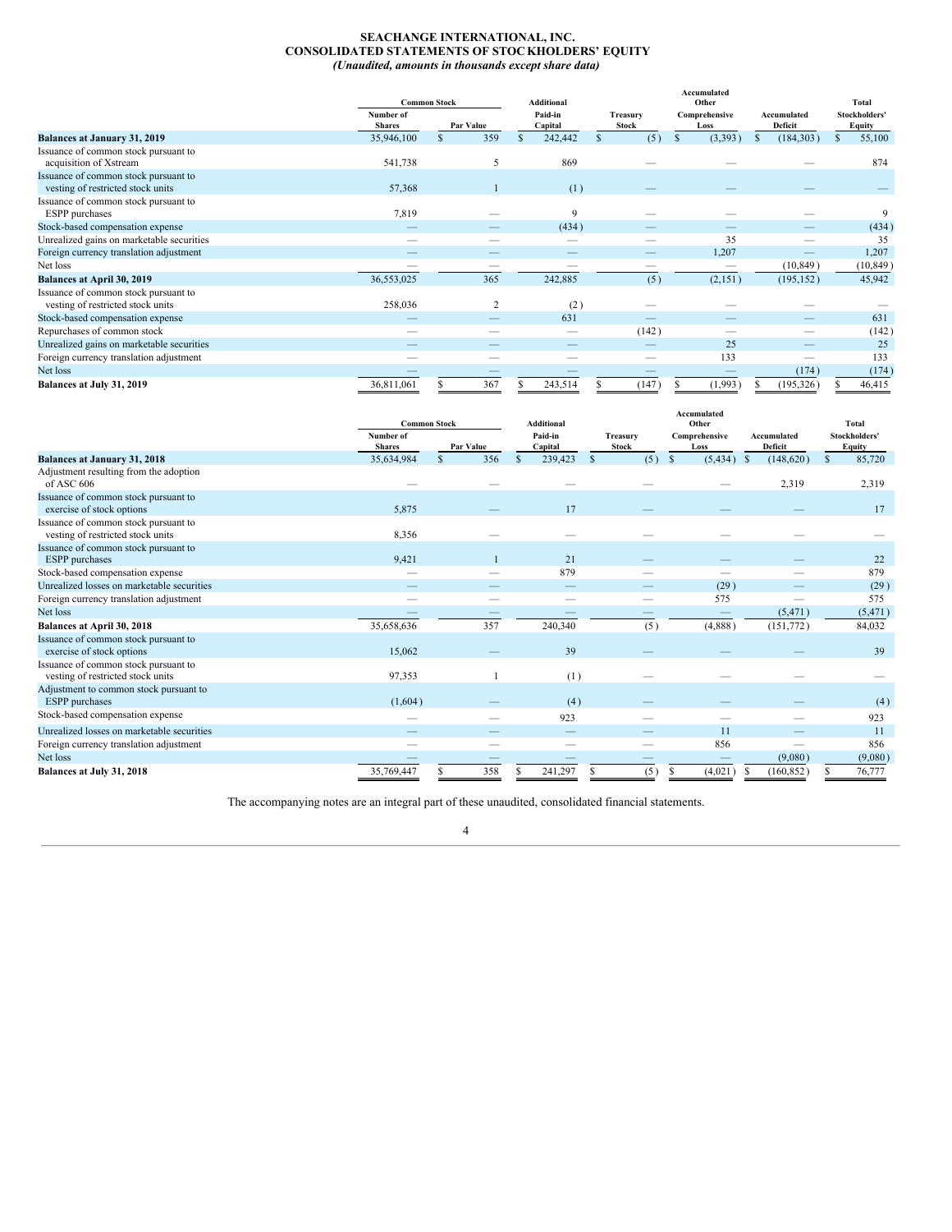# SEACHANGE INTERNATIONAL, INC.
## CONSOLIDATED STATEMENTS OF STOCKHOLDERS' EQUITY
*(Unaudited, amounts in thousands except share data)*

| | Common Stock | | Additional | | Accumulated Other | | Total |
|---|---|---|---|---|---|---|---|
| | Number of Shares | Par Value | Paid-in Capital | Treasury Stock | Comprehensive Loss | Accumulated Deficit | Stockholders' Equity |
| **Balances at January 31, 2019** | 35,946,100 | $ 359 | $ 242,442 | $ (5) | $ (3,393) | $ (184,303) | $ 55,100 |
| Issuance of common stock pursuant to acquisition of Xstream | 541,738 | 5 | 869 | — | — | — | 874 |
| Issuance of common stock pursuant to vesting of restricted stock units | 57,368 | 1 | (1) | — | — | — | — |
| Issuance of common stock pursuant to ESPP purchases | 7,819 | — | 9 | — | — | — | 9 |
| Stock-based compensation expense | — | — | (434) | — | — | — | (434) |
| Unrealized gains on marketable securities | — | — | — | — | 35 | — | 35 |
| Foreign currency translation adjustment | — | — | — | — | 1,207 | — | 1,207 |
| Net loss | — | — | — | — | — | (10,849) | (10,849) |
| **Balances at April 30, 2019** | 36,553,025 | 365 | 242,885 | (5) | (2,151) | (195,152) | 45,942 |
| Issuance of common stock pursuant to vesting of restricted stock units | 258,036 | 2 | (2) | — | — | — | — |
| Stock-based compensation expense | — | — | 631 | — | — | — | 631 |
| Repurchases of common stock | — | — | — | (142) | — | — | (142) |
| Unrealized gains on marketable securities | — | — | — | — | 25 | — | 25 |
| Foreign currency translation adjustment | — | — | — | — | 133 | — | 133 |
| Net loss | — | — | — | — | — | (174) | (174) |
| **Balances at July 31, 2019** | 36,811,061 | $ 367 | $ 243,514 | $ (147) | $ (1,993) | $ (195,326) | $ 46,415 |

| | Common Stock | | Additional | | Accumulated Other | | Total |
|---|---|---|---|---|---|---|---|
| | Number of Shares | Par Value | Paid-in Capital | Treasury Stock | Comprehensive Loss | Accumulated Deficit | Stockholders' Equity |
| **Balances at January 31, 2018** | 35,634,984 | $ 356 | $ 239,423 | $ (5) | $ (5,434) | $ (148,620) | $ 85,720 |
| Adjustment resulting from the adoption of ASC 606 | — | — | — | — | — | 2,319 | 2,319 |
| Issuance of common stock pursuant to exercise of stock options | 5,875 | — | 17 | — | — | — | 17 |
| Issuance of common stock pursuant to vesting of restricted stock units | 8,356 | — | — | — | — | — | — |
| Issuance of common stock pursuant to ESPP purchases | 9,421 | 1 | 21 | — | — | — | 22 |
| Stock-based compensation expense | — | — | 879 | — | — | — | 879 |
| Unrealized losses on marketable securities | — | — | — | — | (29) | — | (29) |
| Foreign currency translation adjustment | — | — | — | — | 575 | — | 575 |
| Net loss | — | — | — | — | — | (5,471) | (5,471) |
| **Balances at April 30, 2018** | 35,658,636 | 357 | 240,340 | (5) | (4,888) | (151,772) | 84,032 |
| Issuance of common stock pursuant to exercise of stock options | 15,062 | — | 39 | — | — | — | 39 |
| Issuance of common stock pursuant to vesting of restricted stock units | 97,353 | 1 | (1) | — | — | — | — |
| Adjustment to common stock pursuant to ESPP purchases | (1,604) | — | (4) | — | — | — | (4) |
| Stock-based compensation expense | — | — | 923 | — | — | — | 923 |
| Unrealized losses on marketable securities | — | — | — | — | 11 | — | 11 |
| Foreign currency translation adjustment | — | — | — | — | 856 | — | 856 |
| Net loss | — | — | — | — | — | (9,080) | (9,080) |
| **Balances at July 31, 2018** | 35,769,447 | $ 358 | $ 241,297 | $ (5) | $ (4,021) | $ (160,852) | $ 76,777 |

The accompanying notes are an integral part of these unaudited, consolidated financial statements.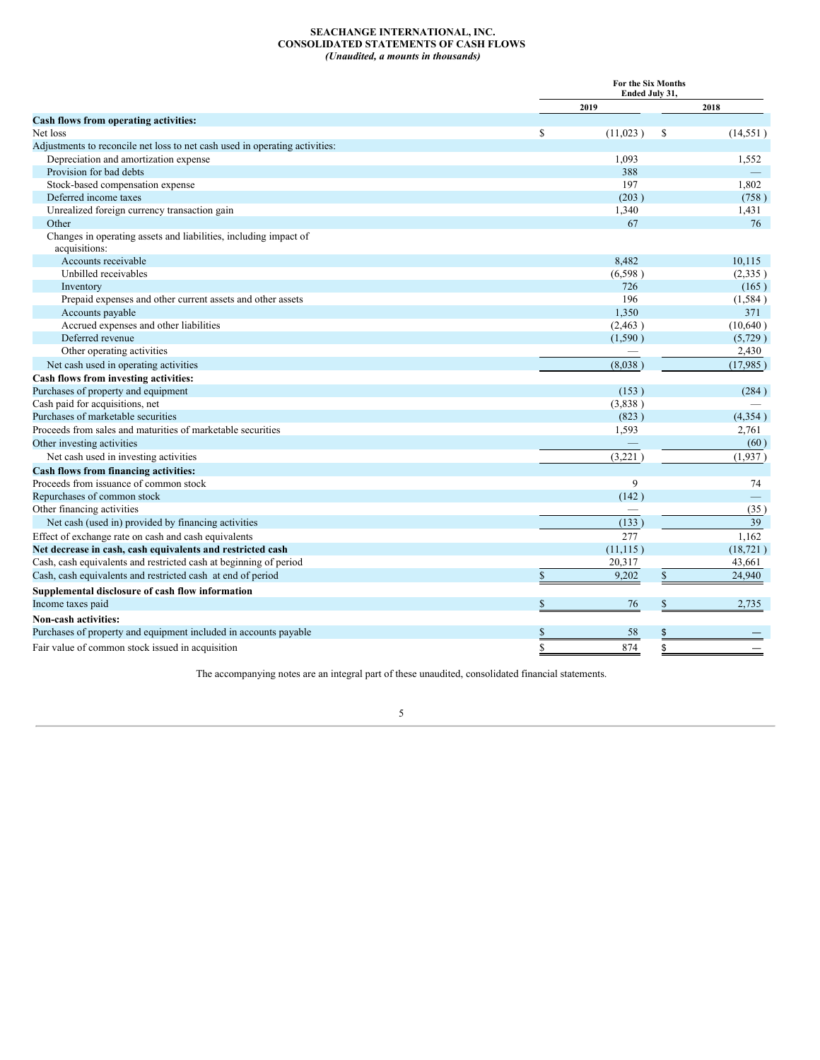**SEACHANGE INTERNATIONAL, INC.**
**CONSOLIDATED STATEMENTS OF CASH FLOWS**
***(Unaudited, a mounts in thousands)***

| | For the Six Months Ended July 31, | |
|---|---|---|
| | 2019 | 2018 |
| **Cash flows from operating activities:** | | |
| Net loss | $ (11,023) | $ (14,551) |
| Adjustments to reconcile net loss to net cash used in operating activities: | | |
| Depreciation and amortization expense | 1,093 | 1,552 |
| Provision for bad debts | 388 | — |
| Stock-based compensation expense | 197 | 1,802 |
| Deferred income taxes | (203) | (758) |
| Unrealized foreign currency transaction gain | 1,340 | 1,431 |
| Other | 67 | 76 |
| Changes in operating assets and liabilities, including impact of acquisitions: | | |
| Accounts receivable | 8,482 | 10,115 |
| Unbilled receivables | (6,598) | (2,335) |
| Inventory | 726 | (165) |
| Prepaid expenses and other current assets and other assets | 196 | (1,584) |
| Accounts payable | 1,350 | 371 |
| Accrued expenses and other liabilities | (2,463) | (10,640) |
| Deferred revenue | (1,590) | (5,729) |
| Other operating activities | — | 2,430 |
| Net cash used in operating activities | (8,038) | (17,985) |
| **Cash flows from investing activities:** | | |
| Purchases of property and equipment | (153) | (284) |
| Cash paid for acquisitions, net | (3,838) | — |
| Purchases of marketable securities | (823) | (4,354) |
| Proceeds from sales and maturities of marketable securities | 1,593 | 2,761 |
| Other investing activities | — | (60) |
| Net cash used in investing activities | (3,221) | (1,937) |
| **Cash flows from financing activities:** | | |
| Proceeds from issuance of common stock | 9 | 74 |
| Repurchases of common stock | (142) | — |
| Other financing activities | — | (35) |
| Net cash (used in) provided by financing activities | (133) | 39 |
| Effect of exchange rate on cash and cash equivalents | 277 | 1,162 |
| **Net decrease in cash, cash equivalents and restricted cash** | (11,115) | (18,721) |
| Cash, cash equivalents and restricted cash at beginning of period | 20,317 | 43,661 |
| Cash, cash equivalents and restricted cash at end of period | $ 9,202 | $ 24,940 |
| **Supplemental disclosure of cash flow information** | | |
| Income taxes paid | $ 76 | $ 2,735 |
| **Non-cash activities:** | | |
| Purchases of property and equipment included in accounts payable | $ 58 | $ — |
| Fair value of common stock issued in acquisition | $ 874 | $ — |

The accompanying notes are an integral part of these unaudited, consolidated financial statements.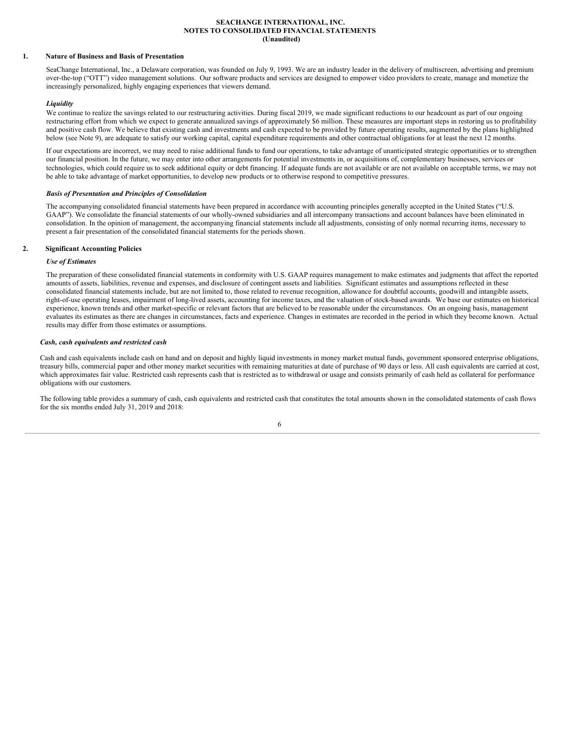**SEACHANGE INTERNATIONAL, INC.**
**NOTES TO CONSOLIDATED FINANCIAL STATEMENTS**
**(Unaudited)**

## 1. Nature of Business and Basis of Presentation

SeaChange International, Inc., a Delaware corporation, was founded on July 9, 1993. We are an industry leader in the delivery of multiscreen, advertising and premium over-the-top ("OTT") video management solutions. Our software products and services are designed to empower video providers to create, manage and monetize the increasingly personalized, highly engaging experiences that viewers demand.

***Liquidity***

We continue to realize the savings related to our restructuring activities. During fiscal 2019, we made significant reductions to our headcount as part of our ongoing restructuring effort from which we expect to generate annualized savings of approximately $6 million. These measures are important steps in restoring us to profitability and positive cash flow. We believe that existing cash and investments and cash expected to be provided by future operating results, augmented by the plans highlighted below (see Note 9), are adequate to satisfy our working capital, capital expenditure requirements and other contractual obligations for at least the next 12 months.

If our expectations are incorrect, we may need to raise additional funds to fund our operations, to take advantage of unanticipated strategic opportunities or to strengthen our financial position. In the future, we may enter into other arrangements for potential investments in, or acquisitions of, complementary businesses, services or technologies, which could require us to seek additional equity or debt financing. If adequate funds are not available or are not available on acceptable terms, we may not be able to take advantage of market opportunities, to develop new products or to otherwise respond to competitive pressures.

***Basis of Presentation and Principles of Consolidation***

The accompanying consolidated financial statements have been prepared in accordance with accounting principles generally accepted in the United States ("U.S. GAAP"). We consolidate the financial statements of our wholly-owned subsidiaries and all intercompany transactions and account balances have been eliminated in consolidation. In the opinion of management, the accompanying financial statements include all adjustments, consisting of only normal recurring items, necessary to present a fair presentation of the consolidated financial statements for the periods shown.

## 2. Significant Accounting Policies

***Use of Estimates***

The preparation of these consolidated financial statements in conformity with U.S. GAAP requires management to make estimates and judgments that affect the reported amounts of assets, liabilities, revenue and expenses, and disclosure of contingent assets and liabilities. Significant estimates and assumptions reflected in these consolidated financial statements include, but are not limited to, those related to revenue recognition, allowance for doubtful accounts, goodwill and intangible assets, right-of-use operating leases, impairment of long-lived assets, accounting for income taxes, and the valuation of stock-based awards. We base our estimates on historical experience, known trends and other market-specific or relevant factors that are believed to be reasonable under the circumstances. On an ongoing basis, management evaluates its estimates as there are changes in circumstances, facts and experience. Changes in estimates are recorded in the period in which they become known. Actual results may differ from those estimates or assumptions.

***Cash, cash equivalents and restricted cash***

Cash and cash equivalents include cash on hand and on deposit and highly liquid investments in money market mutual funds, government sponsored enterprise obligations, treasury bills, commercial paper and other money market securities with remaining maturities at date of purchase of 90 days or less. All cash equivalents are carried at cost, which approximates fair value. Restricted cash represents cash that is restricted as to withdrawal or usage and consists primarily of cash held as collateral for performance obligations with our customers.

The following table provides a summary of cash, cash equivalents and restricted cash that constitutes the total amounts shown in the consolidated statements of cash flows for the six months ended July 31, 2019 and 2018: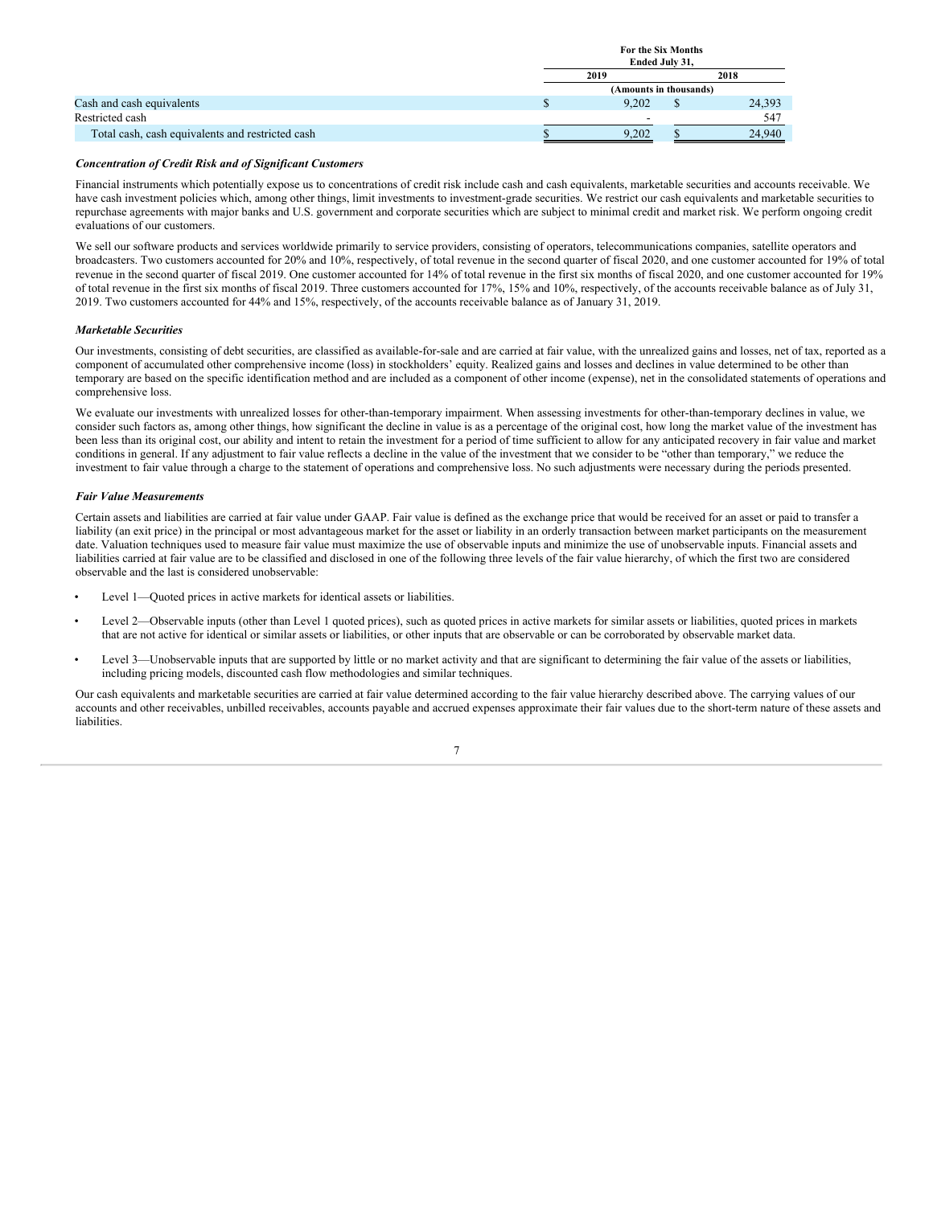| | For the Six Months Ended July 31, | |
|---|---|---|
| | 2019 | 2018 |
| | (Amounts in thousands) | |
| Cash and cash equivalents | $ 9,202 | $ 24,393 |
| Restricted cash | - | 547 |
| Total cash, cash equivalents and restricted cash | $ 9,202 | $ 24,940 |

***Concentration of Credit Risk and of Significant Customers***

Financial instruments which potentially expose us to concentrations of credit risk include cash and cash equivalents, marketable securities and accounts receivable. We have cash investment policies which, among other things, limit investments to investment-grade securities. We restrict our cash equivalents and marketable securities to repurchase agreements with major banks and U.S. government and corporate securities which are subject to minimal credit and market risk. We perform ongoing credit evaluations of our customers.

We sell our software products and services worldwide primarily to service providers, consisting of operators, telecommunications companies, satellite operators and broadcasters. Two customers accounted for 20% and 10%, respectively, of total revenue in the second quarter of fiscal 2020, and one customer accounted for 19% of total revenue in the second quarter of fiscal 2019. One customer accounted for 14% of total revenue in the first six months of fiscal 2020, and one customer accounted for 19% of total revenue in the first six months of fiscal 2019. Three customers accounted for 17%, 15% and 10%, respectively, of the accounts receivable balance as of July 31, 2019. Two customers accounted for 44% and 15%, respectively, of the accounts receivable balance as of January 31, 2019.

***Marketable Securities***

Our investments, consisting of debt securities, are classified as available-for-sale and are carried at fair value, with the unrealized gains and losses, net of tax, reported as a component of accumulated other comprehensive income (loss) in stockholders' equity. Realized gains and losses and declines in value determined to be other than temporary are based on the specific identification method and are included as a component of other income (expense), net in the consolidated statements of operations and comprehensive loss.

We evaluate our investments with unrealized losses for other-than-temporary impairment. When assessing investments for other-than-temporary declines in value, we consider such factors as, among other things, how significant the decline in value is as a percentage of the original cost, how long the market value of the investment has been less than its original cost, our ability and intent to retain the investment for a period of time sufficient to allow for any anticipated recovery in fair value and market conditions in general. If any adjustment to fair value reflects a decline in the value of the investment that we consider to be "other than temporary," we reduce the investment to fair value through a charge to the statement of operations and comprehensive loss. No such adjustments were necessary during the periods presented.

***Fair Value Measurements***

Certain assets and liabilities are carried at fair value under GAAP. Fair value is defined as the exchange price that would be received for an asset or paid to transfer a liability (an exit price) in the principal or most advantageous market for the asset or liability in an orderly transaction between market participants on the measurement date. Valuation techniques used to measure fair value must maximize the use of observable inputs and minimize the use of unobservable inputs. Financial assets and liabilities carried at fair value are to be classified and disclosed in one of the following three levels of the fair value hierarchy, of which the first two are considered observable and the last is considered unobservable:

- Level 1—Quoted prices in active markets for identical assets or liabilities.
- Level 2—Observable inputs (other than Level 1 quoted prices), such as quoted prices in active markets for similar assets or liabilities, quoted prices in markets that are not active for identical or similar assets or liabilities, or other inputs that are observable or can be corroborated by observable market data.
- Level 3—Unobservable inputs that are supported by little or no market activity and that are significant to determining the fair value of the assets or liabilities, including pricing models, discounted cash flow methodologies and similar techniques.

Our cash equivalents and marketable securities are carried at fair value determined according to the fair value hierarchy described above. The carrying values of our accounts and other receivables, unbilled receivables, accounts payable and accrued expenses approximate their fair values due to the short-term nature of these assets and liabilities.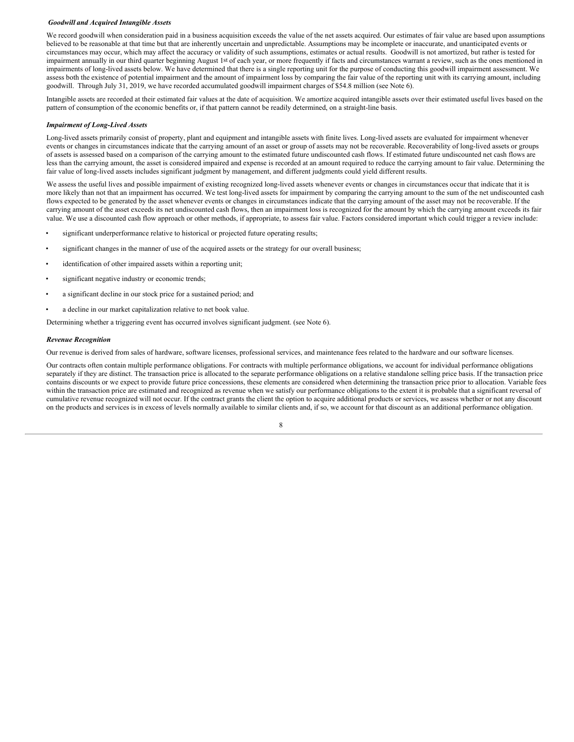***Goodwill and Acquired Intangible Assets***

We record goodwill when consideration paid in a business acquisition exceeds the value of the net assets acquired. Our estimates of fair value are based upon assumptions believed to be reasonable at that time but that are inherently uncertain and unpredictable. Assumptions may be incomplete or inaccurate, and unanticipated events or circumstances may occur, which may affect the accuracy or validity of such assumptions, estimates or actual results. Goodwill is not amortized, but rather is tested for impairment annually in our third quarter beginning August 1st of each year, or more frequently if facts and circumstances warrant a review, such as the ones mentioned in impairments of long-lived assets below. We have determined that there is a single reporting unit for the purpose of conducting this goodwill impairment assessment. We assess both the existence of potential impairment and the amount of impairment loss by comparing the fair value of the reporting unit with its carrying amount, including goodwill. Through July 31, 2019, we have recorded accumulated goodwill impairment charges of $54.8 million (see Note 6).

Intangible assets are recorded at their estimated fair values at the date of acquisition. We amortize acquired intangible assets over their estimated useful lives based on the pattern of consumption of the economic benefits or, if that pattern cannot be readily determined, on a straight-line basis.

***Impairment of Long-Lived Assets***

Long-lived assets primarily consist of property, plant and equipment and intangible assets with finite lives. Long-lived assets are evaluated for impairment whenever events or changes in circumstances indicate that the carrying amount of an asset or group of assets may not be recoverable. Recoverability of long-lived assets or groups of assets is assessed based on a comparison of the carrying amount to the estimated future undiscounted cash flows. If estimated future undiscounted net cash flows are less than the carrying amount, the asset is considered impaired and expense is recorded at an amount required to reduce the carrying amount to fair value. Determining the fair value of long-lived assets includes significant judgment by management, and different judgments could yield different results.

We assess the useful lives and possible impairment of existing recognized long-lived assets whenever events or changes in circumstances occur that indicate that it is more likely than not that an impairment has occurred. We test long-lived assets for impairment by comparing the carrying amount to the sum of the net undiscounted cash flows expected to be generated by the asset whenever events or changes in circumstances indicate that the carrying amount of the asset may not be recoverable. If the carrying amount of the asset exceeds its net undiscounted cash flows, then an impairment loss is recognized for the amount by which the carrying amount exceeds its fair value. We use a discounted cash flow approach or other methods, if appropriate, to assess fair value. Factors considered important which could trigger a review include:

- significant underperformance relative to historical or projected future operating results;
- significant changes in the manner of use of the acquired assets or the strategy for our overall business;
- identification of other impaired assets within a reporting unit;
- significant negative industry or economic trends;
- a significant decline in our stock price for a sustained period; and
- a decline in our market capitalization relative to net book value.

Determining whether a triggering event has occurred involves significant judgment. (see Note 6).

***Revenue Recognition***

Our revenue is derived from sales of hardware, software licenses, professional services, and maintenance fees related to the hardware and our software licenses.

Our contracts often contain multiple performance obligations. For contracts with multiple performance obligations, we account for individual performance obligations separately if they are distinct. The transaction price is allocated to the separate performance obligations on a relative standalone selling price basis. If the transaction price contains discounts or we expect to provide future price concessions, these elements are considered when determining the transaction price prior to allocation. Variable fees within the transaction price are estimated and recognized as revenue when we satisfy our performance obligations to the extent it is probable that a significant reversal of cumulative revenue recognized will not occur. If the contract grants the client the option to acquire additional products or services, we assess whether or not any discount on the products and services is in excess of levels normally available to similar clients and, if so, we account for that discount as an additional performance obligation.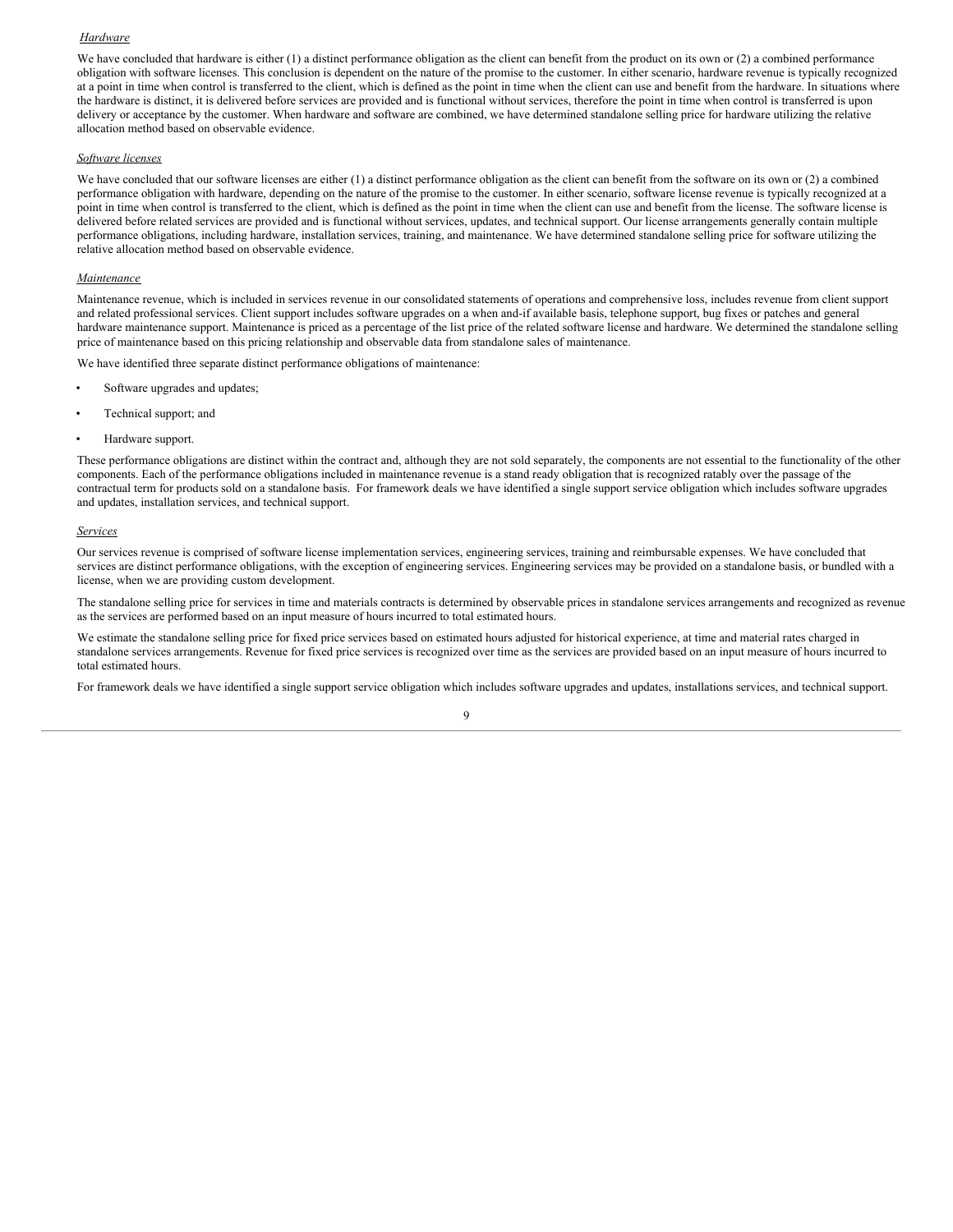*Hardware*

We have concluded that hardware is either (1) a distinct performance obligation as the client can benefit from the product on its own or (2) a combined performance obligation with software licenses. This conclusion is dependent on the nature of the promise to the customer. In either scenario, hardware revenue is typically recognized at a point in time when control is transferred to the client, which is defined as the point in time when the client can use and benefit from the hardware. In situations where the hardware is distinct, it is delivered before services are provided and is functional without services, therefore the point in time when control is transferred is upon delivery or acceptance by the customer. When hardware and software are combined, we have determined standalone selling price for hardware utilizing the relative allocation method based on observable evidence.

*Software licenses*

We have concluded that our software licenses are either (1) a distinct performance obligation as the client can benefit from the software on its own or (2) a combined performance obligation with hardware, depending on the nature of the promise to the customer. In either scenario, software license revenue is typically recognized at a point in time when control is transferred to the client, which is defined as the point in time when the client can use and benefit from the license. The software license is delivered before related services are provided and is functional without services, updates, and technical support. Our license arrangements generally contain multiple performance obligations, including hardware, installation services, training, and maintenance. We have determined standalone selling price for software utilizing the relative allocation method based on observable evidence.

*Maintenance*

Maintenance revenue, which is included in services revenue in our consolidated statements of operations and comprehensive loss, includes revenue from client support and related professional services. Client support includes software upgrades on a when and-if available basis, telephone support, bug fixes or patches and general hardware maintenance support. Maintenance is priced as a percentage of the list price of the related software license and hardware. We determined the standalone selling price of maintenance based on this pricing relationship and observable data from standalone sales of maintenance.

We have identified three separate distinct performance obligations of maintenance:

- Software upgrades and updates;
- Technical support; and
- Hardware support.

These performance obligations are distinct within the contract and, although they are not sold separately, the components are not essential to the functionality of the other components. Each of the performance obligations included in maintenance revenue is a stand ready obligation that is recognized ratably over the passage of the contractual term for products sold on a standalone basis. For framework deals we have identified a single support service obligation which includes software upgrades and updates, installation services, and technical support.

*Services*

Our services revenue is comprised of software license implementation services, engineering services, training and reimbursable expenses. We have concluded that services are distinct performance obligations, with the exception of engineering services. Engineering services may be provided on a standalone basis, or bundled with a license, when we are providing custom development.

The standalone selling price for services in time and materials contracts is determined by observable prices in standalone services arrangements and recognized as revenue as the services are performed based on an input measure of hours incurred to total estimated hours.

We estimate the standalone selling price for fixed price services based on estimated hours adjusted for historical experience, at time and material rates charged in standalone services arrangements. Revenue for fixed price services is recognized over time as the services are provided based on an input measure of hours incurred to total estimated hours.

For framework deals we have identified a single support service obligation which includes software upgrades and updates, installations services, and technical support.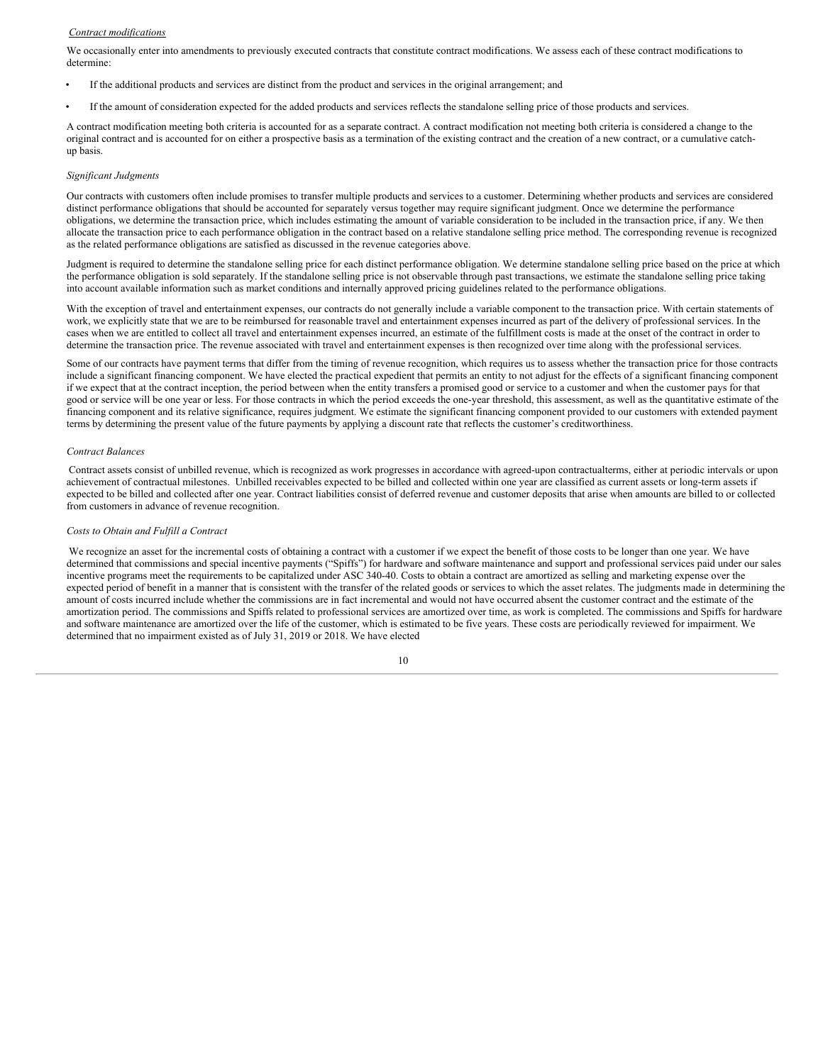*Contract modifications*

We occasionally enter into amendments to previously executed contracts that constitute contract modifications. We assess each of these contract modifications to determine:

- If the additional products and services are distinct from the product and services in the original arrangement; and
- If the amount of consideration expected for the added products and services reflects the standalone selling price of those products and services.

A contract modification meeting both criteria is accounted for as a separate contract. A contract modification not meeting both criteria is considered a change to the original contract and is accounted for on either a prospective basis as a termination of the existing contract and the creation of a new contract, or a cumulative catch-up basis.

*Significant Judgments*

Our contracts with customers often include promises to transfer multiple products and services to a customer. Determining whether products and services are considered distinct performance obligations that should be accounted for separately versus together may require significant judgment. Once we determine the performance obligations, we determine the transaction price, which includes estimating the amount of variable consideration to be included in the transaction price, if any. We then allocate the transaction price to each performance obligation in the contract based on a relative standalone selling price method. The corresponding revenue is recognized as the related performance obligations are satisfied as discussed in the revenue categories above.

Judgment is required to determine the standalone selling price for each distinct performance obligation. We determine standalone selling price based on the price at which the performance obligation is sold separately. If the standalone selling price is not observable through past transactions, we estimate the standalone selling price taking into account available information such as market conditions and internally approved pricing guidelines related to the performance obligations.

With the exception of travel and entertainment expenses, our contracts do not generally include a variable component to the transaction price. With certain statements of work, we explicitly state that we are to be reimbursed for reasonable travel and entertainment expenses incurred as part of the delivery of professional services. In the cases when we are entitled to collect all travel and entertainment expenses incurred, an estimate of the fulfillment costs is made at the onset of the contract in order to determine the transaction price. The revenue associated with travel and entertainment expenses is then recognized over time along with the professional services.

Some of our contracts have payment terms that differ from the timing of revenue recognition, which requires us to assess whether the transaction price for those contracts include a significant financing component. We have elected the practical expedient that permits an entity to not adjust for the effects of a significant financing component if we expect that at the contract inception, the period between when the entity transfers a promised good or service to a customer and when the customer pays for that good or service will be one year or less. For those contracts in which the period exceeds the one-year threshold, this assessment, as well as the quantitative estimate of the financing component and its relative significance, requires judgment. We estimate the significant financing component provided to our customers with extended payment terms by determining the present value of the future payments by applying a discount rate that reflects the customer's creditworthiness.

*Contract Balances*

Contract assets consist of unbilled revenue, which is recognized as work progresses in accordance with agreed-upon contractualterms, either at periodic intervals or upon achievement of contractual milestones. Unbilled receivables expected to be billed and collected within one year are classified as current assets or long-term assets if expected to be billed and collected after one year. Contract liabilities consist of deferred revenue and customer deposits that arise when amounts are billed to or collected from customers in advance of revenue recognition.

*Costs to Obtain and Fulfill a Contract*

We recognize an asset for the incremental costs of obtaining a contract with a customer if we expect the benefit of those costs to be longer than one year. We have determined that commissions and special incentive payments ("Spiffs") for hardware and software maintenance and support and professional services paid under our sales incentive programs meet the requirements to be capitalized under ASC 340-40. Costs to obtain a contract are amortized as selling and marketing expense over the expected period of benefit in a manner that is consistent with the transfer of the related goods or services to which the asset relates. The judgments made in determining the amount of costs incurred include whether the commissions are in fact incremental and would not have occurred absent the customer contract and the estimate of the amortization period. The commissions and Spiffs related to professional services are amortized over time, as work is completed. The commissions and Spiffs for hardware and software maintenance are amortized over the life of the customer, which is estimated to be five years. These costs are periodically reviewed for impairment. We determined that no impairment existed as of July 31, 2019 or 2018. We have elected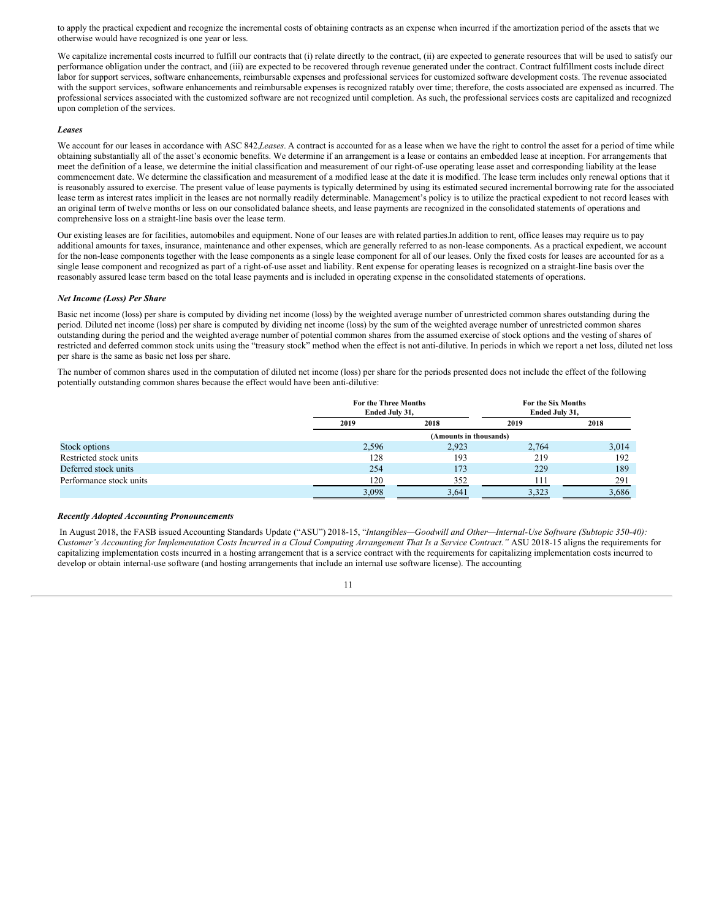to apply the practical expedient and recognize the incremental costs of obtaining contracts as an expense when incurred if the amortization period of the assets that we otherwise would have recognized is one year or less.

We capitalize incremental costs incurred to fulfill our contracts that (i) relate directly to the contract, (ii) are expected to generate resources that will be used to satisfy our performance obligation under the contract, and (iii) are expected to be recovered through revenue generated under the contract. Contract fulfillment costs include direct labor for support services, software enhancements, reimbursable expenses and professional services for customized software development costs. The revenue associated with the support services, software enhancements and reimbursable expenses is recognized ratably over time; therefore, the costs associated are expensed as incurred. The professional services associated with the customized software are not recognized until completion. As such, the professional services costs are capitalized and recognized upon completion of the services.

***Leases***

We account for our leases in accordance with ASC 842,*Leases*. A contract is accounted for as a lease when we have the right to control the asset for a period of time while obtaining substantially all of the asset's economic benefits. We determine if an arrangement is a lease or contains an embedded lease at inception. For arrangements that meet the definition of a lease, we determine the initial classification and measurement of our right-of-use operating lease asset and corresponding liability at the lease commencement date. We determine the classification and measurement of a modified lease at the date it is modified. The lease term includes only renewal options that it is reasonably assured to exercise. The present value of lease payments is typically determined by using its estimated secured incremental borrowing rate for the associated lease term as interest rates implicit in the leases are not normally readily determinable. Management's policy is to utilize the practical expedient to not record leases with an original term of twelve months or less on our consolidated balance sheets, and lease payments are recognized in the consolidated statements of operations and comprehensive loss on a straight-line basis over the lease term.

Our existing leases are for facilities, automobiles and equipment. None of our leases are with related parties.In addition to rent, office leases may require us to pay additional amounts for taxes, insurance, maintenance and other expenses, which are generally referred to as non-lease components. As a practical expedient, we account for the non-lease components together with the lease components as a single lease component for all of our leases. Only the fixed costs for leases are accounted for as a single lease component and recognized as part of a right-of-use asset and liability. Rent expense for operating leases is recognized on a straight-line basis over the reasonably assured lease term based on the total lease payments and is included in operating expense in the consolidated statements of operations.

***Net Income (Loss) Per Share***

Basic net income (loss) per share is computed by dividing net income (loss) by the weighted average number of unrestricted common shares outstanding during the period. Diluted net income (loss) per share is computed by dividing net income (loss) by the sum of the weighted average number of unrestricted common shares outstanding during the period and the weighted average number of potential common shares from the assumed exercise of stock options and the vesting of shares of restricted and deferred common stock units using the "treasury stock" method when the effect is not anti-dilutive. In periods in which we report a net loss, diluted net loss per share is the same as basic net loss per share.

The number of common shares used in the computation of diluted net income (loss) per share for the periods presented does not include the effect of the following potentially outstanding common shares because the effect would have been anti-dilutive:

| | For the Three Months Ended July 31, | | For the Six Months Ended July 31, | |
|---|---|---|---|---|
| | 2019 | 2018 | 2019 | 2018 |
| | (Amounts in thousands) | | | |
| Stock options | 2,596 | 2,923 | 2,764 | 3,014 |
| Restricted stock units | 128 | 193 | 219 | 192 |
| Deferred stock units | 254 | 173 | 229 | 189 |
| Performance stock units | 120 | 352 | 111 | 291 |
| | 3,098 | 3,641 | 3,323 | 3,686 |

***Recently Adopted Accounting Pronouncements***

In August 2018, the FASB issued Accounting Standards Update ("ASU") 2018-15, "*Intangibles—Goodwill and Other—Internal-Use Software (Subtopic 350-40): Customer's Accounting for Implementation Costs Incurred in a Cloud Computing Arrangement That Is a Service Contract."* ASU 2018-15 aligns the requirements for capitalizing implementation costs incurred in a hosting arrangement that is a service contract with the requirements for capitalizing implementation costs incurred to develop or obtain internal-use software (and hosting arrangements that include an internal use software license). The accounting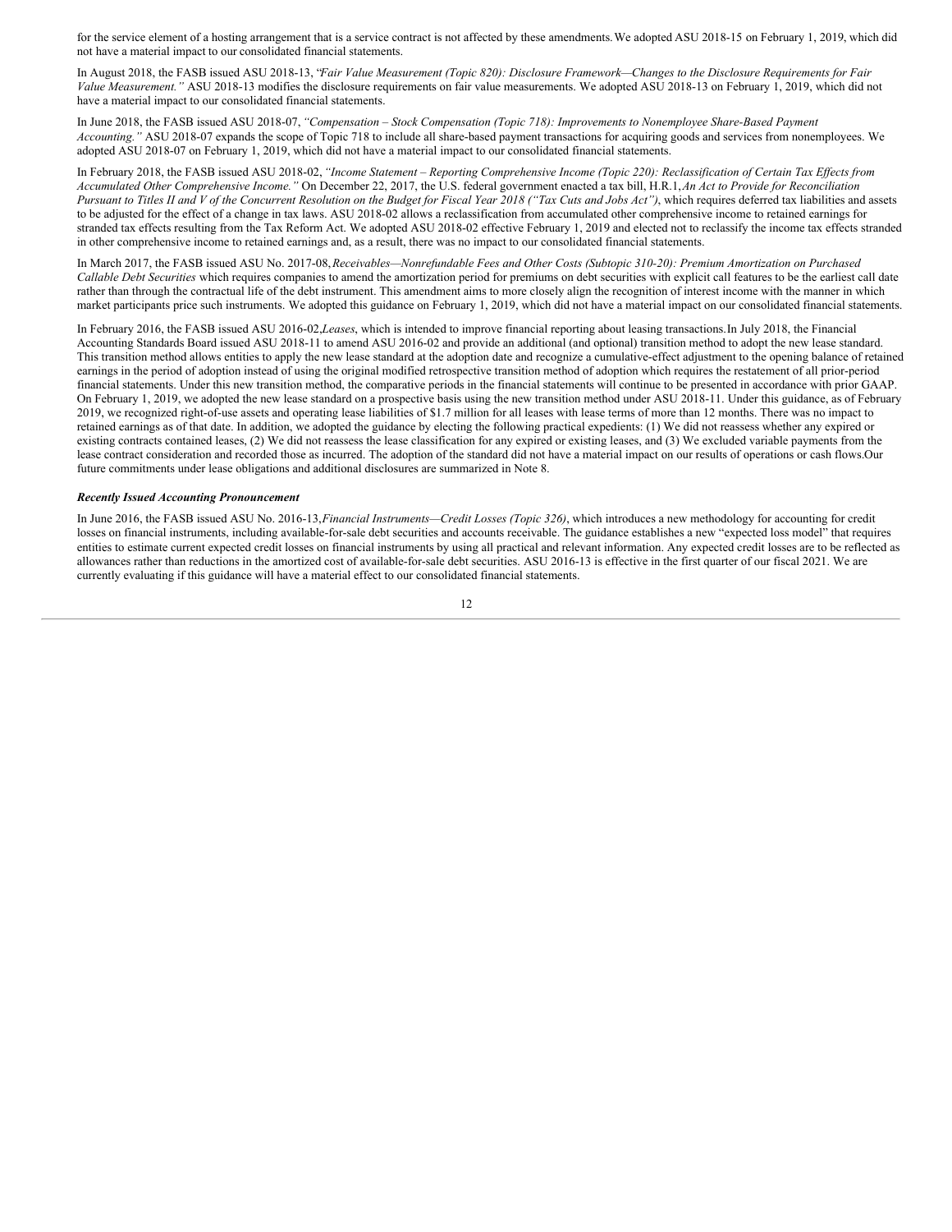for the service element of a hosting arrangement that is a service contract is not affected by these amendments. We adopted ASU 2018-15 on February 1, 2019, which did not have a material impact to our consolidated financial statements.

In August 2018, the FASB issued ASU 2018-13, "*Fair Value Measurement (Topic 820): Disclosure Framework—Changes to the Disclosure Requirements for Fair Value Measurement.*" ASU 2018-13 modifies the disclosure requirements on fair value measurements. We adopted ASU 2018-13 on February 1, 2019, which did not have a material impact to our consolidated financial statements.

In June 2018, the FASB issued ASU 2018-07, *"Compensation – Stock Compensation (Topic 718): Improvements to Nonemployee Share-Based Payment Accounting."* ASU 2018-07 expands the scope of Topic 718 to include all share-based payment transactions for acquiring goods and services from nonemployees. We adopted ASU 2018-07 on February 1, 2019, which did not have a material impact to our consolidated financial statements.

In February 2018, the FASB issued ASU 2018-02, *"Income Statement – Reporting Comprehensive Income (Topic 220): Reclassification of Certain Tax Effects from Accumulated Other Comprehensive Income."* On December 22, 2017, the U.S. federal government enacted a tax bill, H.R.1, *An Act to Provide for Reconciliation Pursuant to Titles II and V of the Concurrent Resolution on the Budget for Fiscal Year 2018 ("Tax Cuts and Jobs Act")*, which requires deferred tax liabilities and assets to be adjusted for the effect of a change in tax laws. ASU 2018-02 allows a reclassification from accumulated other comprehensive income to retained earnings for stranded tax effects resulting from the Tax Reform Act. We adopted ASU 2018-02 effective February 1, 2019 and elected not to reclassify the income tax effects stranded in other comprehensive income to retained earnings and, as a result, there was no impact to our consolidated financial statements.

In March 2017, the FASB issued ASU No. 2017-08, *Receivables—Nonrefundable Fees and Other Costs (Subtopic 310-20): Premium Amortization on Purchased Callable Debt Securities* which requires companies to amend the amortization period for premiums on debt securities with explicit call features to be the earliest call date rather than through the contractual life of the debt instrument. This amendment aims to more closely align the recognition of interest income with the manner in which market participants price such instruments. We adopted this guidance on February 1, 2019, which did not have a material impact on our consolidated financial statements.

In February 2016, the FASB issued ASU 2016-02, *Leases*, which is intended to improve financial reporting about leasing transactions. In July 2018, the Financial Accounting Standards Board issued ASU 2018-11 to amend ASU 2016-02 and provide an additional (and optional) transition method to adopt the new lease standard. This transition method allows entities to apply the new lease standard at the adoption date and recognize a cumulative-effect adjustment to the opening balance of retained earnings in the period of adoption instead of using the original modified retrospective transition method of adoption which requires the restatement of all prior-period financial statements. Under this new transition method, the comparative periods in the financial statements will continue to be presented in accordance with prior GAAP. On February 1, 2019, we adopted the new lease standard on a prospective basis using the new transition method under ASU 2018-11. Under this guidance, as of February 2019, we recognized right-of-use assets and operating lease liabilities of $1.7 million for all leases with lease terms of more than 12 months. There was no impact to retained earnings as of that date. In addition, we adopted the guidance by electing the following practical expedients: (1) We did not reassess whether any expired or existing contracts contained leases, (2) We did not reassess the lease classification for any expired or existing leases, and (3) We excluded variable payments from the lease contract consideration and recorded those as incurred. The adoption of the standard did not have a material impact on our results of operations or cash flows. Our future commitments under lease obligations and additional disclosures are summarized in Note 8.

***Recently Issued Accounting Pronouncement***

In June 2016, the FASB issued ASU No. 2016-13, *Financial Instruments—Credit Losses (Topic 326)*, which introduces a new methodology for accounting for credit losses on financial instruments, including available-for-sale debt securities and accounts receivable. The guidance establishes a new "expected loss model" that requires entities to estimate current expected credit losses on financial instruments by using all practical and relevant information. Any expected credit losses are to be reflected as allowances rather than reductions in the amortized cost of available-for-sale debt securities. ASU 2016-13 is effective in the first quarter of our fiscal 2021. We are currently evaluating if this guidance will have a material effect to our consolidated financial statements.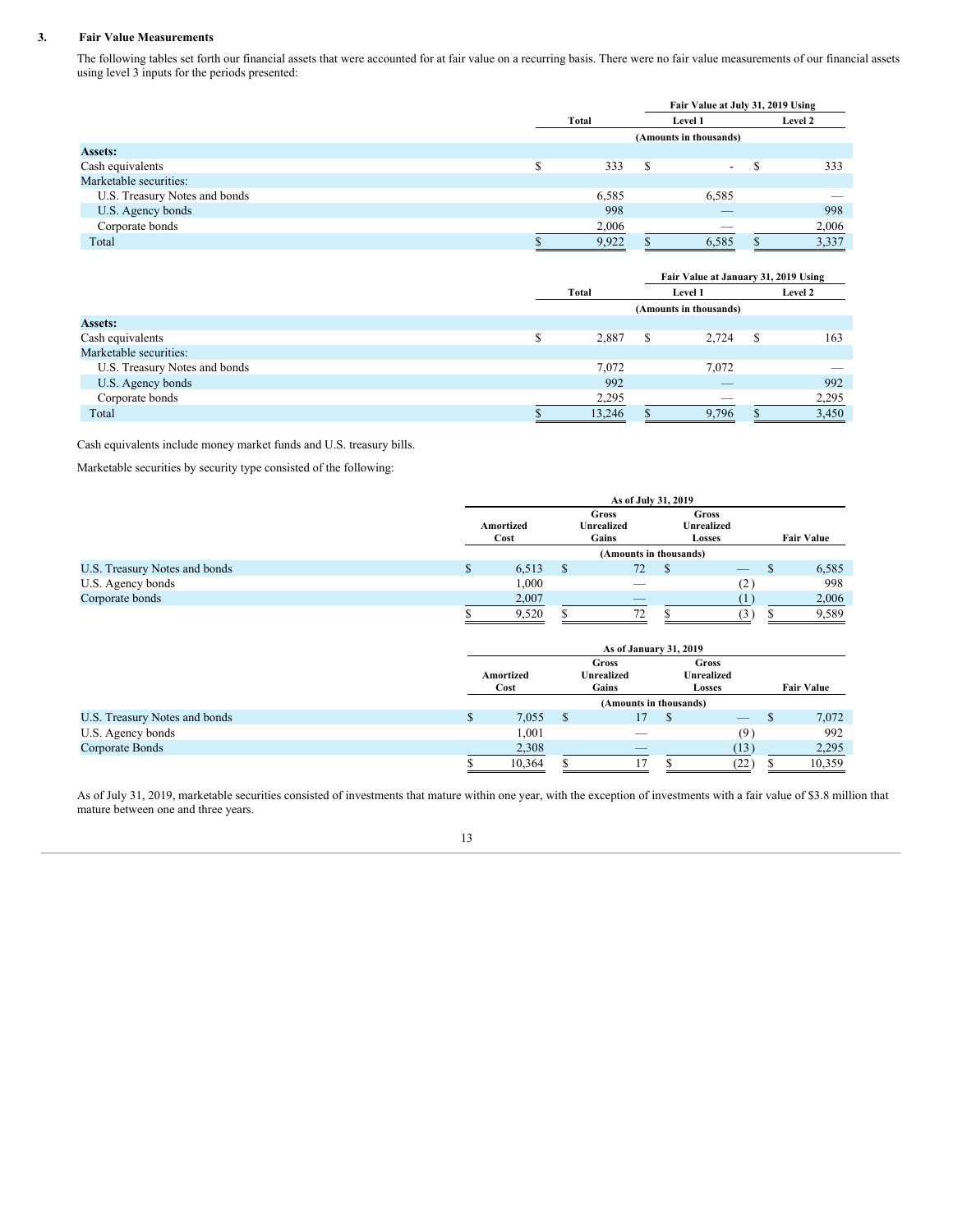### 3. Fair Value Measurements

The following tables set forth our financial assets that were accounted for at fair value on a recurring basis. There were no fair value measurements of our financial assets using level 3 inputs for the periods presented:

| | Total | Fair Value at July 31, 2019 Using Level 1 | Level 2 |
|---|---|---|---|
| | | (Amounts in thousands) | |
| **Assets:** | | | |
| Cash equivalents | $ 333 | $ - | $ 333 |
| Marketable securities: | | | |
| U.S. Treasury Notes and bonds | 6,585 | 6,585 | — |
| U.S. Agency bonds | 998 | — | 998 |
| Corporate bonds | 2,006 | — | 2,006 |
| Total | $ 9,922 | $ 6,585 | $ 3,337 |

| | Total | Fair Value at January 31, 2019 Using Level 1 | Level 2 |
|---|---|---|---|
| | | (Amounts in thousands) | |
| **Assets:** | | | |
| Cash equivalents | $ 2,887 | $ 2,724 | $ 163 |
| Marketable securities: | | | |
| U.S. Treasury Notes and bonds | 7,072 | 7,072 | — |
| U.S. Agency bonds | 992 | — | 992 |
| Corporate bonds | 2,295 | — | 2,295 |
| Total | $ 13,246 | $ 9,796 | $ 3,450 |

Cash equivalents include money market funds and U.S. treasury bills.

Marketable securities by security type consisted of the following:

| | As of July 31, 2019 | | | |
|---|---|---|---|---|
| | Amortized Cost | Gross Unrealized Gains | Gross Unrealized Losses | Fair Value |
| | (Amounts in thousands) | | | |
| U.S. Treasury Notes and bonds | $ 6,513 | $ 72 | $ — | $ 6,585 |
| U.S. Agency bonds | 1,000 | — | (2) | 998 |
| Corporate bonds | 2,007 | — | (1) | 2,006 |
| | $ 9,520 | $ 72 | $ (3) | $ 9,589 |

| | As of January 31, 2019 | | | |
|---|---|---|---|---|
| | Amortized Cost | Gross Unrealized Gains | Gross Unrealized Losses | Fair Value |
| | (Amounts in thousands) | | | |
| U.S. Treasury Notes and bonds | $ 7,055 | $ 17 | $ — | $ 7,072 |
| U.S. Agency bonds | 1,001 | — | (9) | 992 |
| Corporate Bonds | 2,308 | — | (13) | 2,295 |
| | $ 10,364 | $ 17 | $ (22) | $ 10,359 |

As of July 31, 2019, marketable securities consisted of investments that mature within one year, with the exception of investments with a fair value of $3.8 million that mature between one and three years.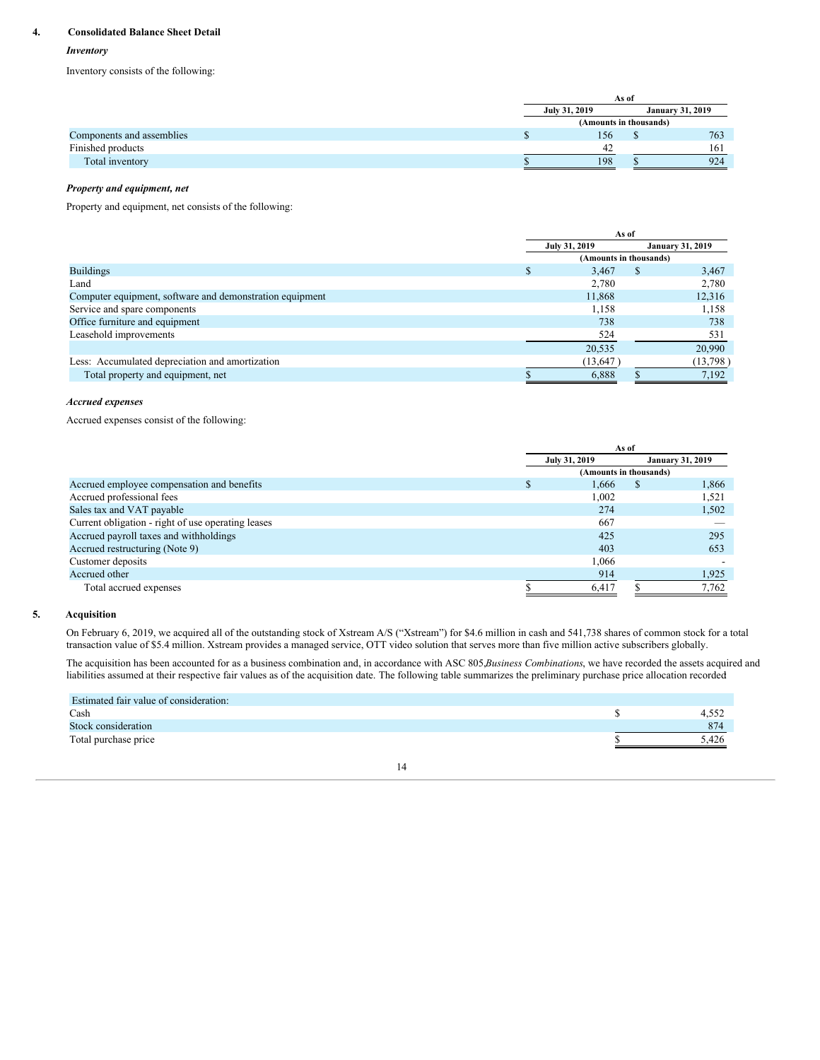## 4. Consolidated Balance Sheet Detail

### *Inventory*

Inventory consists of the following:

| | As of | |
|---|---|---|
| | July 31, 2019 | January 31, 2019 |
| | (Amounts in thousands) | |
| Components and assemblies | $ 156 | $ 763 |
| Finished products | 42 | 161 |
| Total inventory | $ 198 | $ 924 |

### *Property and equipment, net*

Property and equipment, net consists of the following:

| | As of | |
|---|---|---|
| | July 31, 2019 | January 31, 2019 |
| | (Amounts in thousands) | |
| Buildings | $ 3,467 | $ 3,467 |
| Land | 2,780 | 2,780 |
| Computer equipment, software and demonstration equipment | 11,868 | 12,316 |
| Service and spare components | 1,158 | 1,158 |
| Office furniture and equipment | 738 | 738 |
| Leasehold improvements | 524 | 531 |
| | 20,535 | 20,990 |
| Less: Accumulated depreciation and amortization | (13,647) | (13,798) |
| Total property and equipment, net | $ 6,888 | $ 7,192 |

### *Accrued expenses*

Accrued expenses consist of the following:

| | As of | |
|---|---|---|
| | July 31, 2019 | January 31, 2019 |
| | (Amounts in thousands) | |
| Accrued employee compensation and benefits | $ 1,666 | $ 1,866 |
| Accrued professional fees | 1,002 | 1,521 |
| Sales tax and VAT payable | 274 | 1,502 |
| Current obligation - right of use operating leases | 667 | — |
| Accrued payroll taxes and withholdings | 425 | 295 |
| Accrued restructuring (Note 9) | 403 | 653 |
| Customer deposits | 1,066 | - |
| Accrued other | 914 | 1,925 |
| Total accrued expenses | $ 6,417 | $ 7,762 |

## 5. Acquisition

On February 6, 2019, we acquired all of the outstanding stock of Xstream A/S ("Xstream") for $4.6 million in cash and 541,738 shares of common stock for a total transaction value of $5.4 million. Xstream provides a managed service, OTT video solution that serves more than five million active subscribers globally.

The acquisition has been accounted for as a business combination and, in accordance with ASC 805, *Business Combinations*, we have recorded the assets acquired and liabilities assumed at their respective fair values as of the acquisition date. The following table summarizes the preliminary purchase price allocation recorded:

| Estimated fair value of consideration: | |
|---|---|
| Cash | $ 4,552 |
| Stock consideration | 874 |
| Total purchase price | $ 5,426 |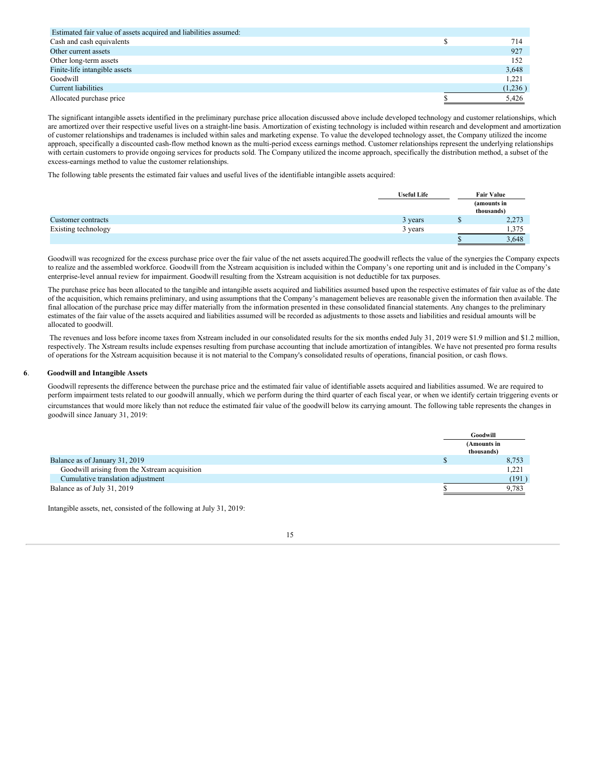| Estimated fair value of assets acquired and liabilities assumed: | |
|---|---|
| Cash and cash equivalents | $ 714 |
| Other current assets | 927 |
| Other long-term assets | 152 |
| Finite-life intangible assets | 3,648 |
| Goodwill | 1,221 |
| Current liabilities | (1,236 ) |
| Allocated purchase price | $ 5,426 |

The significant intangible assets identified in the preliminary purchase price allocation discussed above include developed technology and customer relationships, which are amortized over their respective useful lives on a straight-line basis. Amortization of existing technology is included within research and development and amortization of customer relationships and tradenames is included within sales and marketing expense. To value the developed technology asset, the Company utilized the income approach, specifically a discounted cash-flow method known as the multi-period excess earnings method. Customer relationships represent the underlying relationships with certain customers to provide ongoing services for products sold. The Company utilized the income approach, specifically the distribution method, a subset of the excess-earnings method to value the customer relationships.

The following table presents the estimated fair values and useful lives of the identifiable intangible assets acquired:

| | Useful Life | Fair Value (amounts in thousands) |
|---|---|---|
| Customer contracts | 3 years | $ 2,273 |
| Existing technology | 3 years | 1,375 |
| | | $ 3,648 |

Goodwill was recognized for the excess purchase price over the fair value of the net assets acquired.The goodwill reflects the value of the synergies the Company expects to realize and the assembled workforce. Goodwill from the Xstream acquisition is included within the Company's one reporting unit and is included in the Company's enterprise-level annual review for impairment. Goodwill resulting from the Xstream acquisition is not deductible for tax purposes.

The purchase price has been allocated to the tangible and intangible assets acquired and liabilities assumed based upon the respective estimates of fair value as of the date of the acquisition, which remains preliminary, and using assumptions that the Company's management believes are reasonable given the information then available. The final allocation of the purchase price may differ materially from the information presented in these consolidated financial statements. Any changes to the preliminary estimates of the fair value of the assets acquired and liabilities assumed will be recorded as adjustments to those assets and liabilities and residual amounts will be allocated to goodwill.

The revenues and loss before income taxes from Xstream included in our consolidated results for the six months ended July 31, 2019 were $1.9 million and $1.2 million, respectively. The Xstream results include expenses resulting from purchase accounting that include amortization of intangibles. We have not presented pro forma results of operations for the Xstream acquisition because it is not material to the Company's consolidated results of operations, financial position, or cash flows.

## 6. Goodwill and Intangible Assets

Goodwill represents the difference between the purchase price and the estimated fair value of identifiable assets acquired and liabilities assumed. We are required to perform impairment tests related to our goodwill annually, which we perform during the third quarter of each fiscal year, or when we identify certain triggering events or circumstances that would more likely than not reduce the estimated fair value of the goodwill below its carrying amount. The following table represents the changes in goodwill since January 31, 2019:

| | Goodwill (Amounts in thousands) |
|---|---|
| Balance as of January 31, 2019 | $ 8,753 |
| Goodwill arising from the Xstream acquisition | 1,221 |
| Cumulative translation adjustment | (191 ) |
| Balance as of July 31, 2019 | $ 9,783 |

Intangible assets, net, consisted of the following at July 31, 2019: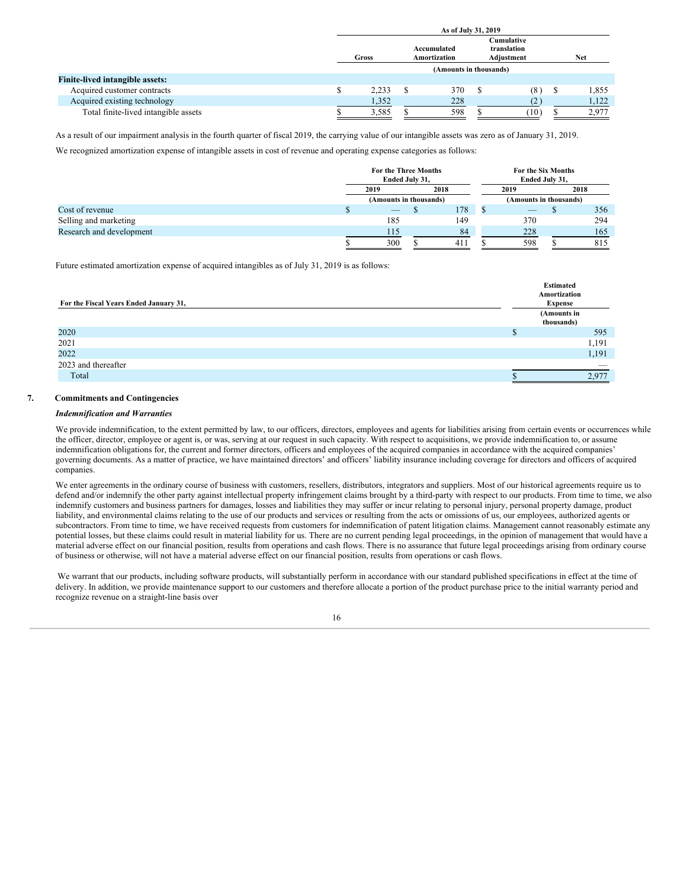| | As of July 31, 2019 | | | |
|---|---|---|---|---|
| | Gross | Accumulated Amortization | Cumulative translation Adjustment | Net |
| | (Amounts in thousands) | | | |
| **Finite-lived intangible assets:** | | | | |
| Acquired customer contracts | $ 2,233 | $ 370 | $ (8) | $ 1,855 |
| Acquired existing technology | 1,352 | 228 | (2) | 1,122 |
| Total finite-lived intangible assets | $ 3,585 | $ 598 | $ (10) | $ 2,977 |

As a result of our impairment analysis in the fourth quarter of fiscal 2019, the carrying value of our intangible assets was zero as of January 31, 2019.

We recognized amortization expense of intangible assets in cost of revenue and operating expense categories as follows:

| | For the Three Months Ended July 31, | | For the Six Months Ended July 31, | |
|---|---|---|---|---|
| | 2019 | 2018 | 2019 | 2018 |
| | (Amounts in thousands) | | (Amounts in thousands) | |
| Cost of revenue | $ — | $ 178 | $ — | $ 356 |
| Selling and marketing | 185 | 149 | 370 | 294 |
| Research and development | 115 | 84 | 228 | 165 |
| | $ 300 | $ 411 | $ 598 | $ 815 |

Future estimated amortization expense of acquired intangibles as of July 31, 2019 is as follows:

| For the Fiscal Years Ended January 31, | Estimated Amortization Expense |
|---|---|
| | (Amounts in thousands) |
| 2020 | $ 595 |
| 2021 | 1,191 |
| 2022 | 1,191 |
| 2023 and thereafter | — |
| Total | $ 2,977 |

## 7. Commitments and Contingencies

### *Indemnification and Warranties*

We provide indemnification, to the extent permitted by law, to our officers, directors, employees and agents for liabilities arising from certain events or occurrences while the officer, director, employee or agent is, or was, serving at our request in such capacity. With respect to acquisitions, we provide indemnification to, or assume indemnification obligations for, the current and former directors, officers and employees of the acquired companies in accordance with the acquired companies' governing documents. As a matter of practice, we have maintained directors' and officers' liability insurance including coverage for directors and officers of acquired companies.

We enter agreements in the ordinary course of business with customers, resellers, distributors, integrators and suppliers. Most of our historical agreements require us to defend and/or indemnify the other party against intellectual property infringement claims brought by a third-party with respect to our products. From time to time, we also indemnify customers and business partners for damages, losses and liabilities they may suffer or incur relating to personal injury, personal property damage, product liability, and environmental claims relating to the use of our products and services or resulting from the acts or omissions of us, our employees, authorized agents or subcontractors. From time to time, we have received requests from customers for indemnification of patent litigation claims. Management cannot reasonably estimate any potential losses, but these claims could result in material liability for us. There are no current pending legal proceedings, in the opinion of management that would have a material adverse effect on our financial position, results from operations and cash flows. There is no assurance that future legal proceedings arising from ordinary course of business or otherwise, will not have a material adverse effect on our financial position, results from operations or cash flows.

We warrant that our products, including software products, will substantially perform in accordance with our standard published specifications in effect at the time of delivery. In addition, we provide maintenance support to our customers and therefore allocate a portion of the product purchase price to the initial warranty period and recognize revenue on a straight-line basis over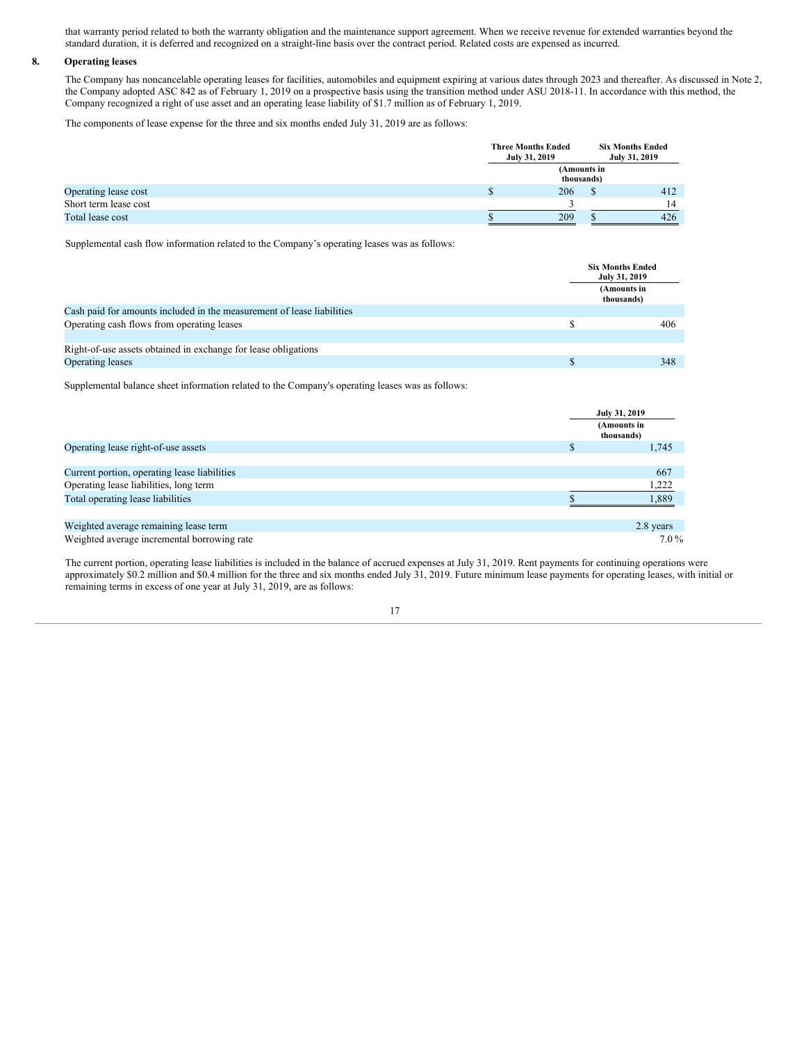that warranty period related to both the warranty obligation and the maintenance support agreement. When we receive revenue for extended warranties beyond the standard duration, it is deferred and recognized on a straight-line basis over the contract period. Related costs are expensed as incurred.

## 8. Operating leases

The Company has noncancelable operating leases for facilities, automobiles and equipment expiring at various dates through 2023 and thereafter. As discussed in Note 2, the Company adopted ASC 842 as of February 1, 2019 on a prospective basis using the transition method under ASU 2018-11. In accordance with this method, the Company recognized a right of use asset and an operating lease liability of $1.7 million as of February 1, 2019.

The components of lease expense for the three and six months ended July 31, 2019 are as follows:

| | Three Months Ended July 31, 2019 | Six Months Ended July 31, 2019 |
|---|---|---|
| | (Amounts in thousands) | |
| Operating lease cost | $ 206 | $ 412 |
| Short term lease cost | 3 | 14 |
| Total lease cost | $ 209 | $ 426 |

Supplemental cash flow information related to the Company's operating leases was as follows:

| | Six Months Ended July 31, 2019 |
|---|---|
| | (Amounts in thousands) |
| Cash paid for amounts included in the measurement of lease liabilities | |
| Operating cash flows from operating leases | $ 406 |
| | |
| Right-of-use assets obtained in exchange for lease obligations | |
| Operating leases | $ 348 |

Supplemental balance sheet information related to the Company's operating leases was as follows:

| | July 31, 2019 |
|---|---|
| | (Amounts in thousands) |
| Operating lease right-of-use assets | $ 1,745 |
| | |
| Current portion, operating lease liabilities | 667 |
| Operating lease liabilities, long term | 1,222 |
| Total operating lease liabilities | $ 1,889 |
| | |
| Weighted average remaining lease term | 2.8 years |
| Weighted average incremental borrowing rate | 7.0 % |

The current portion, operating lease liabilities is included in the balance of accrued expenses at July 31, 2019. Rent payments for continuing operations were approximately $0.2 million and $0.4 million for the three and six months ended July 31, 2019. Future minimum lease payments for operating leases, with initial or remaining terms in excess of one year at July 31, 2019, are as follows: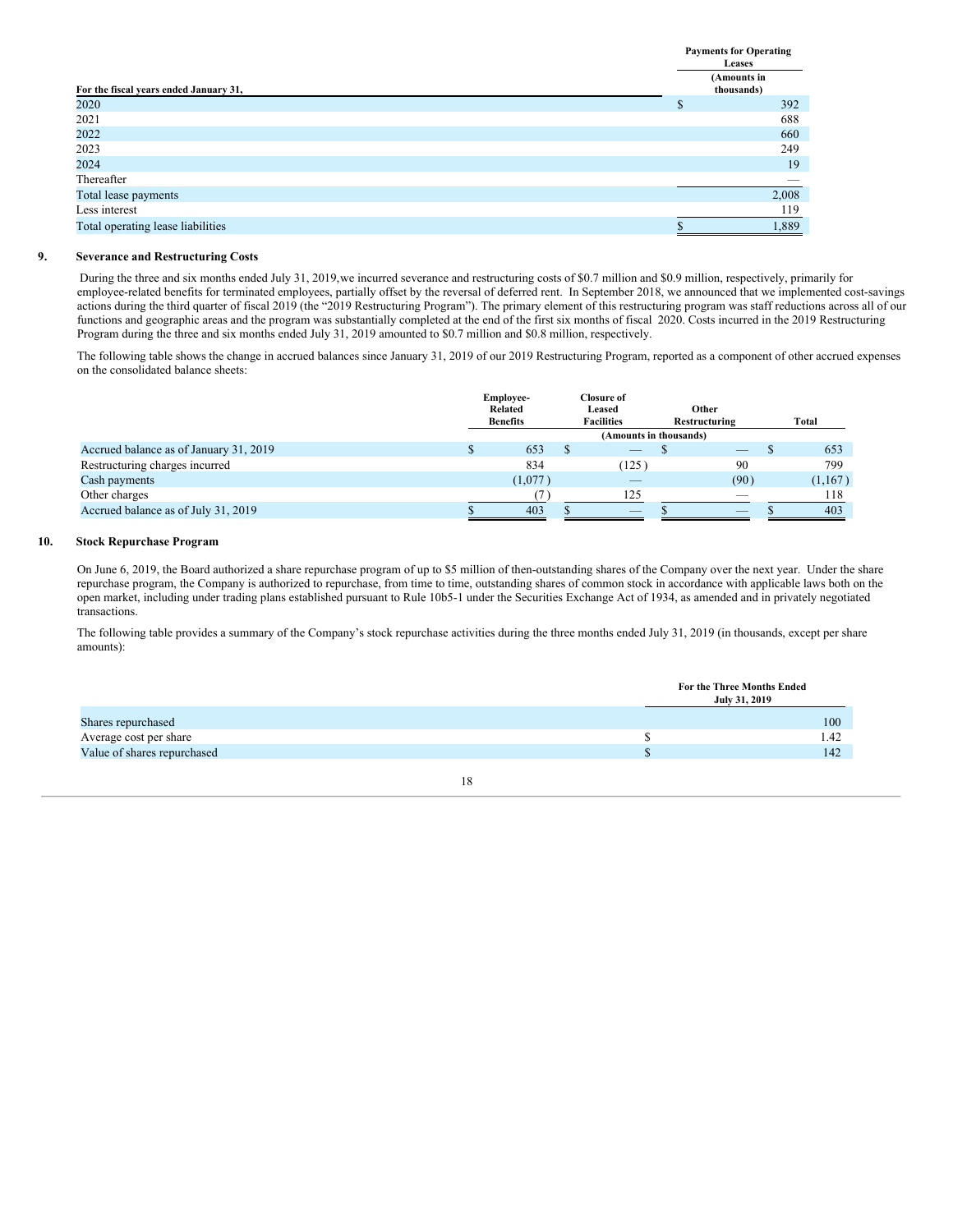| For the fiscal years ended January 31, | Payments for Operating Leases (Amounts in thousands) |
|---|---|
| 2020 | $ 392 |
| 2021 | 688 |
| 2022 | 660 |
| 2023 | 249 |
| 2024 | 19 |
| Thereafter | — |
| Total lease payments | 2,008 |
| Less interest | 119 |
| Total operating lease liabilities | $ 1,889 |

## 9. Severance and Restructuring Costs

During the three and six months ended July 31, 2019,we incurred severance and restructuring costs of $0.7 million and $0.9 million, respectively, primarily for employee-related benefits for terminated employees, partially offset by the reversal of deferred rent. In September 2018, we announced that we implemented cost-savings actions during the third quarter of fiscal 2019 (the "2019 Restructuring Program"). The primary element of this restructuring program was staff reductions across all of our functions and geographic areas and the program was substantially completed at the end of the first six months of fiscal 2020. Costs incurred in the 2019 Restructuring Program during the three and six months ended July 31, 2019 amounted to $0.7 million and $0.8 million, respectively.

The following table shows the change in accrued balances since January 31, 2019 of our 2019 Restructuring Program, reported as a component of other accrued expenses on the consolidated balance sheets:

| | Employee-Related Benefits | Closure of Leased Facilities | Other Restructuring | Total |
|---|---|---|---|---|
| | (Amounts in thousands) | | | |
| Accrued balance as of January 31, 2019 | $ 653 | $ — | $ — | $ 653 |
| Restructuring charges incurred | 834 | (125) | 90 | 799 |
| Cash payments | (1,077) | — | (90) | (1,167) |
| Other charges | (7) | 125 | — | 118 |
| Accrued balance as of July 31, 2019 | $ 403 | $ — | $ — | $ 403 |

## 10. Stock Repurchase Program

On June 6, 2019, the Board authorized a share repurchase program of up to $5 million of then-outstanding shares of the Company over the next year. Under the share repurchase program, the Company is authorized to repurchase, from time to time, outstanding shares of common stock in accordance with applicable laws both on the open market, including under trading plans established pursuant to Rule 10b5-1 under the Securities Exchange Act of 1934, as amended and in privately negotiated transactions.

The following table provides a summary of the Company's stock repurchase activities during the three months ended July 31, 2019 (in thousands, except per share amounts):

| | For the Three Months Ended July 31, 2019 |
|---|---|
| Shares repurchased | 100 |
| Average cost per share | $ 1.42 |
| Value of shares repurchased | $ 142 |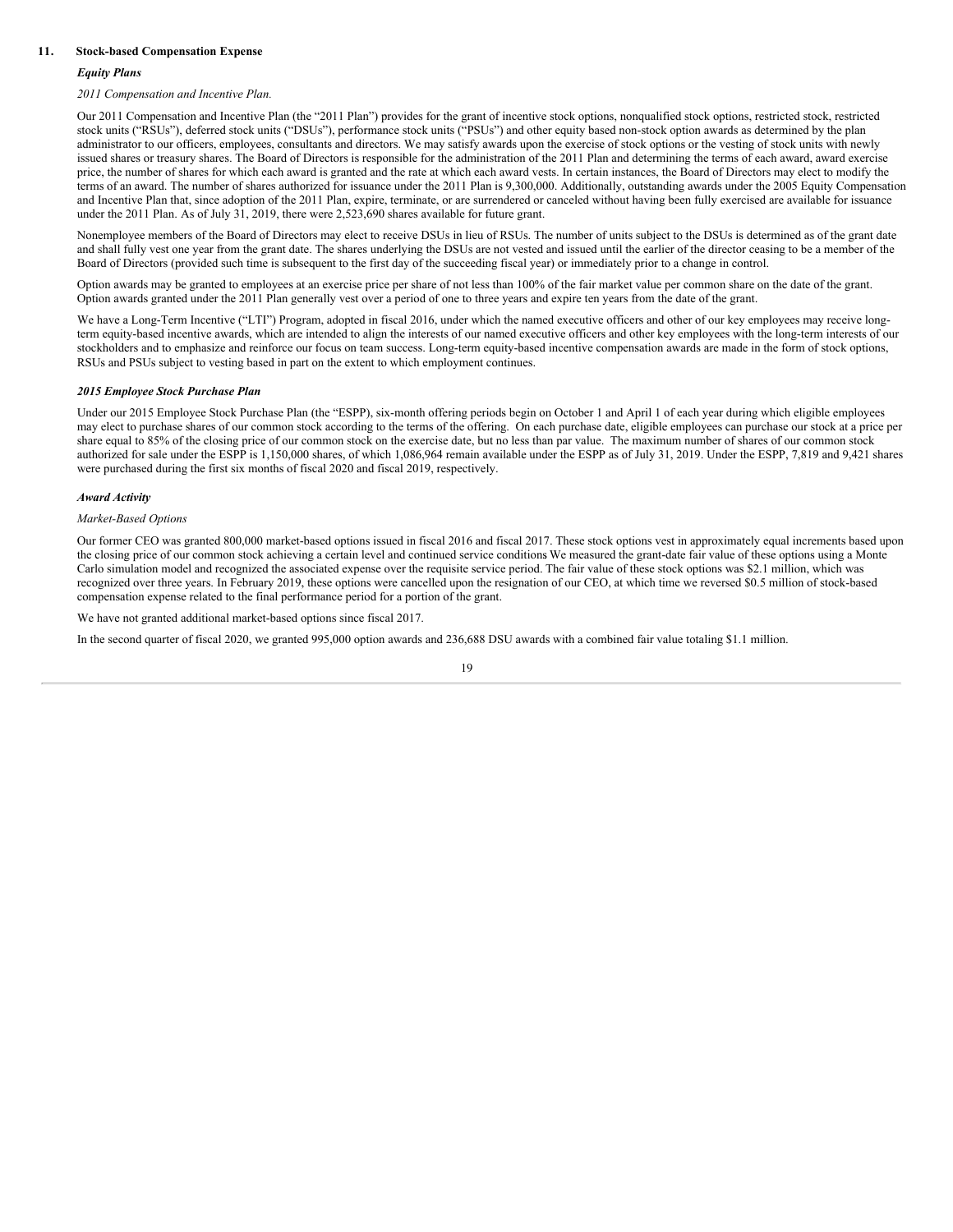## 11. Stock-based Compensation Expense

### *Equity Plans*

*2011 Compensation and Incentive Plan.*

Our 2011 Compensation and Incentive Plan (the "2011 Plan") provides for the grant of incentive stock options, nonqualified stock options, restricted stock, restricted stock units ("RSUs"), deferred stock units ("DSUs"), performance stock units ("PSUs") and other equity based non-stock option awards as determined by the plan administrator to our officers, employees, consultants and directors. We may satisfy awards upon the exercise of stock options or the vesting of stock units with newly issued shares or treasury shares. The Board of Directors is responsible for the administration of the 2011 Plan and determining the terms of each award, award exercise price, the number of shares for which each award is granted and the rate at which each award vests. In certain instances, the Board of Directors may elect to modify the terms of an award. The number of shares authorized for issuance under the 2011 Plan is 9,300,000. Additionally, outstanding awards under the 2005 Equity Compensation and Incentive Plan that, since adoption of the 2011 Plan, expire, terminate, or are surrendered or canceled without having been fully exercised are available for issuance under the 2011 Plan. As of July 31, 2019, there were 2,523,690 shares available for future grant.

Nonemployee members of the Board of Directors may elect to receive DSUs in lieu of RSUs. The number of units subject to the DSUs is determined as of the grant date and shall fully vest one year from the grant date. The shares underlying the DSUs are not vested and issued until the earlier of the director ceasing to be a member of the Board of Directors (provided such time is subsequent to the first day of the succeeding fiscal year) or immediately prior to a change in control.

Option awards may be granted to employees at an exercise price per share of not less than 100% of the fair market value per common share on the date of the grant. Option awards granted under the 2011 Plan generally vest over a period of one to three years and expire ten years from the date of the grant.

We have a Long-Term Incentive ("LTI") Program, adopted in fiscal 2016, under which the named executive officers and other of our key employees may receive long-term equity-based incentive awards, which are intended to align the interests of our named executive officers and other key employees with the long-term interests of our stockholders and to emphasize and reinforce our focus on team success. Long-term equity-based incentive compensation awards are made in the form of stock options, RSUs and PSUs subject to vesting based in part on the extent to which employment continues.

### *2015 Employee Stock Purchase Plan*

Under our 2015 Employee Stock Purchase Plan (the "ESPP), six-month offering periods begin on October 1 and April 1 of each year during which eligible employees may elect to purchase shares of our common stock according to the terms of the offering. On each purchase date, eligible employees can purchase our stock at a price per share equal to 85% of the closing price of our common stock on the exercise date, but no less than par value. The maximum number of shares of our common stock authorized for sale under the ESPP is 1,150,000 shares, of which 1,086,964 remain available under the ESPP as of July 31, 2019. Under the ESPP, 7,819 and 9,421 shares were purchased during the first six months of fiscal 2020 and fiscal 2019, respectively.

### *Award Activity*

*Market-Based Options*

Our former CEO was granted 800,000 market-based options issued in fiscal 2016 and fiscal 2017. These stock options vest in approximately equal increments based upon the closing price of our common stock achieving a certain level and continued service conditions We measured the grant-date fair value of these options using a Monte Carlo simulation model and recognized the associated expense over the requisite service period. The fair value of these stock options was $2.1 million, which was recognized over three years. In February 2019, these options were cancelled upon the resignation of our CEO, at which time we reversed $0.5 million of stock-based compensation expense related to the final performance period for a portion of the grant.

We have not granted additional market-based options since fiscal 2017.

In the second quarter of fiscal 2020, we granted 995,000 option awards and 236,688 DSU awards with a combined fair value totaling $1.1 million.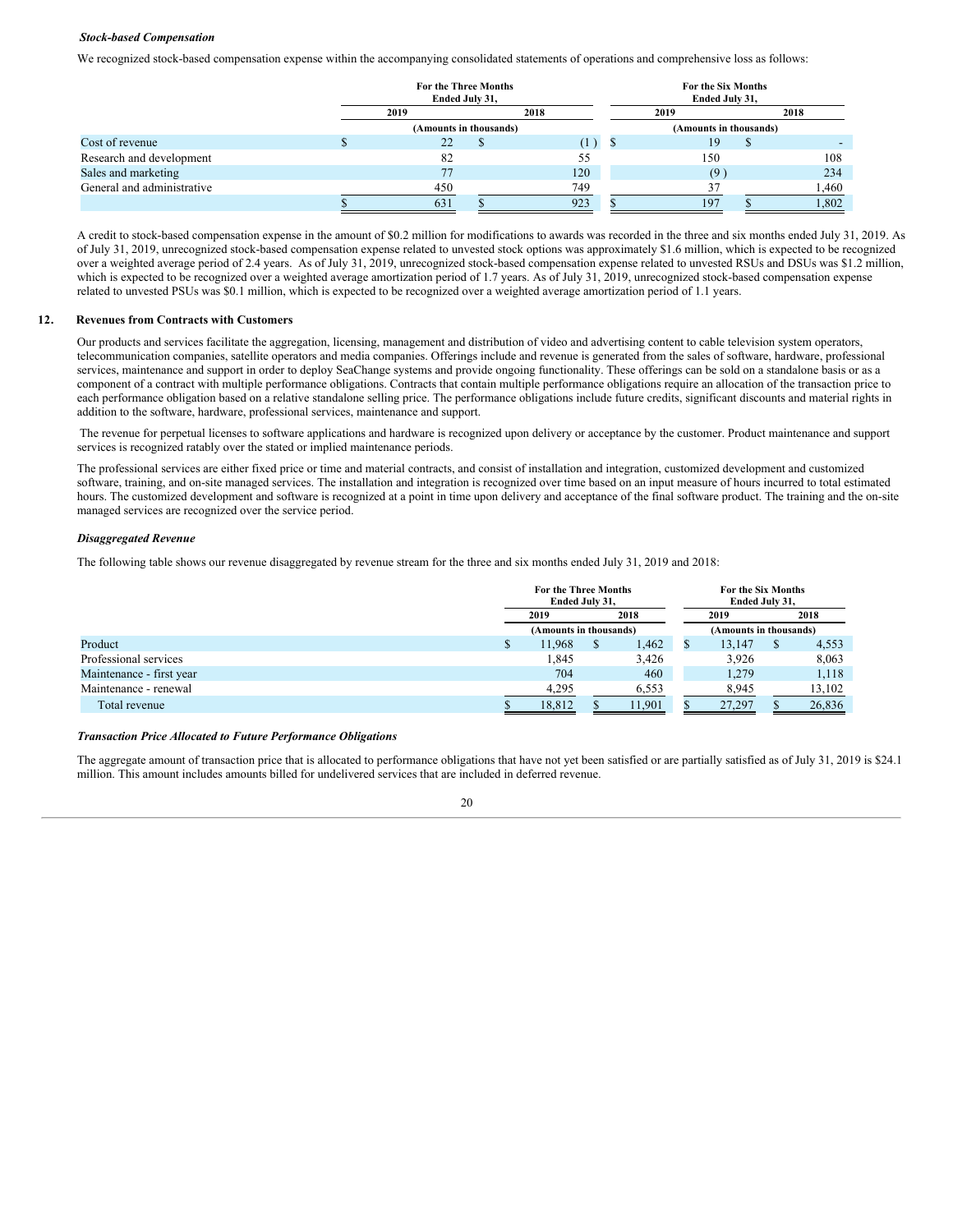***Stock-based Compensation***

We recognized stock-based compensation expense within the accompanying consolidated statements of operations and comprehensive loss as follows:

| | For the Three Months Ended July 31, | | For the Six Months Ended July 31, | |
|---|---|---|---|---|
| | 2019 | 2018 | 2019 | 2018 |
| | (Amounts in thousands) | | (Amounts in thousands) | |
| Cost of revenue | $ 22 | $ (1) | $ 19 | $ - |
| Research and development | 82 | 55 | 150 | 108 |
| Sales and marketing | 77 | 120 | (9) | 234 |
| General and administrative | 450 | 749 | 37 | 1,460 |
| | $ 631 | $ 923 | $ 197 | $ 1,802 |

A credit to stock-based compensation expense in the amount of $0.2 million for modifications to awards was recorded in the three and six months ended July 31, 2019. As of July 31, 2019, unrecognized stock-based compensation expense related to unvested stock options was approximately $1.6 million, which is expected to be recognized over a weighted average period of 2.4 years. As of July 31, 2019, unrecognized stock-based compensation expense related to unvested RSUs and DSUs was $1.2 million, which is expected to be recognized over a weighted average amortization period of 1.7 years. As of July 31, 2019, unrecognized stock-based compensation expense related to unvested PSUs was $0.1 million, which is expected to be recognized over a weighted average amortization period of 1.1 years.

## 12. Revenues from Contracts with Customers

Our products and services facilitate the aggregation, licensing, management and distribution of video and advertising content to cable television system operators, telecommunication companies, satellite operators and media companies. Offerings include and revenue is generated from the sales of software, hardware, professional services, maintenance and support in order to deploy SeaChange systems and provide ongoing functionality. These offerings can be sold on a standalone basis or as a component of a contract with multiple performance obligations. Contracts that contain multiple performance obligations require an allocation of the transaction price to each performance obligation based on a relative standalone selling price. The performance obligations include future credits, significant discounts and material rights in addition to the software, hardware, professional services, maintenance and support.

The revenue for perpetual licenses to software applications and hardware is recognized upon delivery or acceptance by the customer. Product maintenance and support services is recognized ratably over the stated or implied maintenance periods.

The professional services are either fixed price or time and material contracts, and consist of installation and integration, customized development and customized software, training, and on-site managed services. The installation and integration is recognized over time based on an input measure of hours incurred to total estimated hours. The customized development and software is recognized at a point in time upon delivery and acceptance of the final software product. The training and the on-site managed services are recognized over the service period.

***Disaggregated Revenue***

The following table shows our revenue disaggregated by revenue stream for the three and six months ended July 31, 2019 and 2018:

| | For the Three Months Ended July 31, | | For the Six Months Ended July 31, | |
|---|---|---|---|---|
| | 2019 | 2018 | 2019 | 2018 |
| | (Amounts in thousands) | | (Amounts in thousands) | |
| Product | $ 11,968 | $ 1,462 | $ 13,147 | $ 4,553 |
| Professional services | 1,845 | 3,426 | 3,926 | 8,063 |
| Maintenance - first year | 704 | 460 | 1,279 | 1,118 |
| Maintenance - renewal | 4,295 | 6,553 | 8,945 | 13,102 |
| Total revenue | $ 18,812 | $ 11,901 | $ 27,297 | $ 26,836 |

***Transaction Price Allocated to Future Performance Obligations***

The aggregate amount of transaction price that is allocated to performance obligations that have not yet been satisfied or are partially satisfied as of July 31, 2019 is $24.1 million. This amount includes amounts billed for undelivered services that are included in deferred revenue.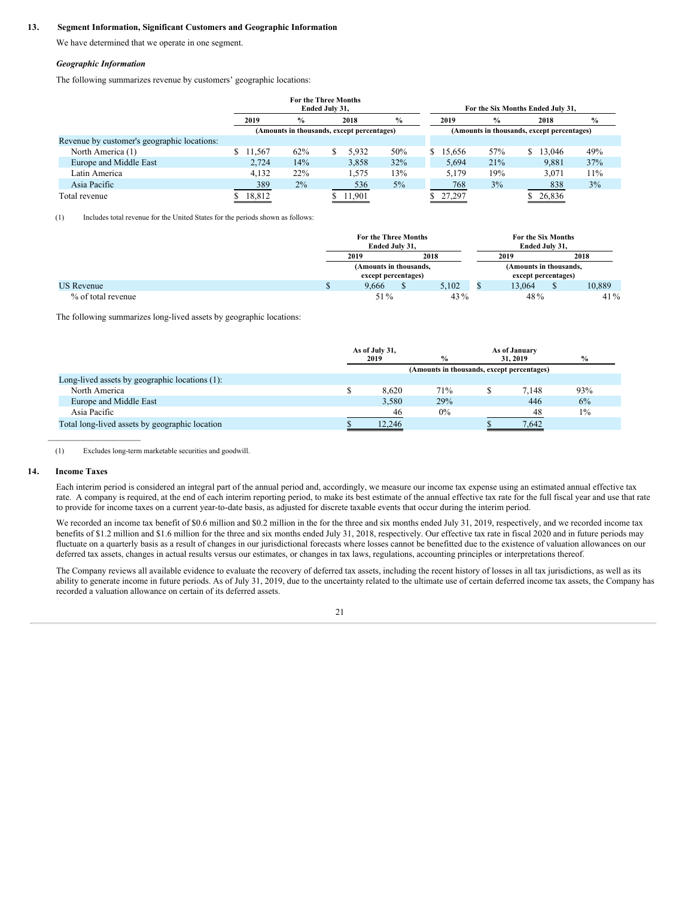## 13. Segment Information, Significant Customers and Geographic Information

We have determined that we operate in one segment.

### *Geographic Information*

The following summarizes revenue by customers' geographic locations:

| | For the Three Months Ended July 31, | | | | For the Six Months Ended July 31, | | | |
|---|---|---|---|---|---|---|---|---|
| | 2019 | % | 2018 | % | 2019 | % | 2018 | % |
| | (Amounts in thousands, except percentages) | | | | (Amounts in thousands, except percentages) | | | |
| Revenue by customer's geographic locations: | | | | | | | | |
| North America (1) | $ 11,567 | 62% | $ 5,932 | 50% | $ 15,656 | 57% | $ 13,046 | 49% |
| Europe and Middle East | 2,724 | 14% | 3,858 | 32% | 5,694 | 21% | 9,881 | 37% |
| Latin America | 4,132 | 22% | 1,575 | 13% | 5,179 | 19% | 3,071 | 11% |
| Asia Pacific | 389 | 2% | 536 | 5% | 768 | 3% | 838 | 3% |
| Total revenue | $ 18,812 | | $ 11,901 | | $ 27,297 | | $ 26,836 | |

(1) Includes total revenue for the United States for the periods shown as follows:

| | For the Three Months Ended July 31, | | For the Six Months Ended July 31, | |
|---|---|---|---|---|
| | 2019 | 2018 | 2019 | 2018 |
| | (Amounts in thousands, except percentages) | | (Amounts in thousands, except percentages) | |
| US Revenue | $ 9,666 | $ 5,102 | $ 13,064 | $ 10,889 |
| % of total revenue | 51% | 43% | 48% | 41% |

The following summarizes long-lived assets by geographic locations:

| | As of July 31, 2019 | % | As of January 31, 2019 | % |
|---|---|---|---|---|
| | (Amounts in thousands, except percentages) | | | |
| Long-lived assets by geographic locations (1): | | | | |
| North America | $ 8,620 | 71% | $ 7,148 | 93% |
| Europe and Middle East | 3,580 | 29% | 446 | 6% |
| Asia Pacific | 46 | 0% | 48 | 1% |
| Total long-lived assets by geographic location | $ 12,246 | | $ 7,642 | |

(1) Excludes long-term marketable securities and goodwill.

## 14. Income Taxes

Each interim period is considered an integral part of the annual period and, accordingly, we measure our income tax expense using an estimated annual effective tax rate. A company is required, at the end of each interim reporting period, to make its best estimate of the annual effective tax rate for the full fiscal year and use that rate to provide for income taxes on a current year-to-date basis, as adjusted for discrete taxable events that occur during the interim period.

We recorded an income tax benefit of $0.6 million and $0.2 million in the for the three and six months ended July 31, 2019, respectively, and we recorded income tax benefits of $1.2 million and $1.6 million for the three and six months ended July 31, 2018, respectively. Our effective tax rate in fiscal 2020 and in future periods may fluctuate on a quarterly basis as a result of changes in our jurisdictional forecasts where losses cannot be benefitted due to the existence of valuation allowances on our deferred tax assets, changes in actual results versus our estimates, or changes in tax laws, regulations, accounting principles or interpretations thereof.

The Company reviews all available evidence to evaluate the recovery of deferred tax assets, including the recent history of losses in all tax jurisdictions, as well as its ability to generate income in future periods. As of July 31, 2019, due to the uncertainty related to the ultimate use of certain deferred income tax assets, the Company has recorded a valuation allowance on certain of its deferred assets.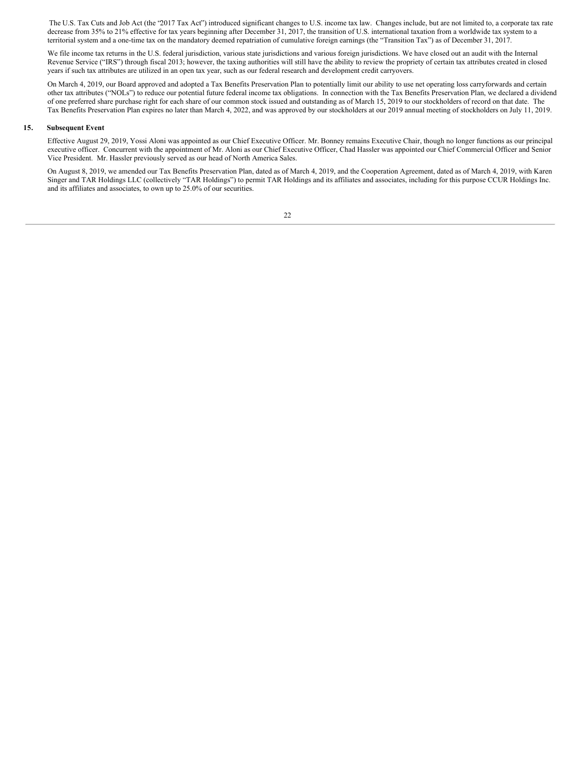The U.S. Tax Cuts and Job Act (the "2017 Tax Act") introduced significant changes to U.S. income tax law. Changes include, but are not limited to, a corporate tax rate decrease from 35% to 21% effective for tax years beginning after December 31, 2017, the transition of U.S. international taxation from a worldwide tax system to a territorial system and a one-time tax on the mandatory deemed repatriation of cumulative foreign earnings (the "Transition Tax") as of December 31, 2017.

We file income tax returns in the U.S. federal jurisdiction, various state jurisdictions and various foreign jurisdictions. We have closed out an audit with the Internal Revenue Service ("IRS") through fiscal 2013; however, the taxing authorities will still have the ability to review the propriety of certain tax attributes created in closed years if such tax attributes are utilized in an open tax year, such as our federal research and development credit carryovers.

On March 4, 2019, our Board approved and adopted a Tax Benefits Preservation Plan to potentially limit our ability to use net operating loss carryforwards and certain other tax attributes ("NOLs") to reduce our potential future federal income tax obligations. In connection with the Tax Benefits Preservation Plan, we declared a dividend of one preferred share purchase right for each share of our common stock issued and outstanding as of March 15, 2019 to our stockholders of record on that date. The Tax Benefits Preservation Plan expires no later than March 4, 2022, and was approved by our stockholders at our 2019 annual meeting of stockholders on July 11, 2019.

## 15. Subsequent Event

Effective August 29, 2019, Yossi Aloni was appointed as our Chief Executive Officer. Mr. Bonney remains Executive Chair, though no longer functions as our principal executive officer. Concurrent with the appointment of Mr. Aloni as our Chief Executive Officer, Chad Hassler was appointed our Chief Commercial Officer and Senior Vice President. Mr. Hassler previously served as our head of North America Sales.

On August 8, 2019, we amended our Tax Benefits Preservation Plan, dated as of March 4, 2019, and the Cooperation Agreement, dated as of March 4, 2019, with Karen Singer and TAR Holdings LLC (collectively "TAR Holdings") to permit TAR Holdings and its affiliates and associates, including for this purpose CCUR Holdings Inc. and its affiliates and associates, to own up to 25.0% of our securities.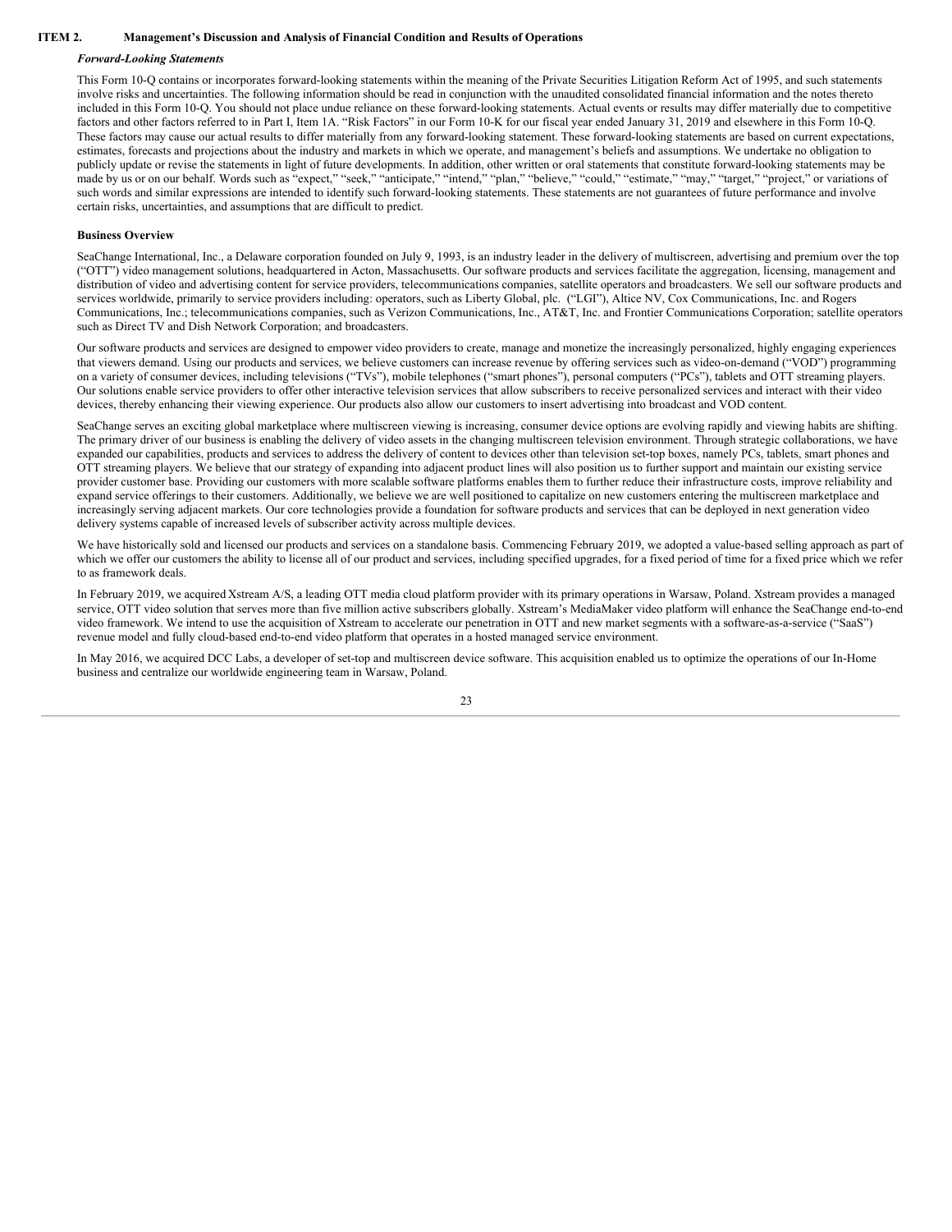## ITEM 2. Management's Discussion and Analysis of Financial Condition and Results of Operations

### *Forward-Looking Statements*

This Form 10-Q contains or incorporates forward-looking statements within the meaning of the Private Securities Litigation Reform Act of 1995, and such statements involve risks and uncertainties. The following information should be read in conjunction with the unaudited consolidated financial information and the notes thereto included in this Form 10-Q. You should not place undue reliance on these forward-looking statements. Actual events or results may differ materially due to competitive factors and other factors referred to in Part I, Item 1A. "Risk Factors" in our Form 10-K for our fiscal year ended January 31, 2019 and elsewhere in this Form 10-Q. These factors may cause our actual results to differ materially from any forward-looking statement. These forward-looking statements are based on current expectations, estimates, forecasts and projections about the industry and markets in which we operate, and management's beliefs and assumptions. We undertake no obligation to publicly update or revise the statements in light of future developments. In addition, other written or oral statements that constitute forward-looking statements may be made by us or on our behalf. Words such as "expect," "seek," "anticipate," "intend," "plan," "believe," "could," "estimate," "may," "target," "project," or variations of such words and similar expressions are intended to identify such forward-looking statements. These statements are not guarantees of future performance and involve certain risks, uncertainties, and assumptions that are difficult to predict.

### Business Overview

SeaChange International, Inc., a Delaware corporation founded on July 9, 1993, is an industry leader in the delivery of multiscreen, advertising and premium over the top ("OTT") video management solutions, headquartered in Acton, Massachusetts. Our software products and services facilitate the aggregation, licensing, management and distribution of video and advertising content for service providers, telecommunications companies, satellite operators and broadcasters. We sell our software products and services worldwide, primarily to service providers including: operators, such as Liberty Global, plc. ("LGI"), Altice NV, Cox Communications, Inc. and Rogers Communications, Inc.; telecommunications companies, such as Verizon Communications, Inc., AT&T, Inc. and Frontier Communications Corporation; satellite operators such as Direct TV and Dish Network Corporation; and broadcasters.

Our software products and services are designed to empower video providers to create, manage and monetize the increasingly personalized, highly engaging experiences that viewers demand. Using our products and services, we believe customers can increase revenue by offering services such as video-on-demand ("VOD") programming on a variety of consumer devices, including televisions ("TVs"), mobile telephones ("smart phones"), personal computers ("PCs"), tablets and OTT streaming players. Our solutions enable service providers to offer other interactive television services that allow subscribers to receive personalized services and interact with their video devices, thereby enhancing their viewing experience. Our products also allow our customers to insert advertising into broadcast and VOD content.

SeaChange serves an exciting global marketplace where multiscreen viewing is increasing, consumer device options are evolving rapidly and viewing habits are shifting. The primary driver of our business is enabling the delivery of video assets in the changing multiscreen television environment. Through strategic collaborations, we have expanded our capabilities, products and services to address the delivery of content to devices other than television set-top boxes, namely PCs, tablets, smart phones and OTT streaming players. We believe that our strategy of expanding into adjacent product lines will also position us to further support and maintain our existing service provider customer base. Providing our customers with more scalable software platforms enables them to further reduce their infrastructure costs, improve reliability and expand service offerings to their customers. Additionally, we believe we are well positioned to capitalize on new customers entering the multiscreen marketplace and increasingly serving adjacent markets. Our core technologies provide a foundation for software products and services that can be deployed in next generation video delivery systems capable of increased levels of subscriber activity across multiple devices.

We have historically sold and licensed our products and services on a standalone basis. Commencing February 2019, we adopted a value-based selling approach as part of which we offer our customers the ability to license all of our product and services, including specified upgrades, for a fixed period of time for a fixed price which we refer to as framework deals.

In February 2019, we acquired Xstream A/S, a leading OTT media cloud platform provider with its primary operations in Warsaw, Poland. Xstream provides a managed service, OTT video solution that serves more than five million active subscribers globally. Xstream's MediaMaker video platform will enhance the SeaChange end-to-end video framework. We intend to use the acquisition of Xstream to accelerate our penetration in OTT and new market segments with a software-as-a-service ("SaaS") revenue model and fully cloud-based end-to-end video platform that operates in a hosted managed service environment.

In May 2016, we acquired DCC Labs, a developer of set-top and multiscreen device software. This acquisition enabled us to optimize the operations of our In-Home business and centralize our worldwide engineering team in Warsaw, Poland.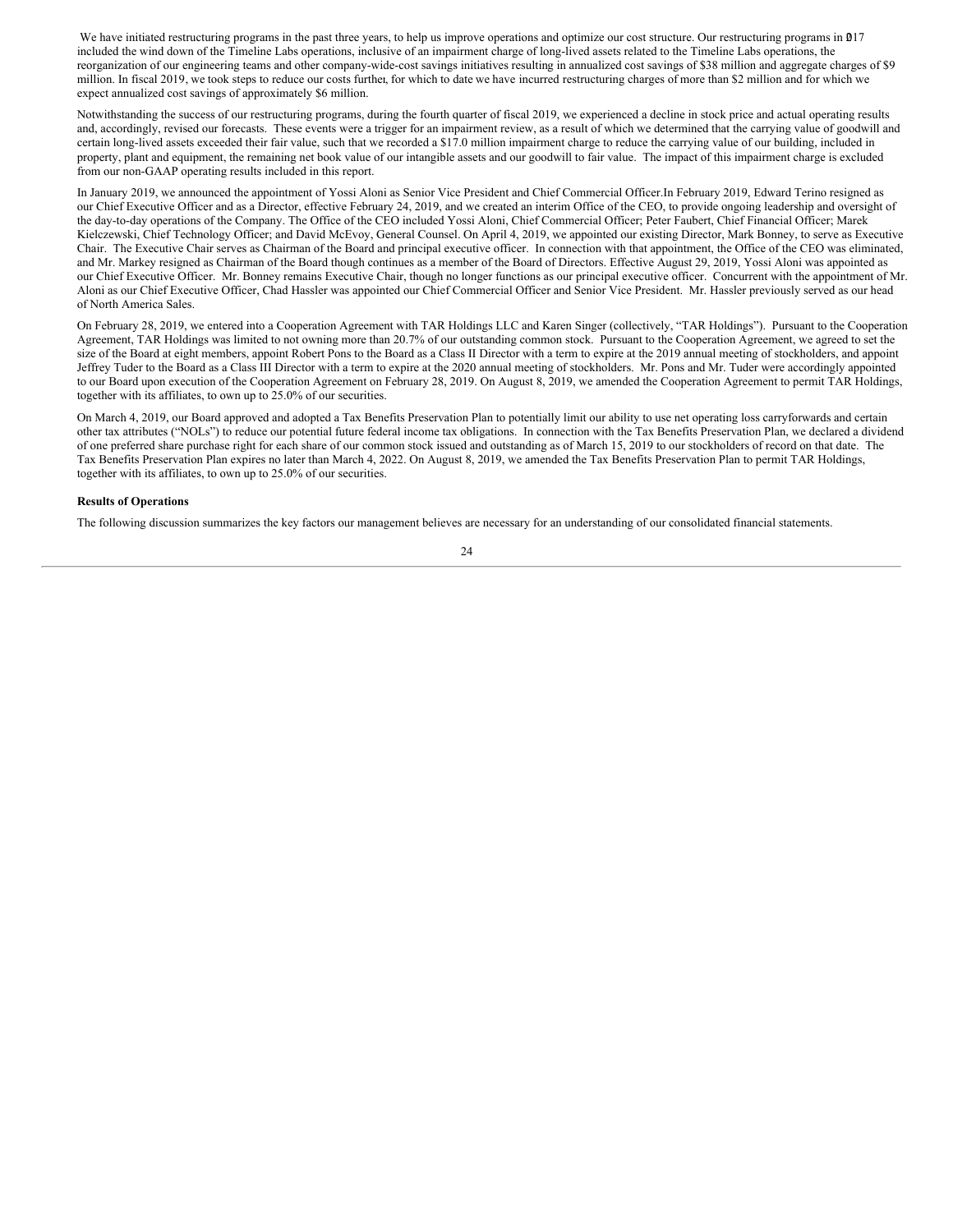We have initiated restructuring programs in the past three years, to help us improve operations and optimize our cost structure. Our restructuring programs in 2017 included the wind down of the Timeline Labs operations, inclusive of an impairment charge of long-lived assets related to the Timeline Labs operations, the reorganization of our engineering teams and other company-wide-cost savings initiatives resulting in annualized cost savings of $38 million and aggregate charges of $9 million. In fiscal 2019, we took steps to reduce our costs further, for which to date we have incurred restructuring charges of more than $2 million and for which we expect annualized cost savings of approximately $6 million.

Notwithstanding the success of our restructuring programs, during the fourth quarter of fiscal 2019, we experienced a decline in stock price and actual operating results and, accordingly, revised our forecasts. These events were a trigger for an impairment review, as a result of which we determined that the carrying value of goodwill and certain long-lived assets exceeded their fair value, such that we recorded a $17.0 million impairment charge to reduce the carrying value of our building, included in property, plant and equipment, the remaining net book value of our intangible assets and our goodwill to fair value. The impact of this impairment charge is excluded from our non-GAAP operating results included in this report.

In January 2019, we announced the appointment of Yossi Aloni as Senior Vice President and Chief Commercial Officer.In February 2019, Edward Terino resigned as our Chief Executive Officer and as a Director, effective February 24, 2019, and we created an interim Office of the CEO, to provide ongoing leadership and oversight of the day-to-day operations of the Company. The Office of the CEO included Yossi Aloni, Chief Commercial Officer; Peter Faubert, Chief Financial Officer; Marek Kielczewski, Chief Technology Officer; and David McEvoy, General Counsel. On April 4, 2019, we appointed our existing Director, Mark Bonney, to serve as Executive Chair. The Executive Chair serves as Chairman of the Board and principal executive officer. In connection with that appointment, the Office of the CEO was eliminated, and Mr. Markey resigned as Chairman of the Board though continues as a member of the Board of Directors. Effective August 29, 2019, Yossi Aloni was appointed as our Chief Executive Officer. Mr. Bonney remains Executive Chair, though no longer functions as our principal executive officer. Concurrent with the appointment of Mr. Aloni as our Chief Executive Officer, Chad Hassler was appointed our Chief Commercial Officer and Senior Vice President. Mr. Hassler previously served as our head of North America Sales.

On February 28, 2019, we entered into a Cooperation Agreement with TAR Holdings LLC and Karen Singer (collectively, "TAR Holdings"). Pursuant to the Cooperation Agreement, TAR Holdings was limited to not owning more than 20.7% of our outstanding common stock. Pursuant to the Cooperation Agreement, we agreed to set the size of the Board at eight members, appoint Robert Pons to the Board as a Class II Director with a term to expire at the 2019 annual meeting of stockholders, and appoint Jeffrey Tuder to the Board as a Class III Director with a term to expire at the 2020 annual meeting of stockholders. Mr. Pons and Mr. Tuder were accordingly appointed to our Board upon execution of the Cooperation Agreement on February 28, 2019. On August 8, 2019, we amended the Cooperation Agreement to permit TAR Holdings, together with its affiliates, to own up to 25.0% of our securities.

On March 4, 2019, our Board approved and adopted a Tax Benefits Preservation Plan to potentially limit our ability to use net operating loss carryforwards and certain other tax attributes ("NOLs") to reduce our potential future federal income tax obligations. In connection with the Tax Benefits Preservation Plan, we declared a dividend of one preferred share purchase right for each share of our common stock issued and outstanding as of March 15, 2019 to our stockholders of record on that date. The Tax Benefits Preservation Plan expires no later than March 4, 2022. On August 8, 2019, we amended the Tax Benefits Preservation Plan to permit TAR Holdings, together with its affiliates, to own up to 25.0% of our securities.

**Results of Operations**

The following discussion summarizes the key factors our management believes are necessary for an understanding of our consolidated financial statements.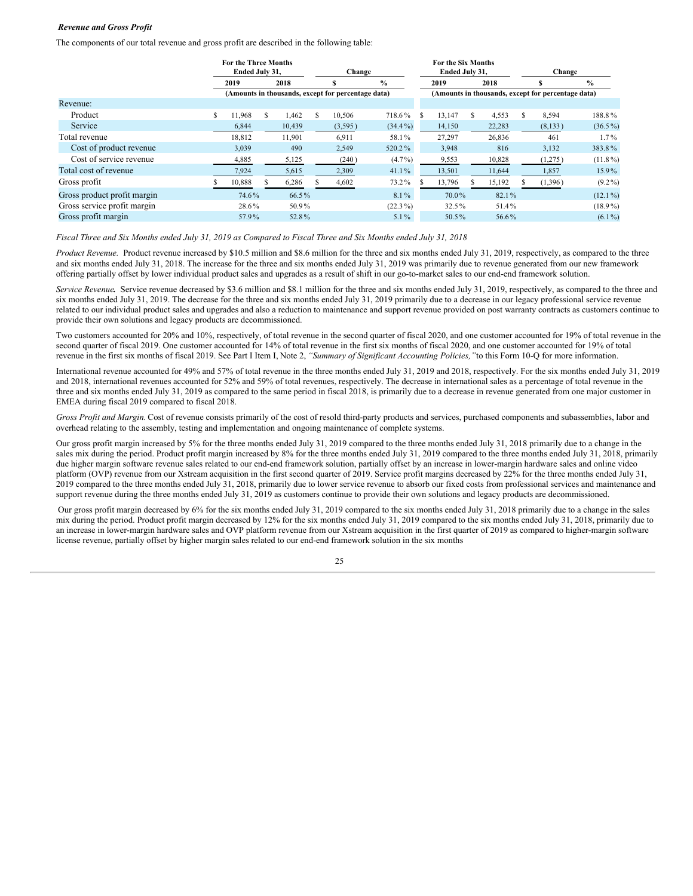***Revenue and Gross Profit***

The components of our total revenue and gross profit are described in the following table:

| | For the Three Months Ended July 31, | | Change | | For the Six Months Ended July 31, | | Change | |
|---|---|---|---|---|---|---|---|---|
| | 2019 | 2018 | $ | % | 2019 | 2018 | $ | % |
| | (Amounts in thousands, except for percentage data) | | | | (Amounts in thousands, except for percentage data) | | | |
| Revenue: | | | | | | | | |
| Product | $ 11,968 | $ 1,462 | $ 10,506 | 718.6% | $ 13,147 | $ 4,553 | $ 8,594 | 188.8% |
| Service | 6,844 | 10,439 | (3,595) | (34.4%) | 14,150 | 22,283 | (8,133) | (36.5%) |
| Total revenue | 18,812 | 11,901 | 6,911 | 58.1% | 27,297 | 26,836 | 461 | 1.7% |
| Cost of product revenue | 3,039 | 490 | 2,549 | 520.2% | 3,948 | 816 | 3,132 | 383.8% |
| Cost of service revenue | 4,885 | 5,125 | (240) | (4.7%) | 9,553 | 10,828 | (1,275) | (11.8%) |
| Total cost of revenue | 7,924 | 5,615 | 2,309 | 41.1% | 13,501 | 11,644 | 1,857 | 15.9% |
| Gross profit | $ 10,888 | $ 6,286 | $ 4,602 | 73.2% | $ 13,796 | $ 15,192 | $ (1,396) | (9.2%) |
| Gross product profit margin | 74.6% | 66.5% | | 8.1% | 70.0% | 82.1% | | (12.1%) |
| Gross service profit margin | 28.6% | 50.9% | | (22.3%) | 32.5% | 51.4% | | (18.9%) |
| Gross profit margin | 57.9% | 52.8% | | 5.1% | 50.5% | 56.6% | | (6.1%) |

*Fiscal Three and Six Months ended July 31, 2019 as Compared to Fiscal Three and Six Months ended July 31, 2018*

*Product Revenue.* Product revenue increased by $10.5 million and $8.6 million for the three and six months ended July 31, 2019, respectively, as compared to the three and six months ended July 31, 2018. The increase for the three and six months ended July 31, 2019 was primarily due to revenue generated from our new framework offering partially offset by lower individual product sales and upgrades as a result of shift in our go-to-market sales to our end-end framework solution.

***Service Revenue.*** Service revenue decreased by $3.6 million and $8.1 million for the three and six months ended July 31, 2019, respectively, as compared to the three and six months ended July 31, 2019. The decrease for the three and six months ended July 31, 2019 primarily due to a decrease in our legacy professional service revenue related to our individual product sales and upgrades and also a reduction to maintenance and support revenue provided on post warranty contracts as customers continue to provide their own solutions and legacy products are decommissioned.

Two customers accounted for 20% and 10%, respectively, of total revenue in the second quarter of fiscal 2020, and one customer accounted for 19% of total revenue in the second quarter of fiscal 2019. One customer accounted for 14% of total revenue in the first six months of fiscal 2020, and one customer accounted for 19% of total revenue in the first six months of fiscal 2019. See Part I Item I, Note 2, *"Summary of Significant Accounting Policies,"* to this Form 10-Q for more information.

International revenue accounted for 49% and 57% of total revenue in the three months ended July 31, 2019 and 2018, respectively. For the six months ended July 31, 2019 and 2018, international revenues accounted for 52% and 59% of total revenues, respectively. The decrease in international sales as a percentage of total revenue in the three and six months ended July 31, 2019 as compared to the same period in fiscal 2018, is primarily due to a decrease in revenue generated from one major customer in EMEA during fiscal 2019 compared to fiscal 2018.

*Gross Profit and Margin.* Cost of revenue consists primarily of the cost of resold third-party products and services, purchased components and subassemblies, labor and overhead relating to the assembly, testing and implementation and ongoing maintenance of complete systems.

Our gross profit margin increased by 5% for the three months ended July 31, 2019 compared to the three months ended July 31, 2018 primarily due to a change in the sales mix during the period. Product profit margin increased by 8% for the three months ended July 31, 2019 compared to the three months ended July 31, 2018, primarily due higher margin software revenue sales related to our end-end framework solution, partially offset by an increase in lower-margin hardware sales and online video platform (OVP) revenue from our Xstream acquisition in the first second quarter of 2019. Service profit margins decreased by 22% for the three months ended July 31, 2019 compared to the three months ended July 31, 2018, primarily due to lower service revenue to absorb our fixed costs from professional services and maintenance and support revenue during the three months ended July 31, 2019 as customers continue to provide their own solutions and legacy products are decommissioned.

Our gross profit margin decreased by 6% for the six months ended July 31, 2019 compared to the six months ended July 31, 2018 primarily due to a change in the sales mix during the period. Product profit margin decreased by 12% for the six months ended July 31, 2019 compared to the six months ended July 31, 2018, primarily due to an increase in lower-margin hardware sales and OVP platform revenue from our Xstream acquisition in the first quarter of 2019 as compared to higher-margin software license revenue, partially offset by higher margin sales related to our end-end framework solution in the six months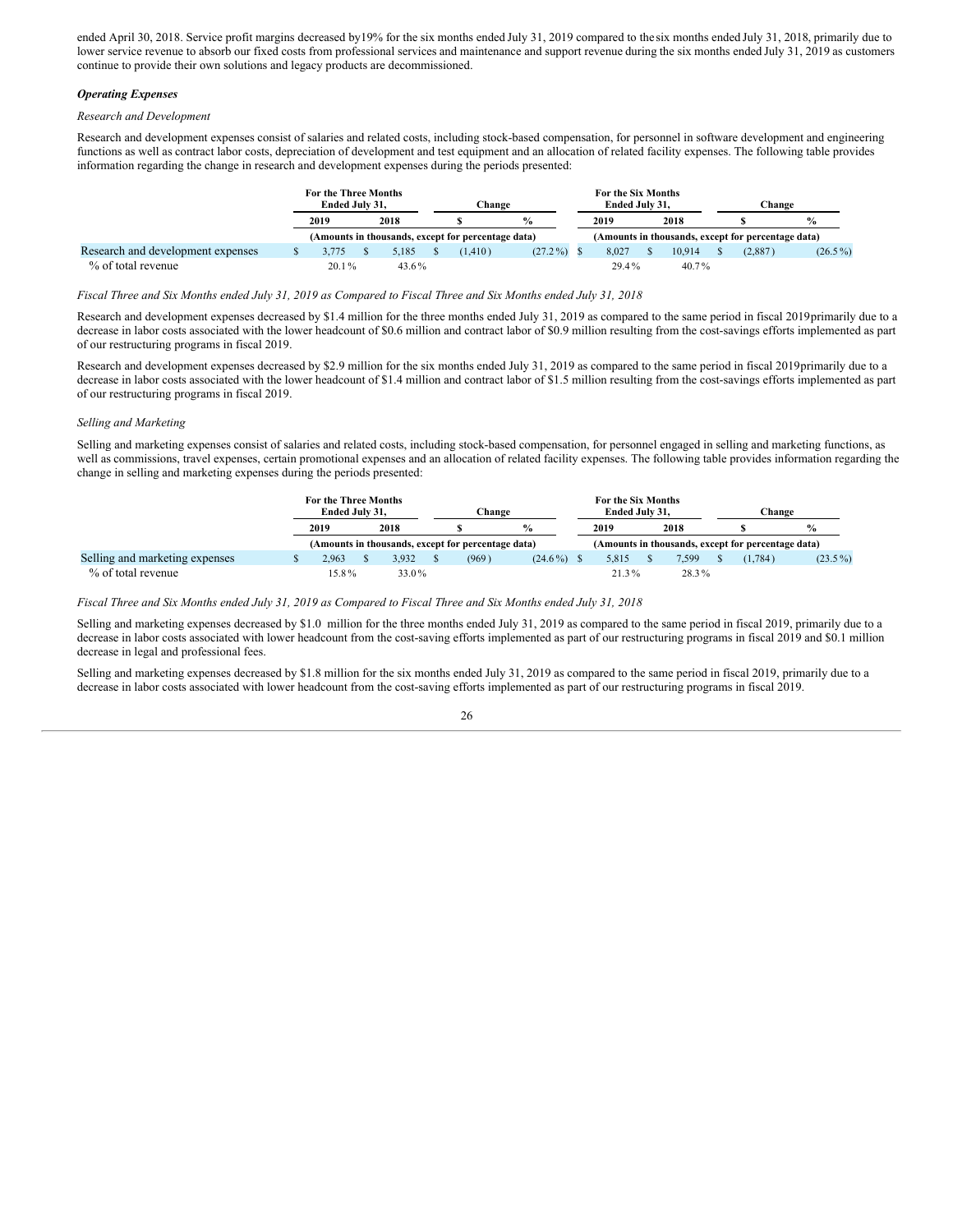ended April 30, 2018. Service profit margins decreased by19% for the six months ended July 31, 2019 compared to the six months ended July 31, 2018, primarily due to lower service revenue to absorb our fixed costs from professional services and maintenance and support revenue during the six months ended July 31, 2019 as customers continue to provide their own solutions and legacy products are decommissioned.

***Operating Expenses***

*Research and Development*

Research and development expenses consist of salaries and related costs, including stock-based compensation, for personnel in software development and engineering functions as well as contract labor costs, depreciation of development and test equipment and an allocation of related facility expenses. The following table provides information regarding the change in research and development expenses during the periods presented:

| | For the Three Months Ended July 31, | | Change | | For the Six Months Ended July 31, | | Change | |
|---|---|---|---|---|---|---|---|---|
| | 2019 | 2018 | $ | % | 2019 | 2018 | $ | % |
| | (Amounts in thousands, except for percentage data) | | | | (Amounts in thousands, except for percentage data) | | | |
| Research and development expenses | $ 3,775 | $ 5,185 | $ (1,410) | (27.2%) | $ 8,027 | $ 10,914 | $ (2,887) | (26.5%) |
| % of total revenue | 20.1% | 43.6% | | | 29.4% | 40.7% | | |

*Fiscal Three and Six Months ended July 31, 2019 as Compared to Fiscal Three and Six Months ended July 31, 2018*

Research and development expenses decreased by $1.4 million for the three months ended July 31, 2019 as compared to the same period in fiscal 2019primarily due to a decrease in labor costs associated with the lower headcount of $0.6 million and contract labor of $0.9 million resulting from the cost-savings efforts implemented as part of our restructuring programs in fiscal 2019.

Research and development expenses decreased by $2.9 million for the six months ended July 31, 2019 as compared to the same period in fiscal 2019primarily due to a decrease in labor costs associated with the lower headcount of $1.4 million and contract labor of $1.5 million resulting from the cost-savings efforts implemented as part of our restructuring programs in fiscal 2019.

*Selling and Marketing*

Selling and marketing expenses consist of salaries and related costs, including stock-based compensation, for personnel engaged in selling and marketing functions, as well as commissions, travel expenses, certain promotional expenses and an allocation of related facility expenses. The following table provides information regarding the change in selling and marketing expenses during the periods presented:

| | For the Three Months Ended July 31, | | Change | | For the Six Months Ended July 31, | | Change | |
|---|---|---|---|---|---|---|---|---|
| | 2019 | 2018 | $ | % | 2019 | 2018 | $ | % |
| | (Amounts in thousands, except for percentage data) | | | | (Amounts in thousands, except for percentage data) | | | |
| Selling and marketing expenses | $ 2,963 | $ 3,932 | $ (969) | (24.6%) | $ 5,815 | $ 7,599 | $ (1,784) | (23.5%) |
| % of total revenue | 15.8% | 33.0% | | | 21.3% | 28.3% | | |

*Fiscal Three and Six Months ended July 31, 2019 as Compared to Fiscal Three and Six Months ended July 31, 2018*

Selling and marketing expenses decreased by $1.0 million for the three months ended July 31, 2019 as compared to the same period in fiscal 2019, primarily due to a decrease in labor costs associated with lower headcount from the cost-saving efforts implemented as part of our restructuring programs in fiscal 2019 and $0.1 million decrease in legal and professional fees.

Selling and marketing expenses decreased by $1.8 million for the six months ended July 31, 2019 as compared to the same period in fiscal 2019, primarily due to a decrease in labor costs associated with lower headcount from the cost-saving efforts implemented as part of our restructuring programs in fiscal 2019.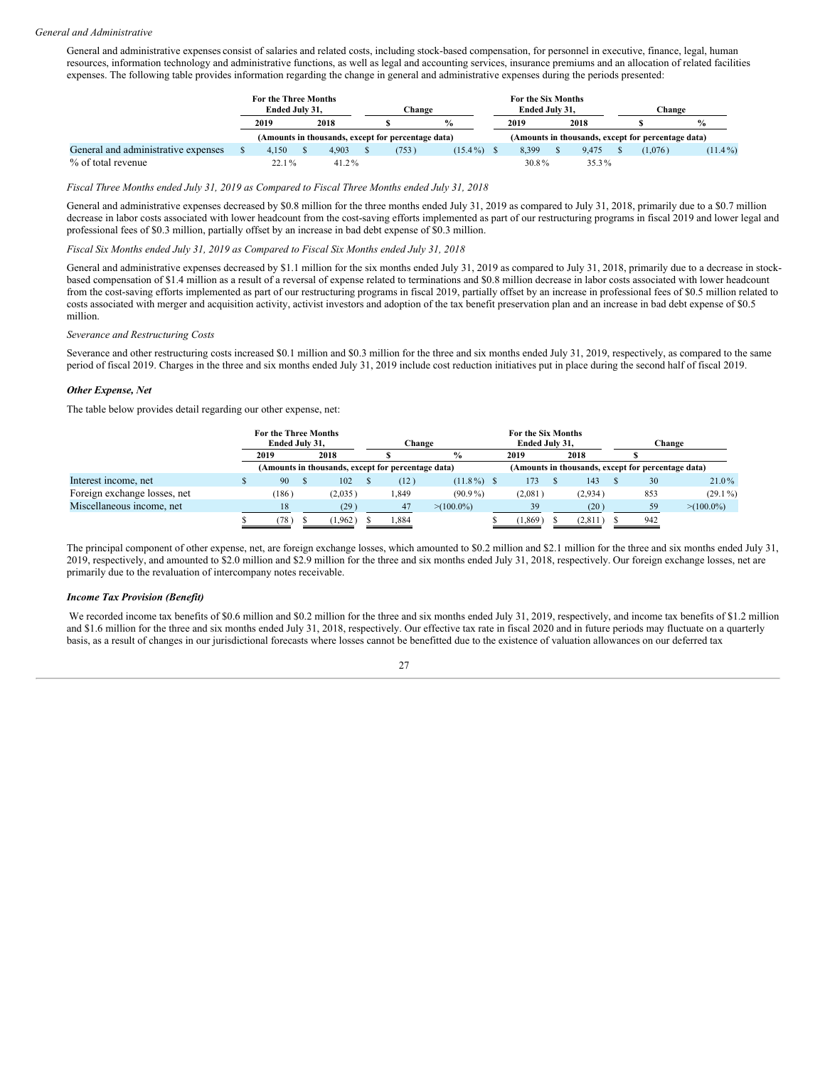*General and Administrative*

General and administrative expenses consist of salaries and related costs, including stock-based compensation, for personnel in executive, finance, legal, human resources, information technology and administrative functions, as well as legal and accounting services, insurance premiums and an allocation of related facilities expenses. The following table provides information regarding the change in general and administrative expenses during the periods presented:

| | For the Three Months Ended July 31, | | Change | | For the Six Months Ended July 31, | | Change | |
|---|---|---|---|---|---|---|---|---|
| | 2019 | 2018 | $ | % | 2019 | 2018 | $ | % |
| | (Amounts in thousands, except for percentage data) | | | | (Amounts in thousands, except for percentage data) | | | |
| General and administrative expenses | $ 4,150 | $ 4,903 | $ (753) | (15.4%) | $ 8,399 | $ 9,475 | $ (1,076) | (11.4%) |
| % of total revenue | 22.1% | 41.2% | | | 30.8% | 35.3% | | |

*Fiscal Three Months ended July 31, 2019 as Compared to Fiscal Three Months ended July 31, 2018*

General and administrative expenses decreased by $0.8 million for the three months ended July 31, 2019 as compared to July 31, 2018, primarily due to a $0.7 million decrease in labor costs associated with lower headcount from the cost-saving efforts implemented as part of our restructuring programs in fiscal 2019 and lower legal and professional fees of $0.3 million, partially offset by an increase in bad debt expense of $0.3 million.

*Fiscal Six Months ended July 31, 2019 as Compared to Fiscal Six Months ended July 31, 2018*

General and administrative expenses decreased by $1.1 million for the six months ended July 31, 2019 as compared to July 31, 2018, primarily due to a decrease in stock-based compensation of $1.4 million as a result of a reversal of expense related to terminations and $0.8 million decrease in labor costs associated with lower headcount from the cost-saving efforts implemented as part of our restructuring programs in fiscal 2019, partially offset by an increase in professional fees of $0.5 million related to costs associated with merger and acquisition activity, activist investors and adoption of the tax benefit preservation plan and an increase in bad debt expense of $0.5 million.

*Severance and Restructuring Costs*

Severance and other restructuring costs increased $0.1 million and $0.3 million for the three and six months ended July 31, 2019, respectively, as compared to the same period of fiscal 2019. Charges in the three and six months ended July 31, 2019 include cost reduction initiatives put in place during the second half of fiscal 2019.

***Other Expense, Net***

The table below provides detail regarding our other expense, net:

| | For the Three Months Ended July 31, | | Change | | For the Six Months Ended July 31, | | Change | |
|---|---|---|---|---|---|---|---|---|
| | 2019 | 2018 | $ | % | 2019 | 2018 | $ | |
| | (Amounts in thousands, except for percentage data) | | | | (Amounts in thousands, except for percentage data) | | | |
| Interest income, net | $ 90 | $ 102 | $ (12) | (11.8%) | $ 173 | $ 143 | $ 30 | 21.0% |
| Foreign exchange losses, net | (186) | (2,035) | 1,849 | (90.9%) | (2,081) | (2,934) | 853 | (29.1%) |
| Miscellaneous income, net | 18 | (29) | 47 | >(100.0%) | 39 | (20) | 59 | >(100.0%) |
| | $ (78) | $ (1,962) | $ 1,884 | | $ (1,869) | $ (2,811) | $ 942 | |

The principal component of other expense, net, are foreign exchange losses, which amounted to $0.2 million and $2.1 million for the three and six months ended July 31, 2019, respectively, and amounted to $2.0 million and $2.9 million for the three and six months ended July 31, 2018, respectively. Our foreign exchange losses, net are primarily due to the revaluation of intercompany notes receivable.

***Income Tax Provision (Benefit)***

We recorded income tax benefits of $0.6 million and $0.2 million for the three and six months ended July 31, 2019, respectively, and income tax benefits of $1.2 million and $1.6 million for the three and six months ended July 31, 2018, respectively. Our effective tax rate in fiscal 2020 and in future periods may fluctuate on a quarterly basis, as a result of changes in our jurisdictional forecasts where losses cannot be benefitted due to the existence of valuation allowances on our deferred tax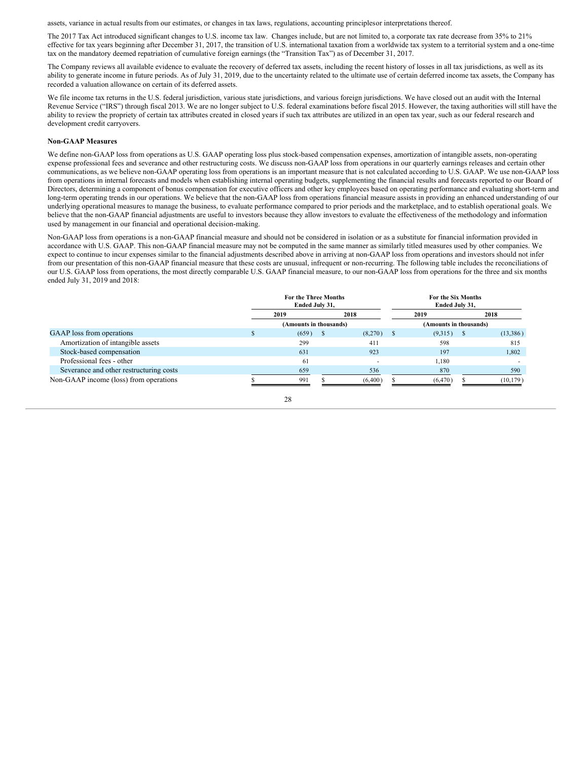assets, variance in actual results from our estimates, or changes in tax laws, regulations, accounting principlesor interpretations thereof.

The 2017 Tax Act introduced significant changes to U.S. income tax law. Changes include, but are not limited to, a corporate tax rate decrease from 35% to 21% effective for tax years beginning after December 31, 2017, the transition of U.S. international taxation from a worldwide tax system to a territorial system and a one-time tax on the mandatory deemed repatriation of cumulative foreign earnings (the "Transition Tax") as of December 31, 2017.

The Company reviews all available evidence to evaluate the recovery of deferred tax assets, including the recent history of losses in all tax jurisdictions, as well as its ability to generate income in future periods. As of July 31, 2019, due to the uncertainty related to the ultimate use of certain deferred income tax assets, the Company has recorded a valuation allowance on certain of its deferred assets.

We file income tax returns in the U.S. federal jurisdiction, various state jurisdictions, and various foreign jurisdictions. We have closed out an audit with the Internal Revenue Service ("IRS") through fiscal 2013. We are no longer subject to U.S. federal examinations before fiscal 2015. However, the taxing authorities will still have the ability to review the propriety of certain tax attributes created in closed years if such tax attributes are utilized in an open tax year, such as our federal research and development credit carryovers.

**Non-GAAP Measures**

We define non-GAAP loss from operations as U.S. GAAP operating loss plus stock-based compensation expenses, amortization of intangible assets, non-operating expense professional fees and severance and other restructuring costs. We discuss non-GAAP loss from operations in our quarterly earnings releases and certain other communications, as we believe non-GAAP operating loss from operations is an important measure that is not calculated according to U.S. GAAP. We use non-GAAP loss from operations in internal forecasts and models when establishing internal operating budgets, supplementing the financial results and forecasts reported to our Board of Directors, determining a component of bonus compensation for executive officers and other key employees based on operating performance and evaluating short-term and long-term operating trends in our operations. We believe that the non-GAAP loss from operations financial measure assists in providing an enhanced understanding of our underlying operational measures to manage the business, to evaluate performance compared to prior periods and the marketplace, and to establish operational goals. We believe that the non-GAAP financial adjustments are useful to investors because they allow investors to evaluate the effectiveness of the methodology and information used by management in our financial and operational decision-making.

Non-GAAP loss from operations is a non-GAAP financial measure and should not be considered in isolation or as a substitute for financial information provided in accordance with U.S. GAAP. This non-GAAP financial measure may not be computed in the same manner as similarly titled measures used by other companies. We expect to continue to incur expenses similar to the financial adjustments described above in arriving at non-GAAP loss from operations and investors should not infer from our presentation of this non-GAAP financial measure that these costs are unusual, infrequent or non-recurring. The following table includes the reconciliations of our U.S. GAAP loss from operations, the most directly comparable U.S. GAAP financial measure, to our non-GAAP loss from operations for the three and six months ended July 31, 2019 and 2018:

| | For the Three Months Ended July 31, | | For the Six Months Ended July 31, | |
|---|---|---|---|---|
| | 2019 | 2018 | 2019 | 2018 |
| | (Amounts in thousands) | | (Amounts in thousands) | |
| GAAP loss from operations | $ (659) | $ (8,270) | $ (9,315) | $ (13,386) |
| Amortization of intangible assets | 299 | 411 | 598 | 815 |
| Stock-based compensation | 631 | 923 | 197 | 1,802 |
| Professional fees - other | 61 | - | 1,180 | - |
| Severance and other restructuring costs | 659 | 536 | 870 | 590 |
| Non-GAAP income (loss) from operations | $ 991 | $ (6,400) | $ (6,470) | $ (10,179) |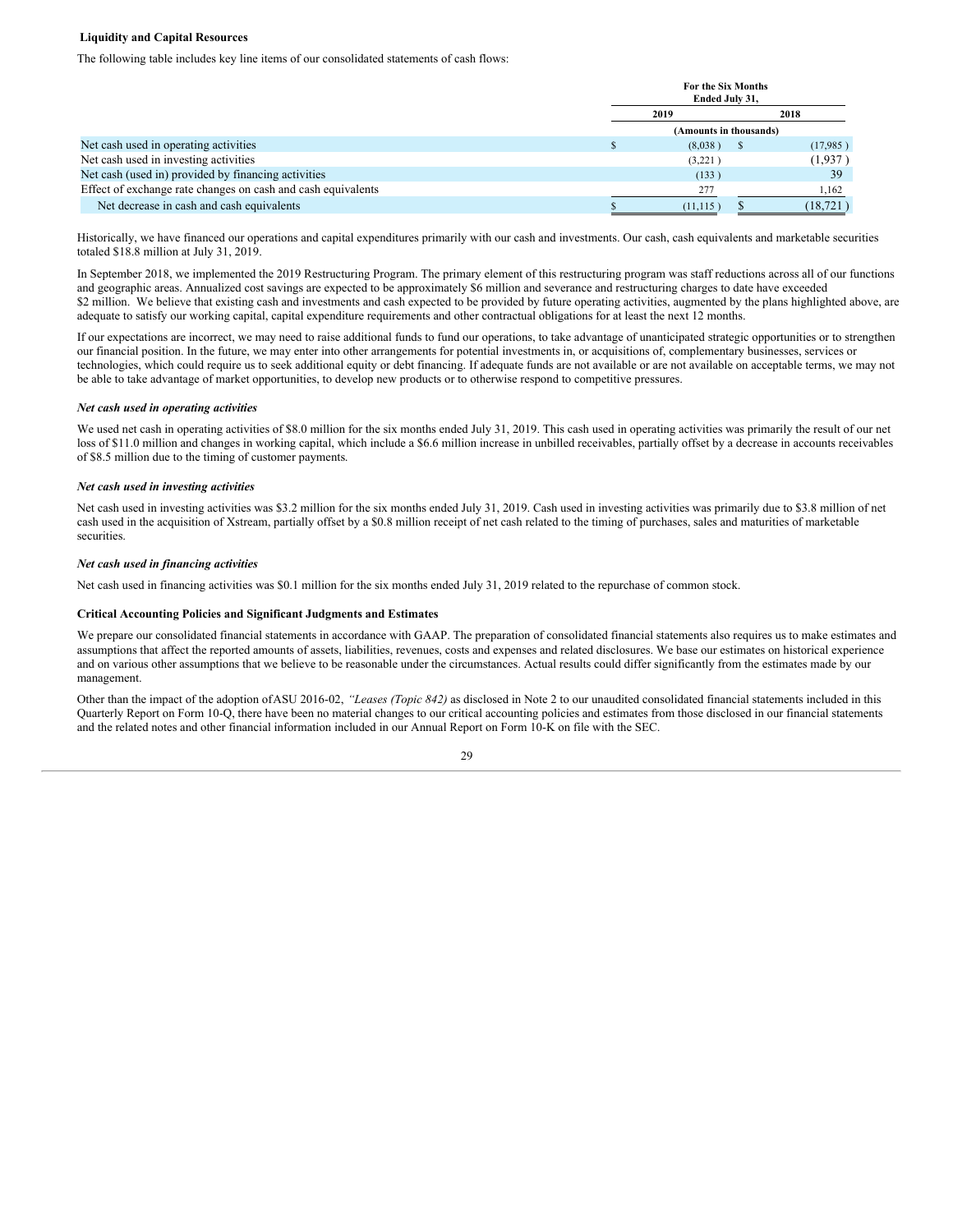### Liquidity and Capital Resources

The following table includes key line items of our consolidated statements of cash flows:

| | For the Six Months Ended July 31, | |
|---|---|---|
| | 2019 | 2018 |
| | (Amounts in thousands) | |
| Net cash used in operating activities | $ (8,038 ) | $ (17,985 ) |
| Net cash used in investing activities | (3,221 ) | (1,937 ) |
| Net cash (used in) provided by financing activities | (133 ) | 39 |
| Effect of exchange rate changes on cash and cash equivalents | 277 | 1,162 |
| Net decrease in cash and cash equivalents | $ (11,115 ) | $ (18,721 ) |

Historically, we have financed our operations and capital expenditures primarily with our cash and investments. Our cash, cash equivalents and marketable securities totaled $18.8 million at July 31, 2019.

In September 2018, we implemented the 2019 Restructuring Program. The primary element of this restructuring program was staff reductions across all of our functions and geographic areas. Annualized cost savings are expected to be approximately $6 million and severance and restructuring charges to date have exceeded $2 million. We believe that existing cash and investments and cash expected to be provided by future operating activities, augmented by the plans highlighted above, are adequate to satisfy our working capital, capital expenditure requirements and other contractual obligations for at least the next 12 months.

If our expectations are incorrect, we may need to raise additional funds to fund our operations, to take advantage of unanticipated strategic opportunities or to strengthen our financial position. In the future, we may enter into other arrangements for potential investments in, or acquisitions of, complementary businesses, services or technologies, which could require us to seek additional equity or debt financing. If adequate funds are not available or are not available on acceptable terms, we may not be able to take advantage of market opportunities, to develop new products or to otherwise respond to competitive pressures.

***Net cash used in operating activities***

We used net cash in operating activities of $8.0 million for the six months ended July 31, 2019. This cash used in operating activities was primarily the result of our net loss of $11.0 million and changes in working capital, which include a $6.6 million increase in unbilled receivables, partially offset by a decrease in accounts receivables of $8.5 million due to the timing of customer payments.

***Net cash used in investing activities***

Net cash used in investing activities was $3.2 million for the six months ended July 31, 2019. Cash used in investing activities was primarily due to $3.8 million of net cash used in the acquisition of Xstream, partially offset by a $0.8 million receipt of net cash related to the timing of purchases, sales and maturities of marketable securities.

***Net cash used in financing activities***

Net cash used in financing activities was $0.1 million for the six months ended July 31, 2019 related to the repurchase of common stock.

### Critical Accounting Policies and Significant Judgments and Estimates

We prepare our consolidated financial statements in accordance with GAAP. The preparation of consolidated financial statements also requires us to make estimates and assumptions that affect the reported amounts of assets, liabilities, revenues, costs and expenses and related disclosures. We base our estimates on historical experience and on various other assumptions that we believe to be reasonable under the circumstances. Actual results could differ significantly from the estimates made by our management.

Other than the impact of the adoption ofASU 2016-02, *"Leases (Topic 842)* as disclosed in Note 2 to our unaudited consolidated financial statements included in this Quarterly Report on Form 10-Q, there have been no material changes to our critical accounting policies and estimates from those disclosed in our financial statements and the related notes and other financial information included in our Annual Report on Form 10-K on file with the SEC.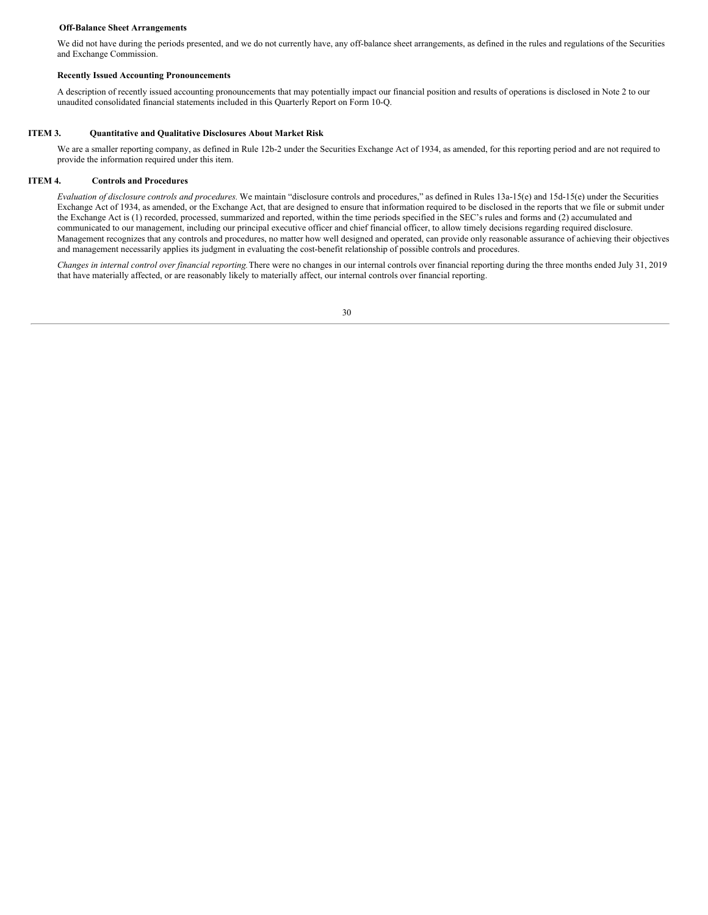**Off-Balance Sheet Arrangements**

We did not have during the periods presented, and we do not currently have, any off-balance sheet arrangements, as defined in the rules and regulations of the Securities and Exchange Commission.

**Recently Issued Accounting Pronouncements**

A description of recently issued accounting pronouncements that may potentially impact our financial position and results of operations is disclosed in Note 2 to our unaudited consolidated financial statements included in this Quarterly Report on Form 10-Q.

## ITEM 3. Quantitative and Qualitative Disclosures About Market Risk

We are a smaller reporting company, as defined in Rule 12b-2 under the Securities Exchange Act of 1934, as amended, for this reporting period and are not required to provide the information required under this item.

## ITEM 4. Controls and Procedures

*Evaluation of disclosure controls and procedures.* We maintain "disclosure controls and procedures," as defined in Rules 13a-15(e) and 15d-15(e) under the Securities Exchange Act of 1934, as amended, or the Exchange Act, that are designed to ensure that information required to be disclosed in the reports that we file or submit under the Exchange Act is (1) recorded, processed, summarized and reported, within the time periods specified in the SEC's rules and forms and (2) accumulated and communicated to our management, including our principal executive officer and chief financial officer, to allow timely decisions regarding required disclosure. Management recognizes that any controls and procedures, no matter how well designed and operated, can provide only reasonable assurance of achieving their objectives and management necessarily applies its judgment in evaluating the cost-benefit relationship of possible controls and procedures.

*Changes in internal control over financial reporting.* There were no changes in our internal controls over financial reporting during the three months ended July 31, 2019 that have materially affected, or are reasonably likely to materially affect, our internal controls over financial reporting.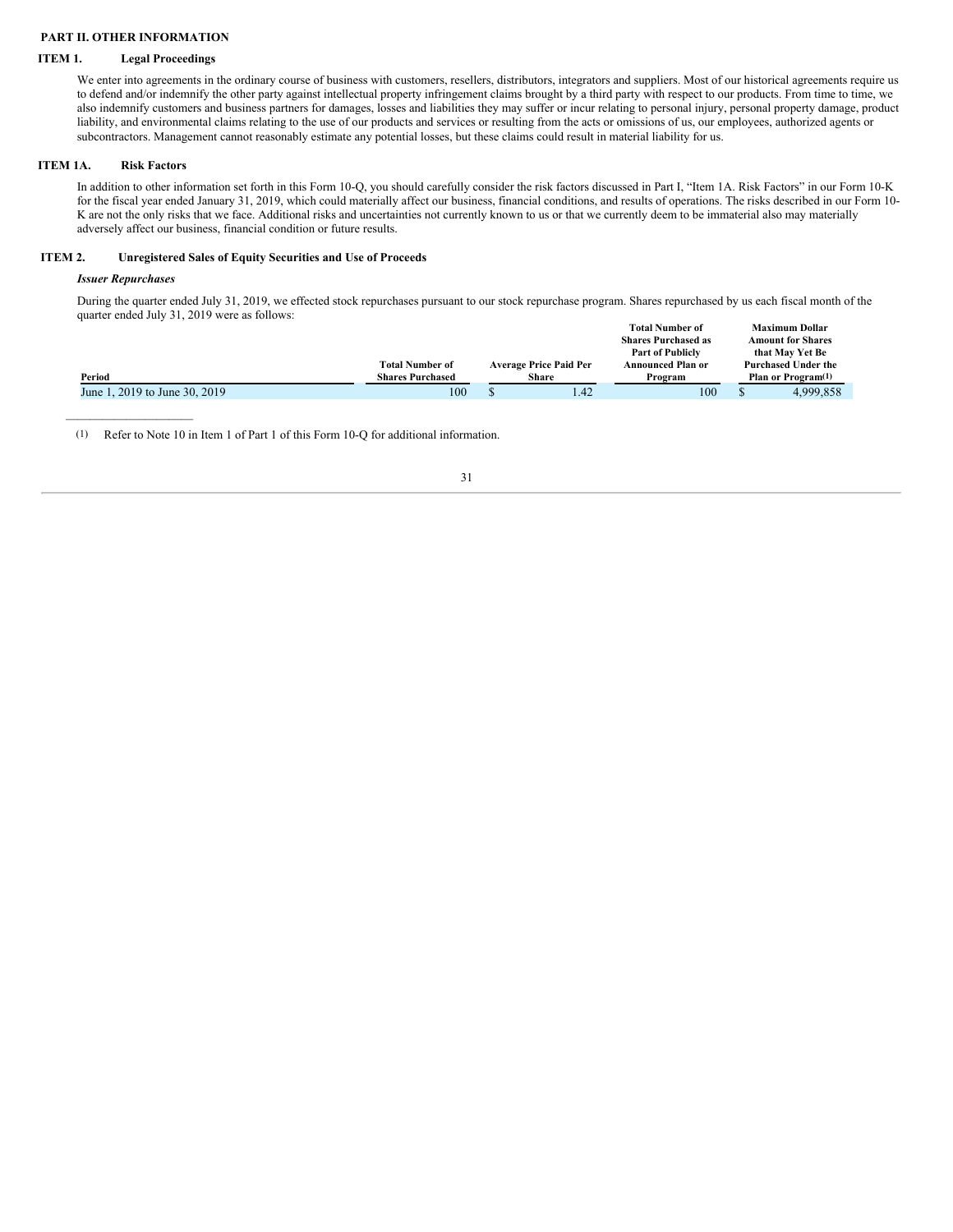## PART II. OTHER INFORMATION

### ITEM 1. Legal Proceedings

We enter into agreements in the ordinary course of business with customers, resellers, distributors, integrators and suppliers. Most of our historical agreements require us to defend and/or indemnify the other party against intellectual property infringement claims brought by a third party with respect to our products. From time to time, we also indemnify customers and business partners for damages, losses and liabilities they may suffer or incur relating to personal injury, personal property damage, product liability, and environmental claims relating to the use of our products and services or resulting from the acts or omissions of us, our employees, authorized agents or subcontractors. Management cannot reasonably estimate any potential losses, but these claims could result in material liability for us.

### ITEM 1A. Risk Factors

In addition to other information set forth in this Form 10-Q, you should carefully consider the risk factors discussed in Part I, "Item 1A. Risk Factors" in our Form 10-K for the fiscal year ended January 31, 2019, which could materially affect our business, financial conditions, and results of operations. The risks described in our Form 10-K are not the only risks that we face. Additional risks and uncertainties not currently known to us or that we currently deem to be immaterial also may materially adversely affect our business, financial condition or future results.

### ITEM 2. Unregistered Sales of Equity Securities and Use of Proceeds

***Issuer Repurchases***

During the quarter ended July 31, 2019, we effected stock repurchases pursuant to our stock repurchase program. Shares repurchased by us each fiscal month of the quarter ended July 31, 2019 were as follows:

| Period | Total Number of Shares Purchased | Average Price Paid Per Share | Total Number of Shares Purchased as Part of Publicly Announced Plan or Program | Maximum Dollar Amount for Shares that May Yet Be Purchased Under the Plan or Program(1) |
|---|---|---|---|---|
| June 1, 2019 to June 30, 2019 | 100 | $ 1.42 | 100 | $ 4,999,858 |

(1) Refer to Note 10 in Item 1 of Part 1 of this Form 10-Q for additional information.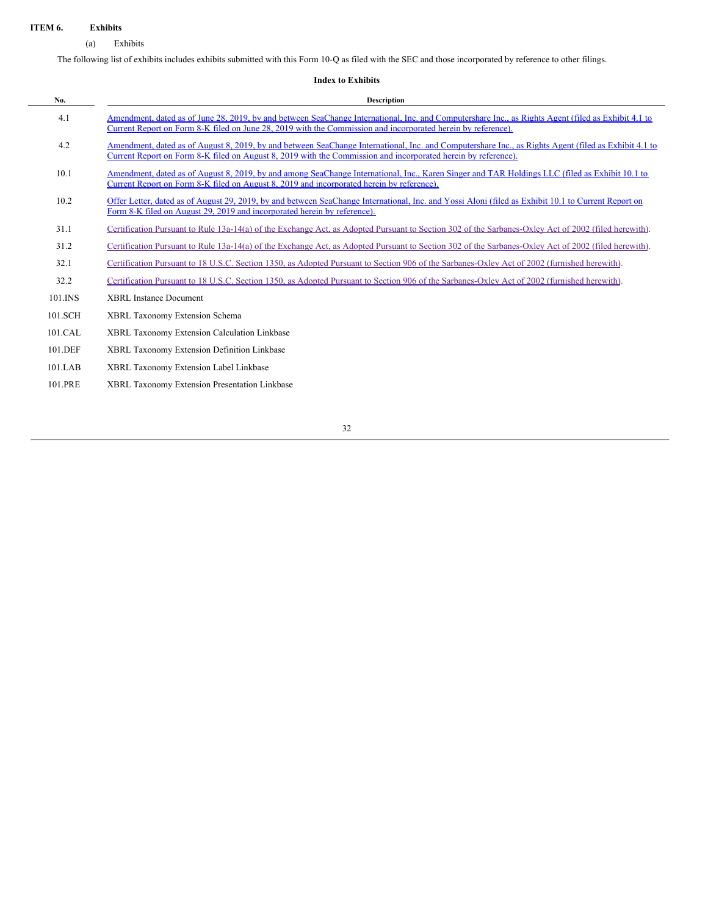**ITEM 6. Exhibits**

(a) Exhibits

The following list of exhibits includes exhibits submitted with this Form 10-Q as filed with the SEC and those incorporated by reference to other filings.

**Index to Exhibits**

| No. | Description |
|---|---|
| 4.1 | Amendment, dated as of June 28, 2019, by and between SeaChange International, Inc. and Computershare Inc., as Rights Agent (filed as Exhibit 4.1 to Current Report on Form 8-K filed on June 28, 2019 with the Commission and incorporated herein by reference). |
| 4.2 | Amendment, dated as of August 8, 2019, by and between SeaChange International, Inc. and Computershare Inc., as Rights Agent (filed as Exhibit 4.1 to Current Report on Form 8-K filed on August 8, 2019 with the Commission and incorporated herein by reference). |
| 10.1 | Amendment, dated as of August 8, 2019, by and among SeaChange International, Inc., Karen Singer and TAR Holdings LLC (filed as Exhibit 10.1 to Current Report on Form 8-K filed on August 8, 2019 and incorporated herein by reference). |
| 10.2 | Offer Letter, dated as of August 29, 2019, by and between SeaChange International, Inc. and Yossi Aloni (filed as Exhibit 10.1 to Current Report on Form 8-K filed on August 29, 2019 and incorporated herein by reference). |
| 31.1 | Certification Pursuant to Rule 13a-14(a) of the Exchange Act, as Adopted Pursuant to Section 302 of the Sarbanes-Oxley Act of 2002 (filed herewith). |
| 31.2 | Certification Pursuant to Rule 13a-14(a) of the Exchange Act, as Adopted Pursuant to Section 302 of the Sarbanes-Oxley Act of 2002 (filed herewith). |
| 32.1 | Certification Pursuant to 18 U.S.C. Section 1350, as Adopted Pursuant to Section 906 of the Sarbanes-Oxley Act of 2002 (furnished herewith). |
| 32.2 | Certification Pursuant to 18 U.S.C. Section 1350, as Adopted Pursuant to Section 906 of the Sarbanes-Oxley Act of 2002 (furnished herewith). |
| 101.INS | XBRL Instance Document |
| 101.SCH | XBRL Taxonomy Extension Schema |
| 101.CAL | XBRL Taxonomy Extension Calculation Linkbase |
| 101.DEF | XBRL Taxonomy Extension Definition Linkbase |
| 101.LAB | XBRL Taxonomy Extension Label Linkbase |
| 101.PRE | XBRL Taxonomy Extension Presentation Linkbase |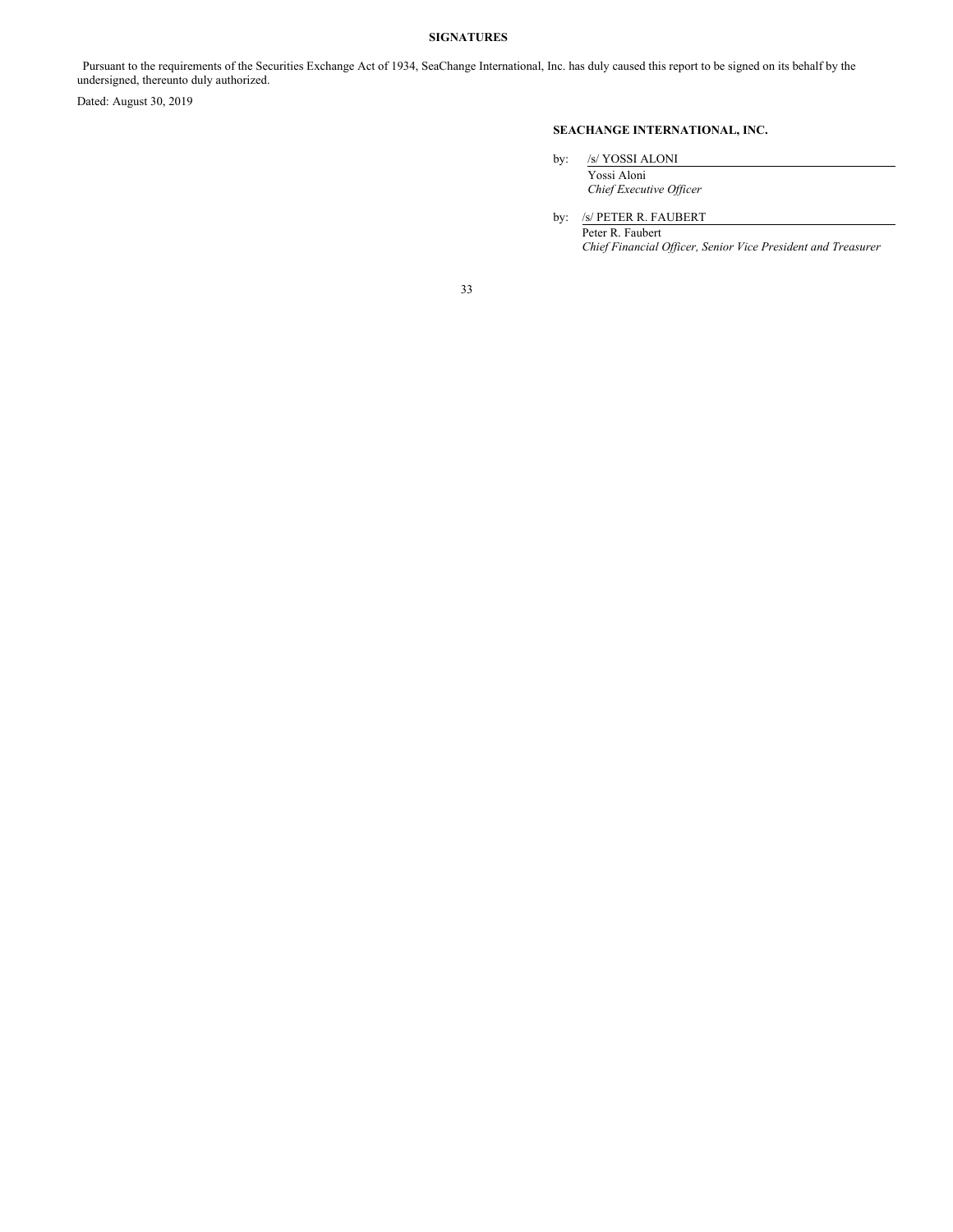**SIGNATURES**

Pursuant to the requirements of the Securities Exchange Act of 1934, SeaChange International, Inc. has duly caused this report to be signed on its behalf by the undersigned, thereunto duly authorized.

Dated: August 30, 2019

**SEACHANGE INTERNATIONAL, INC.**

by: /s/ YOSSI ALONI
Yossi Aloni
*Chief Executive Officer*

by: /s/ PETER R. FAUBERT
Peter R. Faubert
*Chief Financial Officer, Senior Vice President and Treasurer*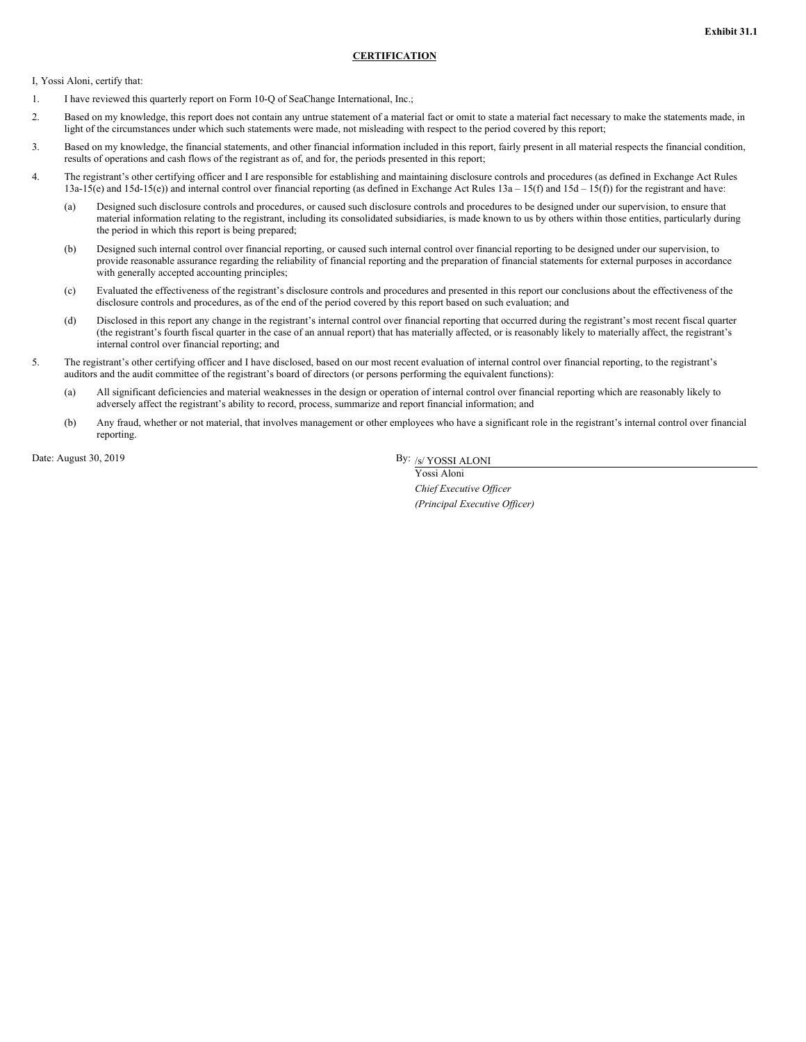**Exhibit 31.1**

**CERTIFICATION**

I, Yossi Aloni, certify that:

1. I have reviewed this quarterly report on Form 10-Q of SeaChange International, Inc.;
2. Based on my knowledge, this report does not contain any untrue statement of a material fact or omit to state a material fact necessary to make the statements made, in light of the circumstances under which such statements were made, not misleading with respect to the period covered by this report;
3. Based on my knowledge, the financial statements, and other financial information included in this report, fairly present in all material respects the financial condition, results of operations and cash flows of the registrant as of, and for, the periods presented in this report;
4. The registrant's other certifying officer and I are responsible for establishing and maintaining disclosure controls and procedures (as defined in Exchange Act Rules 13a-15(e) and 15d-15(e)) and internal control over financial reporting (as defined in Exchange Act Rules 13a – 15(f) and 15d – 15(f)) for the registrant and have:
   - (a) Designed such disclosure controls and procedures, or caused such disclosure controls and procedures to be designed under our supervision, to ensure that material information relating to the registrant, including its consolidated subsidiaries, is made known to us by others within those entities, particularly during the period in which this report is being prepared;
   - (b) Designed such internal control over financial reporting, or caused such internal control over financial reporting to be designed under our supervision, to provide reasonable assurance regarding the reliability of financial reporting and the preparation of financial statements for external purposes in accordance with generally accepted accounting principles;
   - (c) Evaluated the effectiveness of the registrant's disclosure controls and procedures and presented in this report our conclusions about the effectiveness of the disclosure controls and procedures, as of the end of the period covered by this report based on such evaluation; and
   - (d) Disclosed in this report any change in the registrant's internal control over financial reporting that occurred during the registrant's most recent fiscal quarter (the registrant's fourth fiscal quarter in the case of an annual report) that has materially affected, or is reasonably likely to materially affect, the registrant's internal control over financial reporting; and
5. The registrant's other certifying officer and I have disclosed, based on our most recent evaluation of internal control over financial reporting, to the registrant's auditors and the audit committee of the registrant's board of directors (or persons performing the equivalent functions):
   - (a) All significant deficiencies and material weaknesses in the design or operation of internal control over financial reporting which are reasonably likely to adversely affect the registrant's ability to record, process, summarize and report financial information; and
   - (b) Any fraud, whether or not material, that involves management or other employees who have a significant role in the registrant's internal control over financial reporting.

Date: August 30, 2019

By: /s/ YOSSI ALONI

Yossi Aloni

*Chief Executive Officer*

*(Principal Executive Officer)*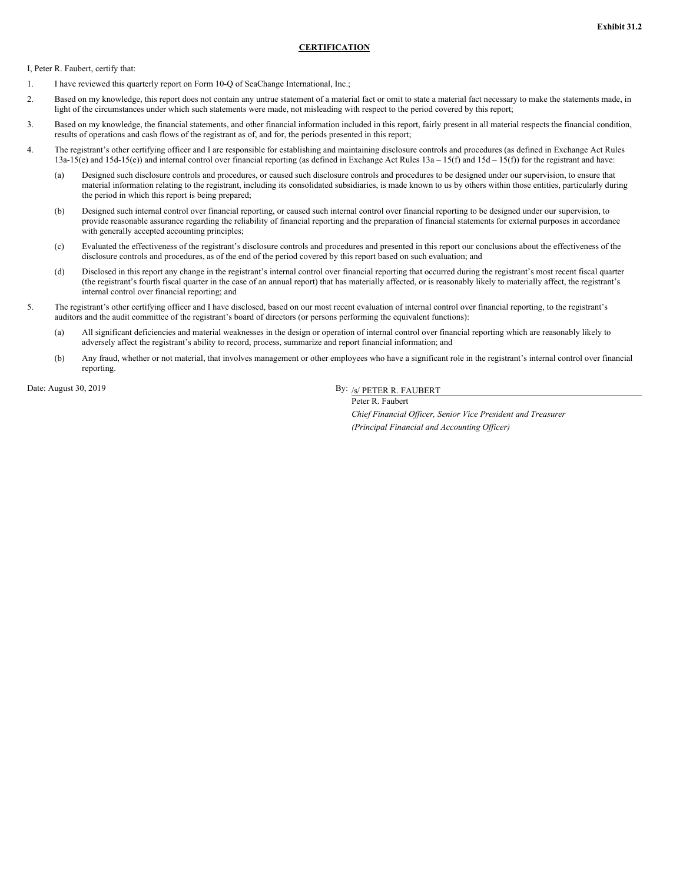**Exhibit 31.2**

**CERTIFICATION**

I, Peter R. Faubert, certify that:

1. I have reviewed this quarterly report on Form 10-Q of SeaChange International, Inc.;
2. Based on my knowledge, this report does not contain any untrue statement of a material fact or omit to state a material fact necessary to make the statements made, in light of the circumstances under which such statements were made, not misleading with respect to the period covered by this report;
3. Based on my knowledge, the financial statements, and other financial information included in this report, fairly present in all material respects the financial condition, results of operations and cash flows of the registrant as of, and for, the periods presented in this report;
4. The registrant's other certifying officer and I are responsible for establishing and maintaining disclosure controls and procedures (as defined in Exchange Act Rules 13a-15(e) and 15d-15(e)) and internal control over financial reporting (as defined in Exchange Act Rules 13a – 15(f) and 15d – 15(f)) for the registrant and have:
   - (a) Designed such disclosure controls and procedures, or caused such disclosure controls and procedures to be designed under our supervision, to ensure that material information relating to the registrant, including its consolidated subsidiaries, is made known to us by others within those entities, particularly during the period in which this report is being prepared;
   - (b) Designed such internal control over financial reporting, or caused such internal control over financial reporting to be designed under our supervision, to provide reasonable assurance regarding the reliability of financial reporting and the preparation of financial statements for external purposes in accordance with generally accepted accounting principles;
   - (c) Evaluated the effectiveness of the registrant's disclosure controls and procedures and presented in this report our conclusions about the effectiveness of the disclosure controls and procedures, as of the end of the period covered by this report based on such evaluation; and
   - (d) Disclosed in this report any change in the registrant's internal control over financial reporting that occurred during the registrant's most recent fiscal quarter (the registrant's fourth fiscal quarter in the case of an annual report) that has materially affected, or is reasonably likely to materially affect, the registrant's internal control over financial reporting; and
5. The registrant's other certifying officer and I have disclosed, based on our most recent evaluation of internal control over financial reporting, to the registrant's auditors and the audit committee of the registrant's board of directors (or persons performing the equivalent functions):
   - (a) All significant deficiencies and material weaknesses in the design or operation of internal control over financial reporting which are reasonably likely to adversely affect the registrant's ability to record, process, summarize and report financial information; and
   - (b) Any fraud, whether or not material, that involves management or other employees who have a significant role in the registrant's internal control over financial reporting.

Date: August 30, 2019

By: /s/ PETER R. FAUBERT

Peter R. Faubert

*Chief Financial Officer, Senior Vice President and Treasurer*

*(Principal Financial and Accounting Officer)*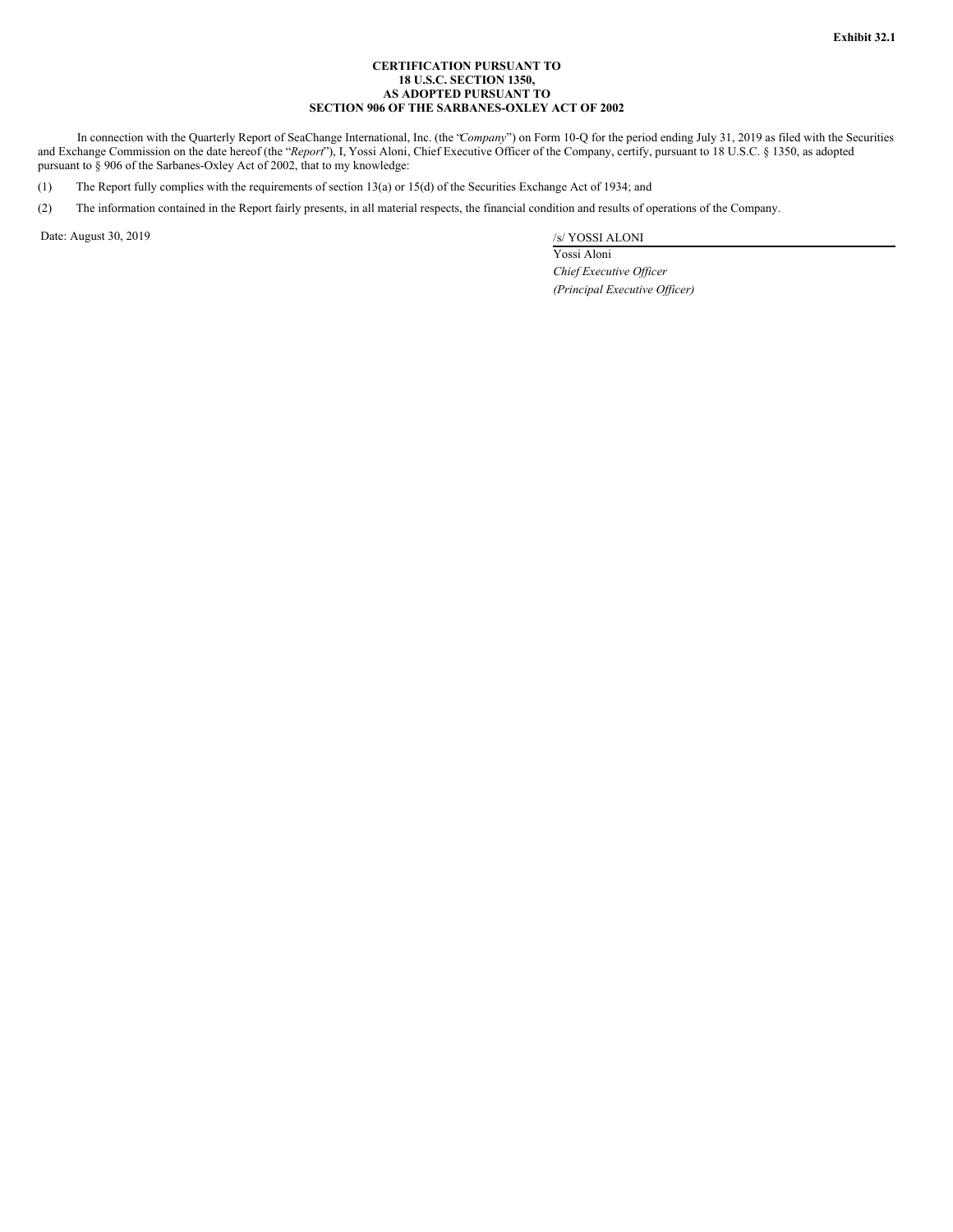**Exhibit 32.1**

**CERTIFICATION PURSUANT TO
18 U.S.C. SECTION 1350,
AS ADOPTED PURSUANT TO
SECTION 906 OF THE SARBANES-OXLEY ACT OF 2002**

In connection with the Quarterly Report of SeaChange International, Inc. (the "*Company*") on Form 10-Q for the period ending July 31, 2019 as filed with the Securities and Exchange Commission on the date hereof (the "*Report*"), I, Yossi Aloni, Chief Executive Officer of the Company, certify, pursuant to 18 U.S.C. § 1350, as adopted pursuant to § 906 of the Sarbanes-Oxley Act of 2002, that to my knowledge:

(1) The Report fully complies with the requirements of section 13(a) or 15(d) of the Securities Exchange Act of 1934; and

(2) The information contained in the Report fairly presents, in all material respects, the financial condition and results of operations of the Company.

Date: August 30, 2019

/s/ YOSSI ALONI
Yossi Aloni
*Chief Executive Officer*
*(Principal Executive Officer)*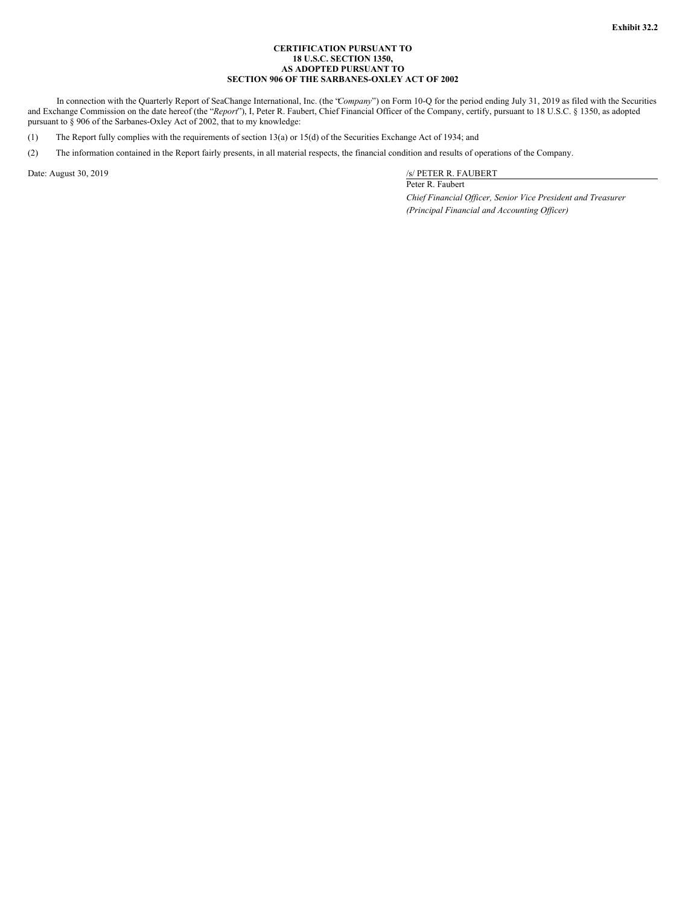**Exhibit 32.2**

**CERTIFICATION PURSUANT TO**
**18 U.S.C. SECTION 1350,**
**AS ADOPTED PURSUANT TO**
**SECTION 906 OF THE SARBANES-OXLEY ACT OF 2002**

In connection with the Quarterly Report of SeaChange International, Inc. (the "*Company*") on Form 10-Q for the period ending July 31, 2019 as filed with the Securities and Exchange Commission on the date hereof (the "*Report*"), I, Peter R. Faubert, Chief Financial Officer of the Company, certify, pursuant to 18 U.S.C. § 1350, as adopted pursuant to § 906 of the Sarbanes-Oxley Act of 2002, that to my knowledge:

(1) The Report fully complies with the requirements of section 13(a) or 15(d) of the Securities Exchange Act of 1934; and

(2) The information contained in the Report fairly presents, in all material respects, the financial condition and results of operations of the Company.

Date: August 30, 2019

/s/ PETER R. FAUBERT
Peter R. Faubert
*Chief Financial Officer, Senior Vice President and Treasurer*
*(Principal Financial and Accounting Officer)*